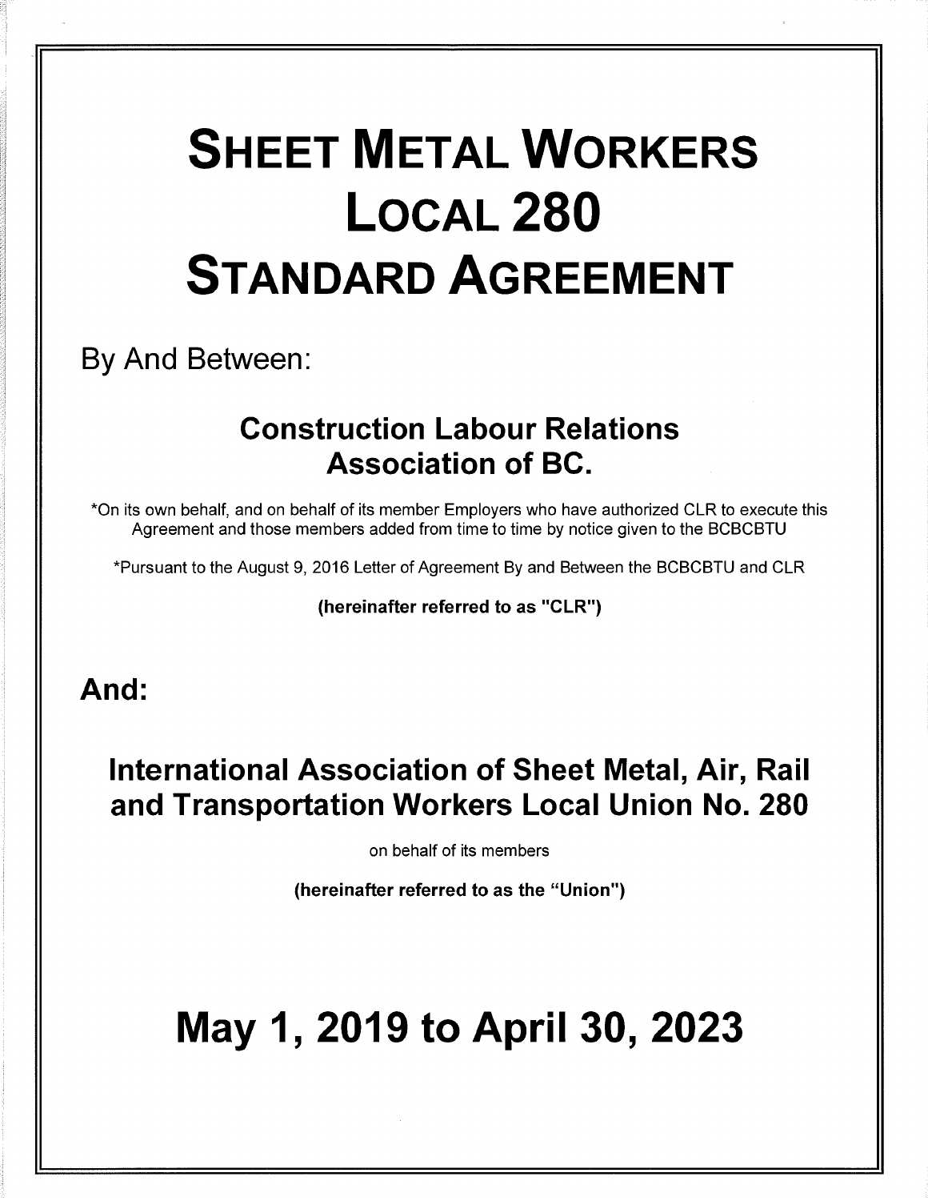# SHEET METAL WORKERS LOCAL 280 STANDARD AGREEMENT

By And Between:

## Construction Labour Relations Association of BC.

*On its own behalf, and on behalf of its member Employers who have authorized CLR to execute this Agreement and those members added from time to time by notice given to the BCBCBTU

*Pursuant to the August 9, 2016 Letter of Agreement By and Between the BCBCBTU and CLR

**(hereinafter referred to as "CLR")**

**And:**

## International Association of Sheet Metal, Air, Rail and Transportation Workers Local Union No. 280

on behalf of its members

**(hereinafter referred to as the "Union")**

# May 1, 2019 to April 30, 2023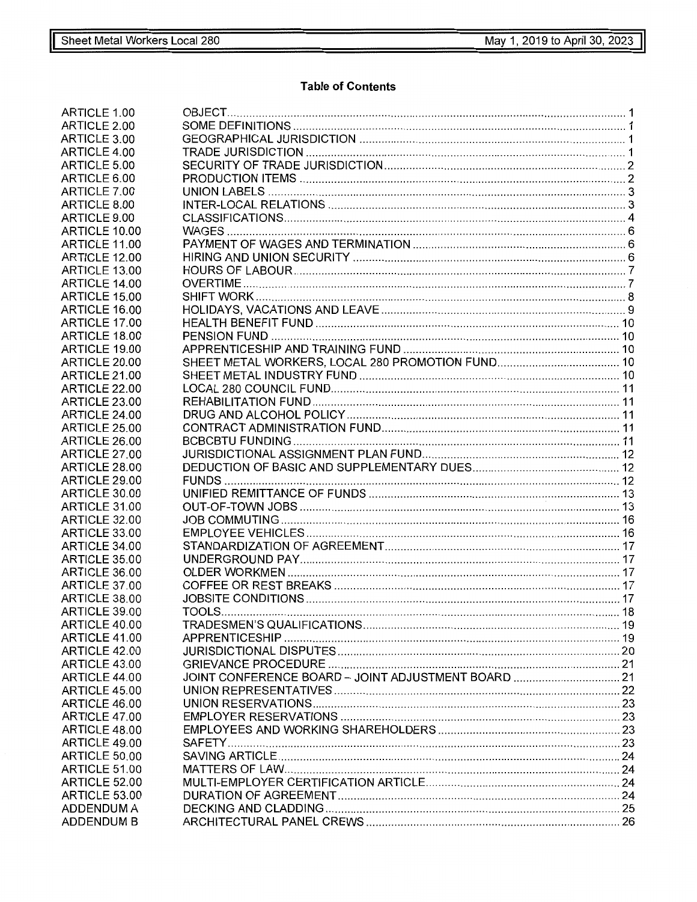## Table of Contents

| | | |
|---|---|---|
| ARTICLE 1.00 | OBJECT | 1 |
| ARTICLE 2.00 | SOME DEFINITIONS | 1 |
| ARTICLE 3.00 | GEOGRAPHICAL JURISDICTION | 1 |
| ARTICLE 4.00 | TRADE JURISDICTION | 1 |
| ARTICLE 5.00 | SECURITY OF TRADE JURISDICTION | 2 |
| ARTICLE 6.00 | PRODUCTION ITEMS | 2 |
| ARTICLE 7.00 | UNION LABELS | 3 |
| ARTICLE 8.00 | INTER-LOCAL RELATIONS | 3 |
| ARTICLE 9.00 | CLASSIFICATIONS | 4 |
| ARTICLE 10.00 | WAGES | 6 |
| ARTICLE 11.00 | PAYMENT OF WAGES AND TERMINATION | 6 |
| ARTICLE 12.00 | HIRING AND UNION SECURITY | 6 |
| ARTICLE 13.00 | HOURS OF LABOUR | 7 |
| ARTICLE 14.00 | OVERTIME | 7 |
| ARTICLE 15.00 | SHIFT WORK | 8 |
| ARTICLE 16.00 | HOLIDAYS, VACATIONS AND LEAVE | 9 |
| ARTICLE 17.00 | HEALTH BENEFIT FUND | 10 |
| ARTICLE 18.00 | PENSION FUND | 10 |
| ARTICLE 19.00 | APPRENTICESHIP AND TRAINING FUND | 10 |
| ARTICLE 20.00 | SHEET METAL WORKERS, LOCAL 280 PROMOTION FUND | 10 |
| ARTICLE 21.00 | SHEET METAL INDUSTRY FUND | 10 |
| ARTICLE 22.00 | LOCAL 280 COUNCIL FUND | 11 |
| ARTICLE 23.00 | REHABILITATION FUND | 11 |
| ARTICLE 24.00 | DRUG AND ALCOHOL POLICY | 11 |
| ARTICLE 25.00 | CONTRACT ADMINISTRATION FUND | 11 |
| ARTICLE 26.00 | BCBCBTU FUNDING | 11 |
| ARTICLE 27.00 | JURISDICTIONAL ASSIGNMENT PLAN FUND | 12 |
| ARTICLE 28.00 | DEDUCTION OF BASIC AND SUPPLEMENTARY DUES | 12 |
| ARTICLE 29.00 | FUNDS | 12 |
| ARTICLE 30.00 | UNIFIED REMITTANCE OF FUNDS | 13 |
| ARTICLE 31.00 | OUT-OF-TOWN JOBS | 13 |
| ARTICLE 32.00 | JOB COMMUTING | 16 |
| ARTICLE 33.00 | EMPLOYEE VEHICLES | 16 |
| ARTICLE 34.00 | STANDARDIZATION OF AGREEMENT | 17 |
| ARTICLE 35.00 | UNDERGROUND PAY | 17 |
| ARTICLE 36.00 | OLDER WORKMEN | 17 |
| ARTICLE 37.00 | COFFEE OR REST BREAKS | 17 |
| ARTICLE 38.00 | JOBSITE CONDITIONS | 17 |
| ARTICLE 39.00 | TOOLS | 18 |
| ARTICLE 40.00 | TRADESMEN'S QUALIFICATIONS | 19 |
| ARTICLE 41.00 | APPRENTICESHIP | 19 |
| ARTICLE 42.00 | JURISDICTIONAL DISPUTES | 20 |
| ARTICLE 43.00 | GRIEVANCE PROCEDURE | 21 |
| ARTICLE 44.00 | JOINT CONFERENCE BOARD – JOINT ADJUSTMENT BOARD | 21 |
| ARTICLE 45.00 | UNION REPRESENTATIVES | 22 |
| ARTICLE 46.00 | UNION RESERVATIONS | 23 |
| ARTICLE 47.00 | EMPLOYER RESERVATIONS | 23 |
| ARTICLE 48.00 | EMPLOYEES AND WORKING SHAREHOLDERS | 23 |
| ARTICLE 49.00 | SAFETY | 23 |
| ARTICLE 50.00 | SAVING ARTICLE | 24 |
| ARTICLE 51.00 | MATTERS OF LAW | 24 |
| ARTICLE 52.00 | MULTI-EMPLOYER CERTIFICATION ARTICLE | 24 |
| ARTICLE 53.00 | DURATION OF AGREEMENT | 24 |
| ADDENDUM A | DECKING AND CLADDING | 25 |
| ADDENDUM B | ARCHITECTURAL PANEL CREWS | 26 |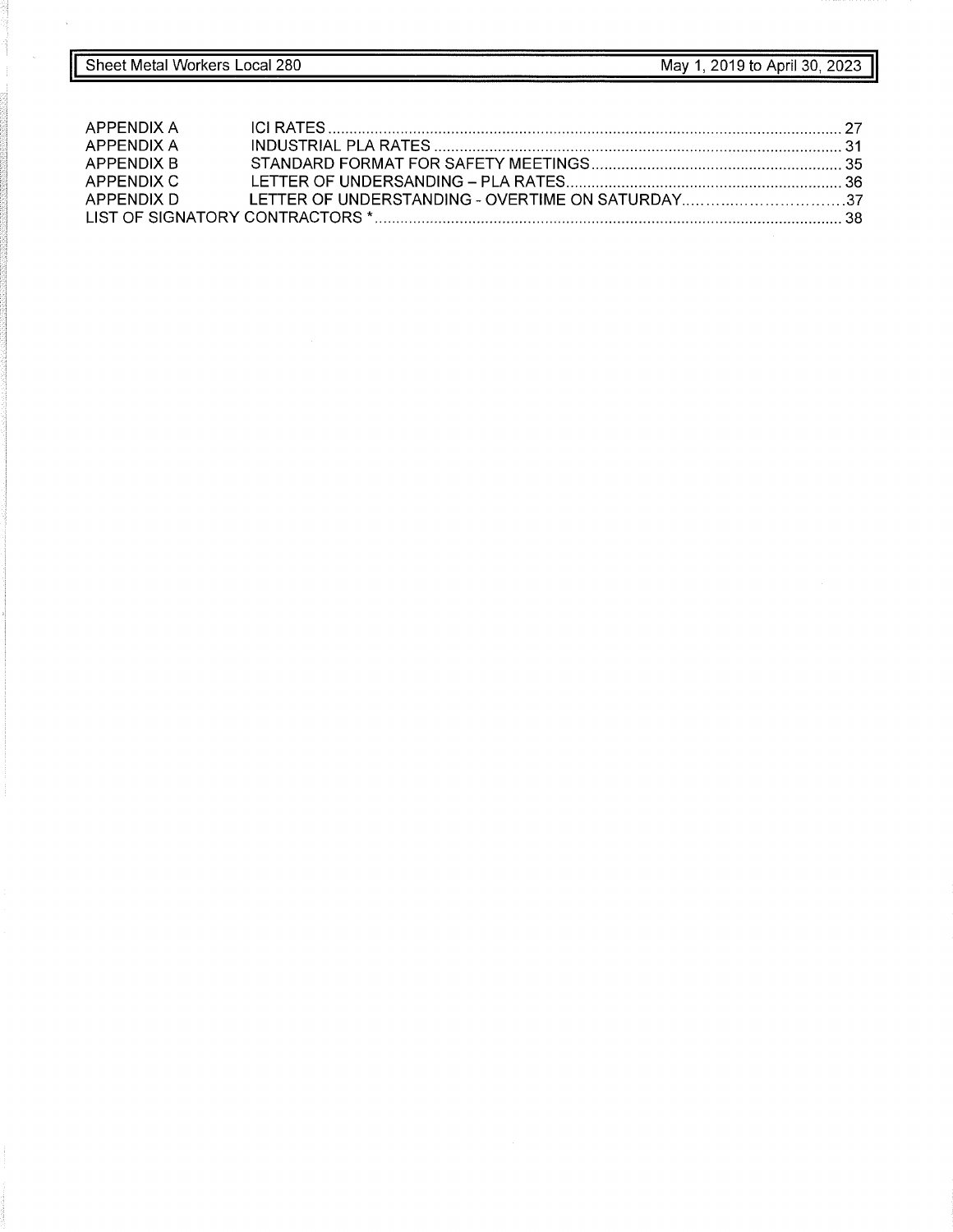| | | |
|---|---|---|
| APPENDIX A | ICI RATES | 27 |
| APPENDIX A | INDUSTRIAL PLA RATES | 31 |
| APPENDIX B | STANDARD FORMAT FOR SAFETY MEETINGS | 35 |
| APPENDIX C | LETTER OF UNDERSANDING – PLA RATES | 36 |
| APPENDIX D | LETTER OF UNDERSTANDING - OVERTIME ON SATURDAY | 37 |
| LIST OF SIGNATORY CONTRACTORS * | | 38 |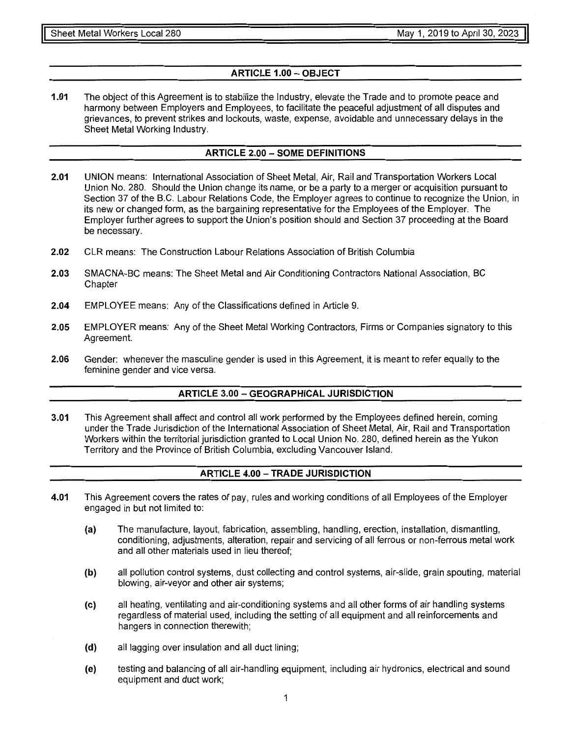## ARTICLE 1.00 – OBJECT

**1.01** The object of this Agreement is to stabilize the Industry, elevate the Trade and to promote peace and harmony between Employers and Employees, to facilitate the peaceful adjustment of all disputes and grievances, to prevent strikes and lockouts, waste, expense, avoidable and unnecessary delays in the Sheet Metal Working Industry.

## ARTICLE 2.00 – SOME DEFINITIONS

**2.01** UNION means: International Association of Sheet Metal, Air, Rail and Transportation Workers Local Union No. 280. Should the Union change its name, or be a party to a merger or acquisition pursuant to Section 37 of the B.C. Labour Relations Code, the Employer agrees to continue to recognize the Union, in its new or changed form, as the bargaining representative for the Employees of the Employer. The Employer further agrees to support the Union's position should and Section 37 proceeding at the Board be necessary.

**2.02** CLR means: The Construction Labour Relations Association of British Columbia

**2.03** SMACNA-BC means: The Sheet Metal and Air Conditioning Contractors National Association, BC Chapter

**2.04** EMPLOYEE means: Any of the Classifications defined in Article 9.

**2.05** EMPLOYER means: Any of the Sheet Metal Working Contractors, Firms or Companies signatory to this Agreement.

**2.06** Gender: whenever the masculine gender is used in this Agreement, it is meant to refer equally to the feminine gender and vice versa.

## ARTICLE 3.00 – GEOGRAPHICAL JURISDICTION

**3.01** This Agreement shall affect and control all work performed by the Employees defined herein, coming under the Trade Jurisdiction of the International Association of Sheet Metal, Air, Rail and Transportation Workers within the territorial jurisdiction granted to Local Union No. 280, defined herein as the Yukon Territory and the Province of British Columbia, excluding Vancouver Island.

## ARTICLE 4.00 – TRADE JURISDICTION

**4.01** This Agreement covers the rates of pay, rules and working conditions of all Employees of the Employer engaged in but not limited to:

- **(a)** The manufacture, layout, fabrication, assembling, handling, erection, installation, dismantling, conditioning, adjustments, alteration, repair and servicing of all ferrous or non-ferrous metal work and all other materials used in lieu thereof;
- **(b)** all pollution control systems, dust collecting and control systems, air-slide, grain spouting, material blowing, air-veyor and other air systems;
- **(c)** all heating, ventilating and air-conditioning systems and all other forms of air handling systems regardless of material used, including the setting of all equipment and all reinforcements and hangers in connection therewith;
- **(d)** all lagging over insulation and all duct lining;
- **(e)** testing and balancing of all air-handling equipment, including air hydronics, electrical and sound equipment and duct work;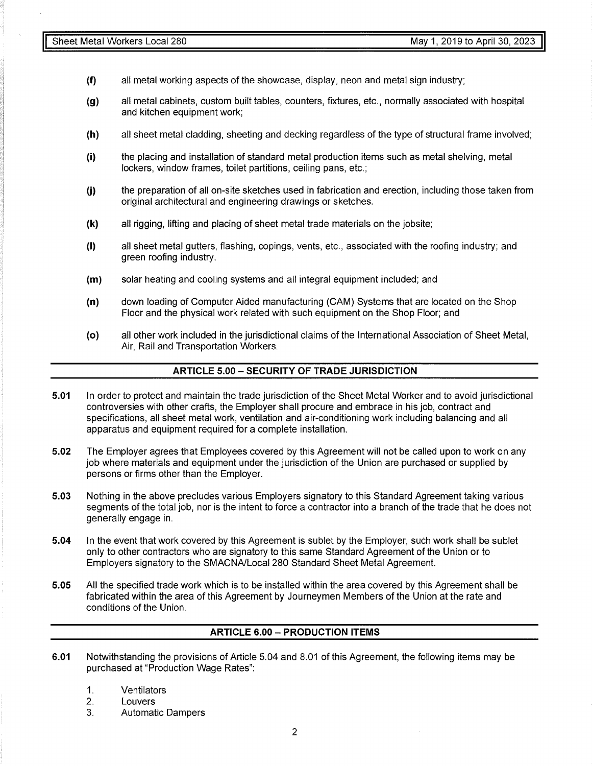**(f)** all metal working aspects of the showcase, display, neon and metal sign industry;

**(g)** all metal cabinets, custom built tables, counters, fixtures, etc., normally associated with hospital and kitchen equipment work;

**(h)** all sheet metal cladding, sheeting and decking regardless of the type of structural frame involved;

**(i)** the placing and installation of standard metal production items such as metal shelving, metal lockers, window frames, toilet partitions, ceiling pans, etc.;

**(j)** the preparation of all on-site sketches used in fabrication and erection, including those taken from original architectural and engineering drawings or sketches.

**(k)** all rigging, lifting and placing of sheet metal trade materials on the jobsite;

**(l)** all sheet metal gutters, flashing, copings, vents, etc., associated with the roofing industry; and green roofing industry.

**(m)** solar heating and cooling systems and all integral equipment included; and

**(n)** down loading of Computer Aided manufacturing (CAM) Systems that are located on the Shop Floor and the physical work related with such equipment on the Shop Floor; and

**(o)** all other work included in the jurisdictional claims of the International Association of Sheet Metal, Air, Rail and Transportation Workers.

## ARTICLE 5.00 – SECURITY OF TRADE JURISDICTION

**5.01** In order to protect and maintain the trade jurisdiction of the Sheet Metal Worker and to avoid jurisdictional controversies with other crafts, the Employer shall procure and embrace in his job, contract and specifications, all sheet metal work, ventilation and air-conditioning work including balancing and all apparatus and equipment required for a complete installation.

**5.02** The Employer agrees that Employees covered by this Agreement will not be called upon to work on any job where materials and equipment under the jurisdiction of the Union are purchased or supplied by persons or firms other than the Employer.

**5.03** Nothing in the above precludes various Employers signatory to this Standard Agreement taking various segments of the total job, nor is the intent to force a contractor into a branch of the trade that he does not generally engage in.

**5.04** In the event that work covered by this Agreement is sublet by the Employer, such work shall be sublet only to other contractors who are signatory to this same Standard Agreement of the Union or to Employers signatory to the SMACNA/Local 280 Standard Sheet Metal Agreement.

**5.05** All the specified trade work which is to be installed within the area covered by this Agreement shall be fabricated within the area of this Agreement by Journeymen Members of the Union at the rate and conditions of the Union.

## ARTICLE 6.00 – PRODUCTION ITEMS

**6.01** Notwithstanding the provisions of Article 5.04 and 8.01 of this Agreement, the following items may be purchased at "Production Wage Rates":

1. Ventilators
2. Louvers
3. Automatic Dampers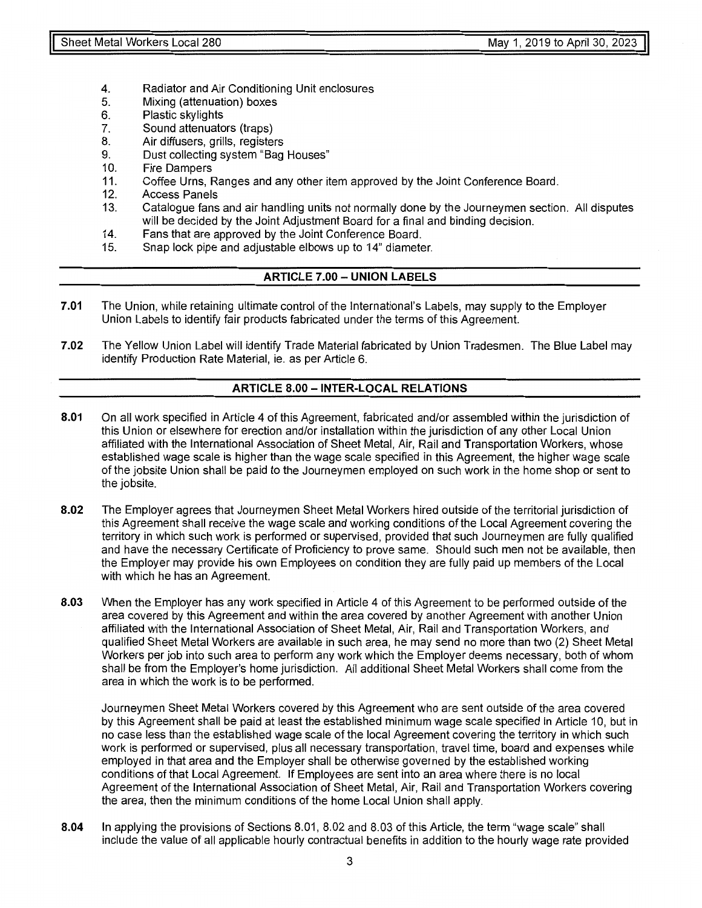4. Radiator and Air Conditioning Unit enclosures
5. Mixing (attenuation) boxes
6. Plastic skylights
7. Sound attenuators (traps)
8. Air diffusers, grills, registers
9. Dust collecting system "Bag Houses"
10. Fire Dampers
11. Coffee Urns, Ranges and any other item approved by the Joint Conference Board.
12. Access Panels
13. Catalogue fans and air handling units not normally done by the Journeymen section. All disputes will be decided by the Joint Adjustment Board for a final and binding decision.
14. Fans that are approved by the Joint Conference Board.
15. Snap lock pipe and adjustable elbows up to 14" diameter.

## ARTICLE 7.00 – UNION LABELS

**7.01** The Union, while retaining ultimate control of the International's Labels, may supply to the Employer Union Labels to identify fair products fabricated under the terms of this Agreement.

**7.02** The Yellow Union Label will identify Trade Material fabricated by Union Tradesmen. The Blue Label may identify Production Rate Material, ie. as per Article 6.

## ARTICLE 8.00 – INTER-LOCAL RELATIONS

**8.01** On all work specified in Article 4 of this Agreement, fabricated and/or assembled within the jurisdiction of this Union or elsewhere for erection and/or installation within the jurisdiction of any other Local Union affiliated with the International Association of Sheet Metal, Air, Rail and Transportation Workers, whose established wage scale is higher than the wage scale specified in this Agreement, the higher wage scale of the jobsite Union shall be paid to the Journeymen employed on such work in the home shop or sent to the jobsite.

**8.02** The Employer agrees that Journeymen Sheet Metal Workers hired outside of the territorial jurisdiction of this Agreement shall receive the wage scale and working conditions of the Local Agreement covering the territory in which such work is performed or supervised, provided that such Journeymen are fully qualified and have the necessary Certificate of Proficiency to prove same. Should such men not be available, then the Employer may provide his own Employees on condition they are fully paid up members of the Local with which he has an Agreement.

**8.03** When the Employer has any work specified in Article 4 of this Agreement to be performed outside of the area covered by this Agreement and within the area covered by another Agreement with another Union affiliated with the International Association of Sheet Metal, Air, Rail and Transportation Workers, and qualified Sheet Metal Workers are available in such area, he may send no more than two (2) Sheet Metal Workers per job into such area to perform any work which the Employer deems necessary, both of whom shall be from the Employer's home jurisdiction. All additional Sheet Metal Workers shall come from the area in which the work is to be performed.

Journeymen Sheet Metal Workers covered by this Agreement who are sent outside of the area covered by this Agreement shall be paid at least the established minimum wage scale specified in Article 10, but in no case less than the established wage scale of the local Agreement covering the territory in which such work is performed or supervised, plus all necessary transportation, travel time, board and expenses while employed in that area and the Employer shall be otherwise governed by the established working conditions of that Local Agreement. If Employees are sent into an area where there is no local Agreement of the International Association of Sheet Metal, Air, Rail and Transportation Workers covering the area, then the minimum conditions of the home Local Union shall apply.

**8.04** In applying the provisions of Sections 8.01, 8.02 and 8.03 of this Article, the term "wage scale" shall include the value of all applicable hourly contractual benefits in addition to the hourly wage rate provided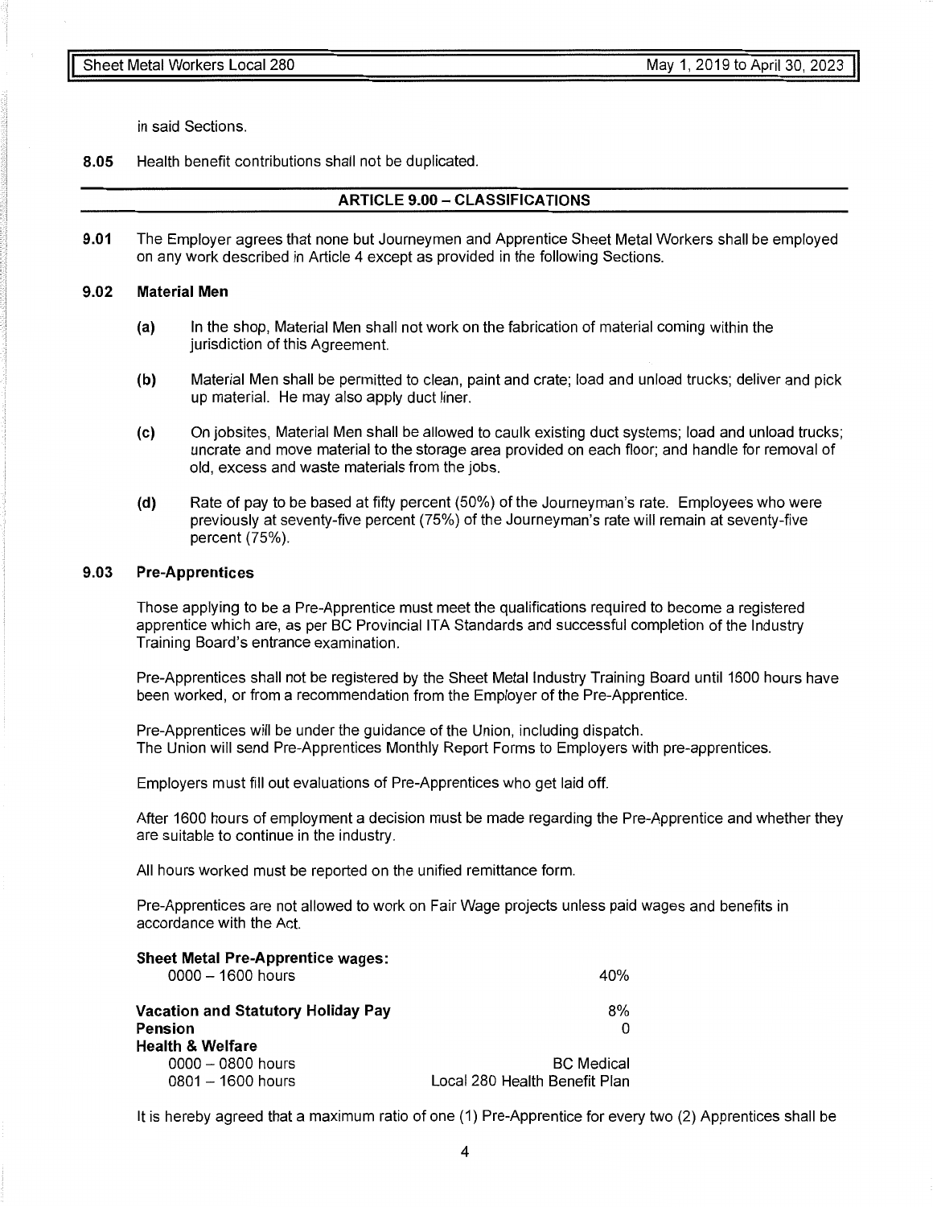in said Sections.

**8.05** Health benefit contributions shall not be duplicated.

## ARTICLE 9.00 – CLASSIFICATIONS

**9.01** The Employer agrees that none but Journeymen and Apprentice Sheet Metal Workers shall be employed on any work described in Article 4 except as provided in the following Sections.

**9.02 Material Men**

- **(a)** In the shop, Material Men shall not work on the fabrication of material coming within the jurisdiction of this Agreement.
- **(b)** Material Men shall be permitted to clean, paint and crate; load and unload trucks; deliver and pick up material. He may also apply duct liner.
- **(c)** On jobsites, Material Men shall be allowed to caulk existing duct systems; load and unload trucks; uncrate and move material to the storage area provided on each floor; and handle for removal of old, excess and waste materials from the jobs.
- **(d)** Rate of pay to be based at fifty percent (50%) of the Journeyman's rate. Employees who were previously at seventy-five percent (75%) of the Journeyman's rate will remain at seventy-five percent (75%).

**9.03 Pre-Apprentices**

Those applying to be a Pre-Apprentice must meet the qualifications required to become a registered apprentice which are, as per BC Provincial ITA Standards and successful completion of the Industry Training Board's entrance examination.

Pre-Apprentices shall not be registered by the Sheet Metal Industry Training Board until 1600 hours have been worked, or from a recommendation from the Employer of the Pre-Apprentice.

Pre-Apprentices will be under the guidance of the Union, including dispatch.
The Union will send Pre-Apprentices Monthly Report Forms to Employers with pre-apprentices.

Employers must fill out evaluations of Pre-Apprentices who get laid off.

After 1600 hours of employment a decision must be made regarding the Pre-Apprentice and whether they are suitable to continue in the industry.

All hours worked must be reported on the unified remittance form.

Pre-Apprentices are not allowed to work on Fair Wage projects unless paid wages and benefits in accordance with the Act.

| | |
|---|---|
| **Sheet Metal Pre-Apprentice wages:** | |
| 0000 – 1600 hours | 40% |
| **Vacation and Statutory Holiday Pay** | 8% |
| **Pension** | 0 |
| **Health & Welfare** | |
| 0000 – 0800 hours | BC Medical |
| 0801 – 1600 hours | Local 280 Health Benefit Plan |

It is hereby agreed that a maximum ratio of one (1) Pre-Apprentice for every two (2) Apprentices shall be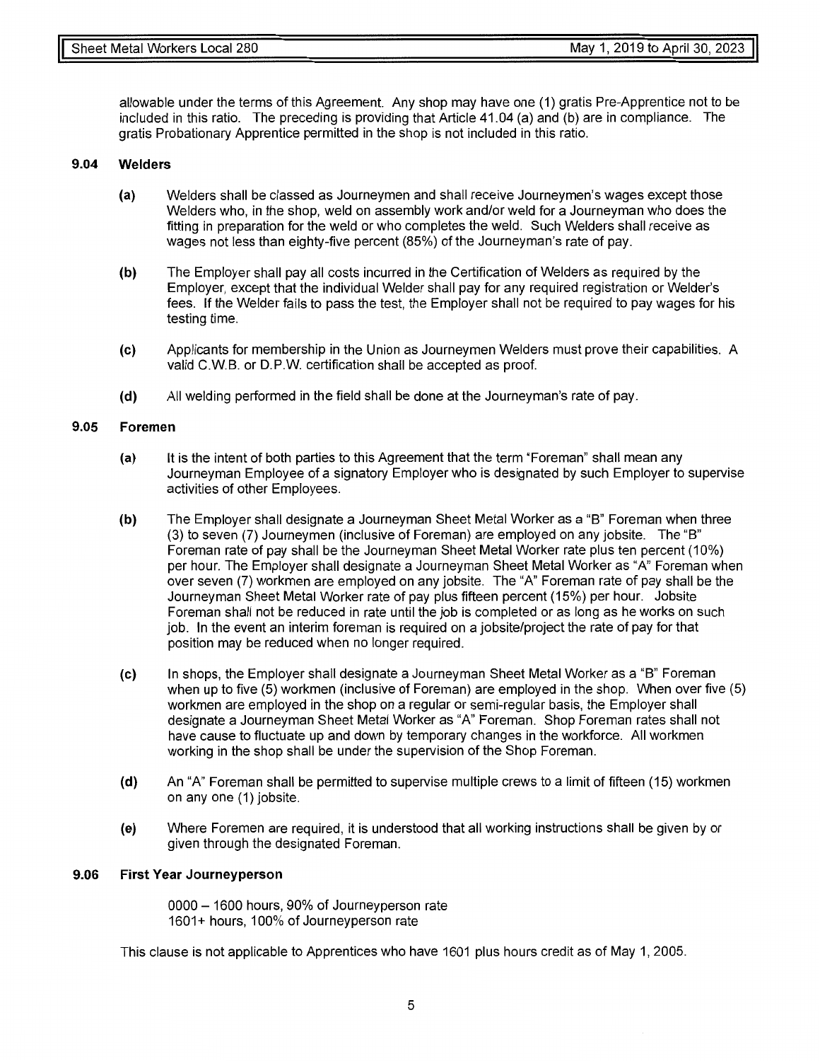allowable under the terms of this Agreement. Any shop may have one (1) gratis Pre-Apprentice not to be included in this ratio. The preceding is providing that Article 41.04 (a) and (b) are in compliance. The gratis Probationary Apprentice permitted in the shop is not included in this ratio.

### 9.04 Welders

**(a)** Welders shall be classed as Journeymen and shall receive Journeymen's wages except those Welders who, in the shop, weld on assembly work and/or weld for a Journeyman who does the fitting in preparation for the weld or who completes the weld. Such Welders shall receive as wages not less than eighty-five percent (85%) of the Journeyman's rate of pay.

**(b)** The Employer shall pay all costs incurred in the Certification of Welders as required by the Employer, except that the individual Welder shall pay for any required registration or Welder's fees. If the Welder fails to pass the test, the Employer shall not be required to pay wages for his testing time.

**(c)** Applicants for membership in the Union as Journeymen Welders must prove their capabilities. A valid C.W.B. or D.P.W. certification shall be accepted as proof.

**(d)** All welding performed in the field shall be done at the Journeyman's rate of pay.

### 9.05 Foremen

**(a)** It is the intent of both parties to this Agreement that the term "Foreman" shall mean any Journeyman Employee of a signatory Employer who is designated by such Employer to supervise activities of other Employees.

**(b)** The Employer shall designate a Journeyman Sheet Metal Worker as a "B" Foreman when three (3) to seven (7) Journeymen (inclusive of Foreman) are employed on any jobsite. The "B" Foreman rate of pay shall be the Journeyman Sheet Metal Worker rate plus ten percent (10%) per hour. The Employer shall designate a Journeyman Sheet Metal Worker as "A" Foreman when over seven (7) workmen are employed on any jobsite. The "A" Foreman rate of pay shall be the Journeyman Sheet Metal Worker rate of pay plus fifteen percent (15%) per hour. Jobsite Foreman shall not be reduced in rate until the job is completed or as long as he works on such job. In the event an interim foreman is required on a jobsite/project the rate of pay for that position may be reduced when no longer required.

**(c)** In shops, the Employer shall designate a Journeyman Sheet Metal Worker as a "B" Foreman when up to five (5) workmen (inclusive of Foreman) are employed in the shop. When over five (5) workmen are employed in the shop on a regular or semi-regular basis, the Employer shall designate a Journeyman Sheet Metal Worker as "A" Foreman. Shop Foreman rates shall not have cause to fluctuate up and down by temporary changes in the workforce. All workmen working in the shop shall be under the supervision of the Shop Foreman.

**(d)** An "A" Foreman shall be permitted to supervise multiple crews to a limit of fifteen (15) workmen on any one (1) jobsite.

**(e)** Where Foremen are required, it is understood that all working instructions shall be given by or given through the designated Foreman.

### 9.06 First Year Journeyperson

0000 – 1600 hours, 90% of Journeyperson rate
1601+ hours, 100% of Journeyperson rate

This clause is not applicable to Apprentices who have 1601 plus hours credit as of May 1, 2005.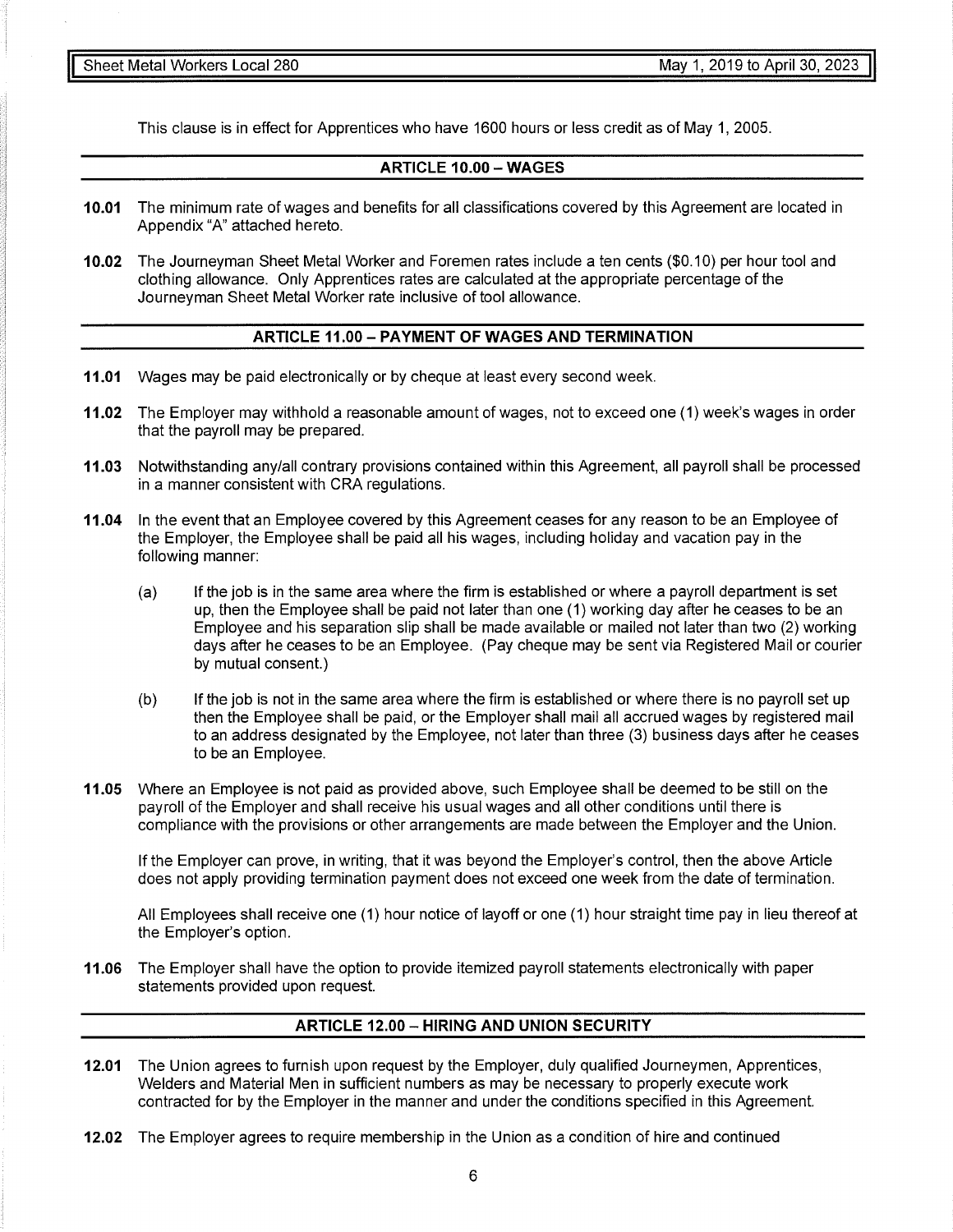This clause is in effect for Apprentices who have 1600 hours or less credit as of May 1, 2005.

## ARTICLE 10.00 – WAGES

**10.01** The minimum rate of wages and benefits for all classifications covered by this Agreement are located in Appendix "A" attached hereto.

**10.02** The Journeyman Sheet Metal Worker and Foremen rates include a ten cents ($0.10) per hour tool and clothing allowance. Only Apprentices rates are calculated at the appropriate percentage of the Journeyman Sheet Metal Worker rate inclusive of tool allowance.

## ARTICLE 11.00 – PAYMENT OF WAGES AND TERMINATION

**11.01** Wages may be paid electronically or by cheque at least every second week.

**11.02** The Employer may withhold a reasonable amount of wages, not to exceed one (1) week's wages in order that the payroll may be prepared.

**11.03** Notwithstanding any/all contrary provisions contained within this Agreement, all payroll shall be processed in a manner consistent with CRA regulations.

**11.04** In the event that an Employee covered by this Agreement ceases for any reason to be an Employee of the Employer, the Employee shall be paid all his wages, including holiday and vacation pay in the following manner:

(a) If the job is in the same area where the firm is established or where a payroll department is set up, then the Employee shall be paid not later than one (1) working day after he ceases to be an Employee and his separation slip shall be made available or mailed not later than two (2) working days after he ceases to be an Employee. (Pay cheque may be sent via Registered Mail or courier by mutual consent.)

(b) If the job is not in the same area where the firm is established or where there is no payroll set up then the Employee shall be paid, or the Employer shall mail all accrued wages by registered mail to an address designated by the Employee, not later than three (3) business days after he ceases to be an Employee.

**11.05** Where an Employee is not paid as provided above, such Employee shall be deemed to be still on the payroll of the Employer and shall receive his usual wages and all other conditions until there is compliance with the provisions or other arrangements are made between the Employer and the Union.

If the Employer can prove, in writing, that it was beyond the Employer's control, then the above Article does not apply providing termination payment does not exceed one week from the date of termination.

All Employees shall receive one (1) hour notice of layoff or one (1) hour straight time pay in lieu thereof at the Employer's option.

**11.06** The Employer shall have the option to provide itemized payroll statements electronically with paper statements provided upon request.

## ARTICLE 12.00 – HIRING AND UNION SECURITY

**12.01** The Union agrees to furnish upon request by the Employer, duly qualified Journeymen, Apprentices, Welders and Material Men in sufficient numbers as may be necessary to properly execute work contracted for by the Employer in the manner and under the conditions specified in this Agreement.

**12.02** The Employer agrees to require membership in the Union as a condition of hire and continued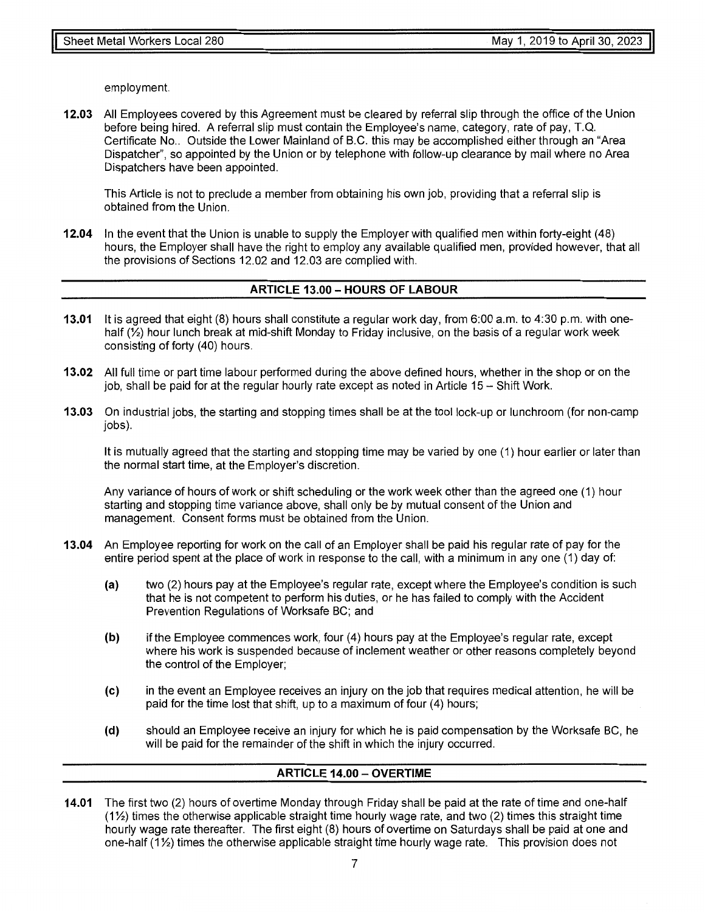employment.

**12.03** All Employees covered by this Agreement must be cleared by referral slip through the office of the Union before being hired. A referral slip must contain the Employee's name, category, rate of pay, T.Q. Certificate No.. Outside the Lower Mainland of B.C. this may be accomplished either through an "Area Dispatcher", so appointed by the Union or by telephone with follow-up clearance by mail where no Area Dispatchers have been appointed.

This Article is not to preclude a member from obtaining his own job, providing that a referral slip is obtained from the Union.

**12.04** In the event that the Union is unable to supply the Employer with qualified men within forty-eight (48) hours, the Employer shall have the right to employ any available qualified men, provided however, that all the provisions of Sections 12.02 and 12.03 are complied with.

## ARTICLE 13.00 – HOURS OF LABOUR

**13.01** It is agreed that eight (8) hours shall constitute a regular work day, from 6:00 a.m. to 4:30 p.m. with one-half (½) hour lunch break at mid-shift Monday to Friday inclusive, on the basis of a regular work week consisting of forty (40) hours.

**13.02** All full time or part time labour performed during the above defined hours, whether in the shop or on the job, shall be paid for at the regular hourly rate except as noted in Article 15 – Shift Work.

**13.03** On industrial jobs, the starting and stopping times shall be at the tool lock-up or lunchroom (for non-camp jobs).

It is mutually agreed that the starting and stopping time may be varied by one (1) hour earlier or later than the normal start time, at the Employer's discretion.

Any variance of hours of work or shift scheduling or the work week other than the agreed one (1) hour starting and stopping time variance above, shall only be by mutual consent of the Union and management. Consent forms must be obtained from the Union.

**13.04** An Employee reporting for work on the call of an Employer shall be paid his regular rate of pay for the entire period spent at the place of work in response to the call, with a minimum in any one (1) day of:

- **(a)** two (2) hours pay at the Employee's regular rate, except where the Employee's condition is such that he is not competent to perform his duties, or he has failed to comply with the Accident Prevention Regulations of Worksafe BC; and
- **(b)** if the Employee commences work, four (4) hours pay at the Employee's regular rate, except where his work is suspended because of inclement weather or other reasons completely beyond the control of the Employer;
- **(c)** in the event an Employee receives an injury on the job that requires medical attention, he will be paid for the time lost that shift, up to a maximum of four (4) hours;
- **(d)** should an Employee receive an injury for which he is paid compensation by the Worksafe BC, he will be paid for the remainder of the shift in which the injury occurred.

## ARTICLE 14.00 – OVERTIME

**14.01** The first two (2) hours of overtime Monday through Friday shall be paid at the rate of time and one-half (1½) times the otherwise applicable straight time hourly wage rate, and two (2) times this straight time hourly wage rate thereafter. The first eight (8) hours of overtime on Saturdays shall be paid at one and one-half (1½) times the otherwise applicable straight time hourly wage rate. This provision does not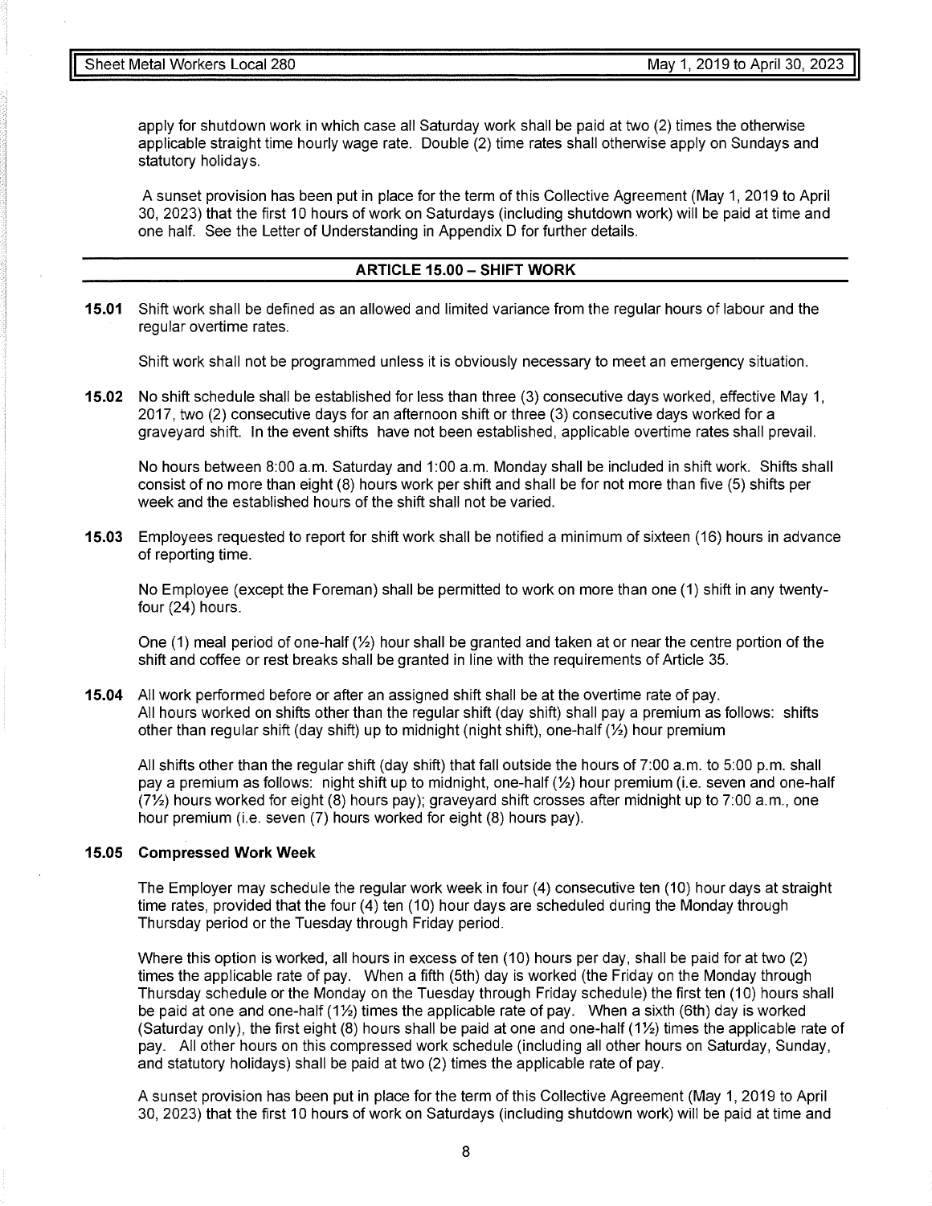apply for shutdown work in which case all Saturday work shall be paid at two (2) times the otherwise applicable straight time hourly wage rate. Double (2) time rates shall otherwise apply on Sundays and statutory holidays.

A sunset provision has been put in place for the term of this Collective Agreement (May 1, 2019 to April 30, 2023) that the first 10 hours of work on Saturdays (including shutdown work) will be paid at time and one half. See the Letter of Understanding in Appendix D for further details.

## ARTICLE 15.00 – SHIFT WORK

**15.01** Shift work shall be defined as an allowed and limited variance from the regular hours of labour and the regular overtime rates.

Shift work shall not be programmed unless it is obviously necessary to meet an emergency situation.

**15.02** No shift schedule shall be established for less than three (3) consecutive days worked, effective May 1, 2017, two (2) consecutive days for an afternoon shift or three (3) consecutive days worked for a graveyard shift. In the event shifts have not been established, applicable overtime rates shall prevail.

No hours between 8:00 a.m. Saturday and 1:00 a.m. Monday shall be included in shift work. Shifts shall consist of no more than eight (8) hours work per shift and shall be for not more than five (5) shifts per week and the established hours of the shift shall not be varied.

**15.03** Employees requested to report for shift work shall be notified a minimum of sixteen (16) hours in advance of reporting time.

No Employee (except the Foreman) shall be permitted to work on more than one (1) shift in any twenty-four (24) hours.

One (1) meal period of one-half (½) hour shall be granted and taken at or near the centre portion of the shift and coffee or rest breaks shall be granted in line with the requirements of Article 35.

**15.04** All work performed before or after an assigned shift shall be at the overtime rate of pay.
All hours worked on shifts other than the regular shift (day shift) shall pay a premium as follows: shifts other than regular shift (day shift) up to midnight (night shift), one-half (½) hour premium

All shifts other than the regular shift (day shift) that fall outside the hours of 7:00 a.m. to 5:00 p.m. shall pay a premium as follows: night shift up to midnight, one-half (½) hour premium (i.e. seven and one-half (7½) hours worked for eight (8) hours pay); graveyard shift crosses after midnight up to 7:00 a.m., one hour premium (i.e. seven (7) hours worked for eight (8) hours pay).

### 15.05 Compressed Work Week

The Employer may schedule the regular work week in four (4) consecutive ten (10) hour days at straight time rates, provided that the four (4) ten (10) hour days are scheduled during the Monday through Thursday period or the Tuesday through Friday period.

Where this option is worked, all hours in excess of ten (10) hours per day, shall be paid for at two (2) times the applicable rate of pay. When a fifth (5th) day is worked (the Friday on the Monday through Thursday schedule or the Monday on the Tuesday through Friday schedule) the first ten (10) hours shall be paid at one and one-half (1½) times the applicable rate of pay. When a sixth (6th) day is worked (Saturday only), the first eight (8) hours shall be paid at one and one-half (1½) times the applicable rate of pay. All other hours on this compressed work schedule (including all other hours on Saturday, Sunday, and statutory holidays) shall be paid at two (2) times the applicable rate of pay.

A sunset provision has been put in place for the term of this Collective Agreement (May 1, 2019 to April 30, 2023) that the first 10 hours of work on Saturdays (including shutdown work) will be paid at time and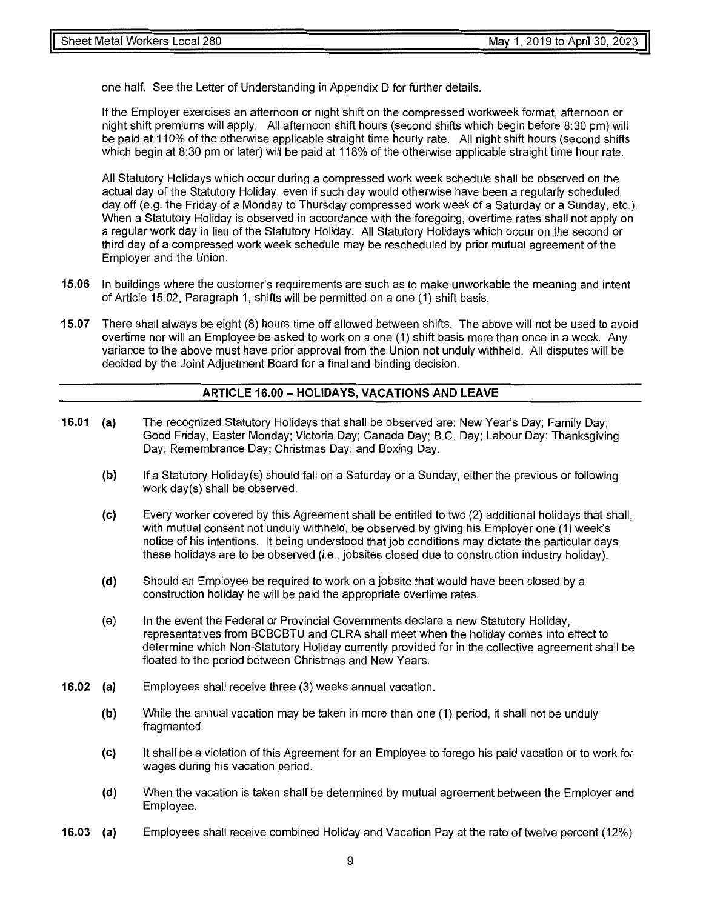one half. See the Letter of Understanding in Appendix D for further details.

If the Employer exercises an afternoon or night shift on the compressed workweek format, afternoon or night shift premiums will apply. All afternoon shift hours (second shifts which begin before 8:30 pm) will be paid at 110% of the otherwise applicable straight time hourly rate. All night shift hours (second shifts which begin at 8:30 pm or later) will be paid at 118% of the otherwise applicable straight time hour rate.

All Statutory Holidays which occur during a compressed work week schedule shall be observed on the actual day of the Statutory Holiday, even if such day would otherwise have been a regularly scheduled day off (e.g. the Friday of a Monday to Thursday compressed work week of a Saturday or a Sunday, etc.). When a Statutory Holiday is observed in accordance with the foregoing, overtime rates shall not apply on a regular work day in lieu of the Statutory Holiday. All Statutory Holidays which occur on the second or third day of a compressed work week schedule may be rescheduled by prior mutual agreement of the Employer and the Union.

**15.06** In buildings where the customer's requirements are such as to make unworkable the meaning and intent of Article 15.02, Paragraph 1, shifts will be permitted on a one (1) shift basis.

**15.07** There shall always be eight (8) hours time off allowed between shifts. The above will not be used to avoid overtime nor will an Employee be asked to work on a one (1) shift basis more than once in a week. Any variance to the above must have prior approval from the Union not unduly withheld. All disputes will be decided by the Joint Adjustment Board for a final and binding decision.

## ARTICLE 16.00 – HOLIDAYS, VACATIONS AND LEAVE

**16.01 (a)** The recognized Statutory Holidays that shall be observed are: New Year's Day; Family Day; Good Friday, Easter Monday; Victoria Day; Canada Day; B.C. Day; Labour Day; Thanksgiving Day; Remembrance Day; Christmas Day; and Boxing Day.

**(b)** If a Statutory Holiday(s) should fall on a Saturday or a Sunday, either the previous or following work day(s) shall be observed.

**(c)** Every worker covered by this Agreement shall be entitled to two (2) additional holidays that shall, with mutual consent not unduly withheld, be observed by giving his Employer one (1) week's notice of his intentions. It being understood that job conditions may dictate the particular days these holidays are to be observed (*i.e.*, jobsites closed due to construction industry holiday).

**(d)** Should an Employee be required to work on a jobsite that would have been closed by a construction holiday he will be paid the appropriate overtime rates.

(e) In the event the Federal or Provincial Governments declare a new Statutory Holiday, representatives from BCBCBTU and CLRA shall meet when the holiday comes into effect to determine which Non-Statutory Holiday currently provided for in the collective agreement shall be floated to the period between Christmas and New Years.

**16.02 (a)** Employees shall receive three (3) weeks annual vacation.

**(b)** While the annual vacation may be taken in more than one (1) period, it shall not be unduly fragmented.

**(c)** It shall be a violation of this Agreement for an Employee to forego his paid vacation or to work for wages during his vacation period.

**(d)** When the vacation is taken shall be determined by mutual agreement between the Employer and Employee.

**16.03 (a)** Employees shall receive combined Holiday and Vacation Pay at the rate of twelve percent (12%)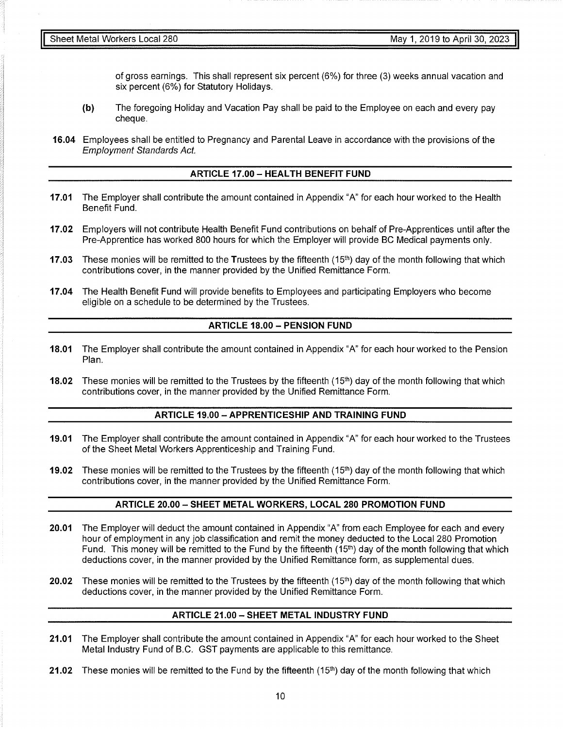of gross earnings. This shall represent six percent (6%) for three (3) weeks annual vacation and six percent (6%) for Statutory Holidays.

**(b)** The foregoing Holiday and Vacation Pay shall be paid to the Employee on each and every pay cheque.

**16.04** Employees shall be entitled to Pregnancy and Parental Leave in accordance with the provisions of the *Employment Standards Act.*

## ARTICLE 17.00 – HEALTH BENEFIT FUND

**17.01** The Employer shall contribute the amount contained in Appendix "A" for each hour worked to the Health Benefit Fund.

**17.02** Employers will not contribute Health Benefit Fund contributions on behalf of Pre-Apprentices until after the Pre-Apprentice has worked 800 hours for which the Employer will provide BC Medical payments only.

**17.03** These monies will be remitted to the Trustees by the fifteenth (15th) day of the month following that which contributions cover, in the manner provided by the Unified Remittance Form.

**17.04** The Health Benefit Fund will provide benefits to Employees and participating Employers who become eligible on a schedule to be determined by the Trustees.

## ARTICLE 18.00 – PENSION FUND

**18.01** The Employer shall contribute the amount contained in Appendix "A" for each hour worked to the Pension Plan.

**18.02** These monies will be remitted to the Trustees by the fifteenth (15th) day of the month following that which contributions cover, in the manner provided by the Unified Remittance Form.

## ARTICLE 19.00 – APPRENTICESHIP AND TRAINING FUND

**19.01** The Employer shall contribute the amount contained in Appendix "A" for each hour worked to the Trustees of the Sheet Metal Workers Apprenticeship and Training Fund.

**19.02** These monies will be remitted to the Trustees by the fifteenth (15th) day of the month following that which contributions cover, in the manner provided by the Unified Remittance Form.

## ARTICLE 20.00 – SHEET METAL WORKERS, LOCAL 280 PROMOTION FUND

**20.01** The Employer will deduct the amount contained in Appendix "A" from each Employee for each and every hour of employment in any job classification and remit the money deducted to the Local 280 Promotion Fund. This money will be remitted to the Fund by the fifteenth (15th) day of the month following that which deductions cover, in the manner provided by the Unified Remittance form, as supplemental dues.

**20.02** These monies will be remitted to the Trustees by the fifteenth (15th) day of the month following that which deductions cover, in the manner provided by the Unified Remittance Form.

## ARTICLE 21.00 – SHEET METAL INDUSTRY FUND

**21.01** The Employer shall contribute the amount contained in Appendix "A" for each hour worked to the Sheet Metal Industry Fund of B.C. GST payments are applicable to this remittance.

**21.02** These monies will be remitted to the Fund by the fifteenth (15th) day of the month following that which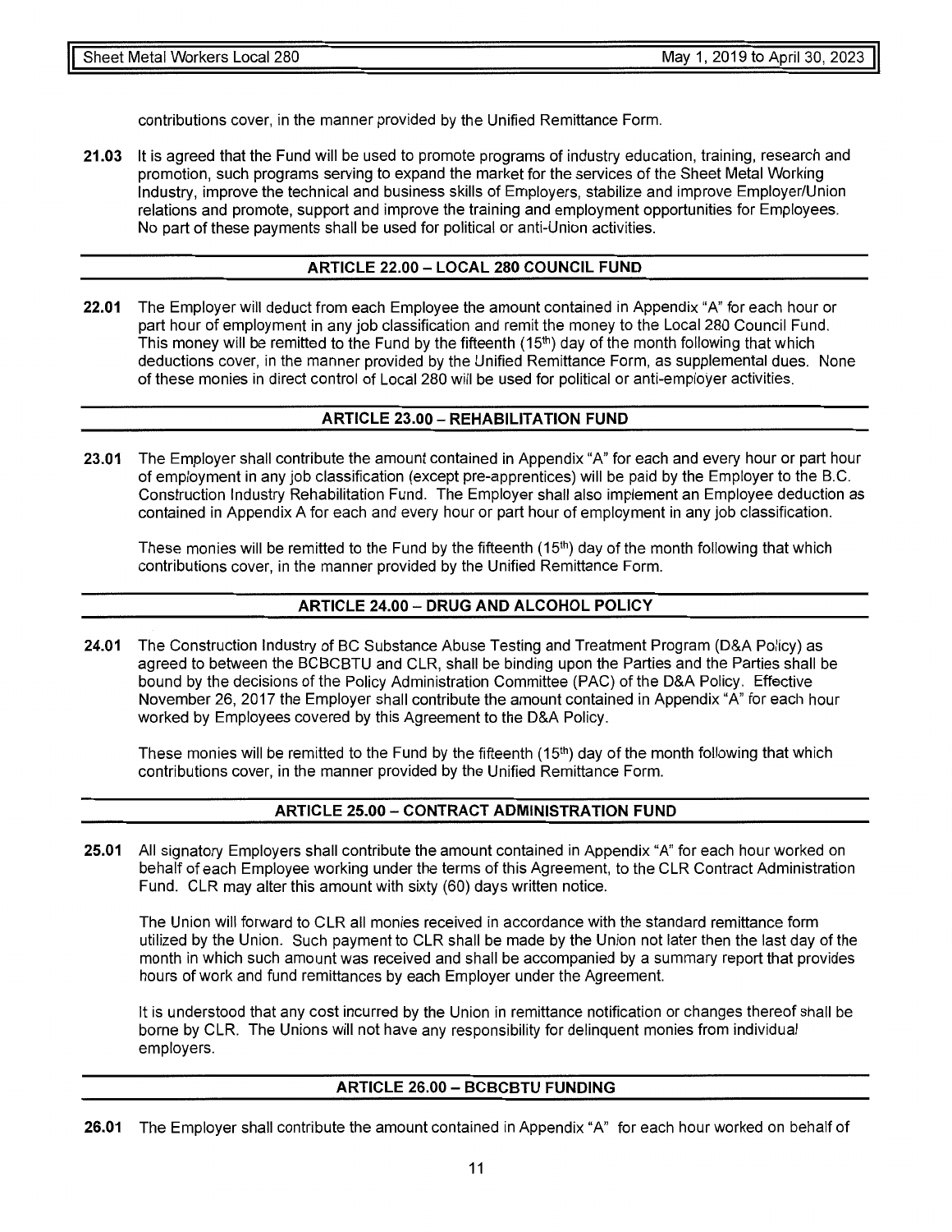contributions cover, in the manner provided by the Unified Remittance Form.

**21.03** It is agreed that the Fund will be used to promote programs of industry education, training, research and promotion, such programs serving to expand the market for the services of the Sheet Metal Working Industry, improve the technical and business skills of Employers, stabilize and improve Employer/Union relations and promote, support and improve the training and employment opportunities for Employees. No part of these payments shall be used for political or anti-Union activities.

## ARTICLE 22.00 – LOCAL 280 COUNCIL FUND

**22.01** The Employer will deduct from each Employee the amount contained in Appendix "A" for each hour or part hour of employment in any job classification and remit the money to the Local 280 Council Fund. This money will be remitted to the Fund by the fifteenth (15th) day of the month following that which deductions cover, in the manner provided by the Unified Remittance Form, as supplemental dues. None of these monies in direct control of Local 280 will be used for political or anti-employer activities.

## ARTICLE 23.00 – REHABILITATION FUND

**23.01** The Employer shall contribute the amount contained in Appendix "A" for each and every hour or part hour of employment in any job classification (except pre-apprentices) will be paid by the Employer to the B.C. Construction Industry Rehabilitation Fund. The Employer shall also implement an Employee deduction as contained in Appendix A for each and every hour or part hour of employment in any job classification.

These monies will be remitted to the Fund by the fifteenth (15th) day of the month following that which contributions cover, in the manner provided by the Unified Remittance Form.

## ARTICLE 24.00 – DRUG AND ALCOHOL POLICY

**24.01** The Construction Industry of BC Substance Abuse Testing and Treatment Program (D&A Policy) as agreed to between the BCBCBTU and CLR, shall be binding upon the Parties and the Parties shall be bound by the decisions of the Policy Administration Committee (PAC) of the D&A Policy. Effective November 26, 2017 the Employer shall contribute the amount contained in Appendix "A" for each hour worked by Employees covered by this Agreement to the D&A Policy.

These monies will be remitted to the Fund by the fifteenth (15th) day of the month following that which contributions cover, in the manner provided by the Unified Remittance Form.

## ARTICLE 25.00 – CONTRACT ADMINISTRATION FUND

**25.01** All signatory Employers shall contribute the amount contained in Appendix "A" for each hour worked on behalf of each Employee working under the terms of this Agreement, to the CLR Contract Administration Fund. CLR may alter this amount with sixty (60) days written notice.

The Union will forward to CLR all monies received in accordance with the standard remittance form utilized by the Union. Such payment to CLR shall be made by the Union not later then the last day of the month in which such amount was received and shall be accompanied by a summary report that provides hours of work and fund remittances by each Employer under the Agreement.

It is understood that any cost incurred by the Union in remittance notification or changes thereof shall be borne by CLR. The Unions will not have any responsibility for delinquent monies from individual employers.

## ARTICLE 26.00 – BCBCBTU FUNDING

**26.01** The Employer shall contribute the amount contained in Appendix "A" for each hour worked on behalf of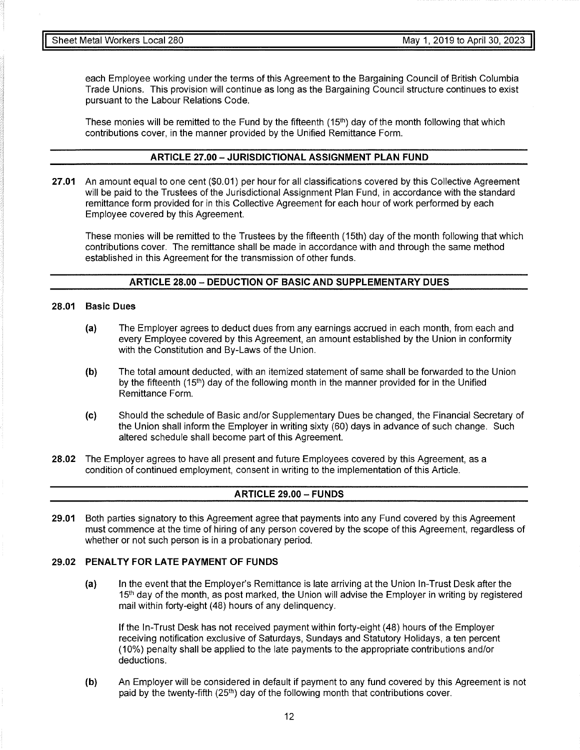each Employee working under the terms of this Agreement to the Bargaining Council of British Columbia Trade Unions. This provision will continue as long as the Bargaining Council structure continues to exist pursuant to the Labour Relations Code.

These monies will be remitted to the Fund by the fifteenth (15th) day of the month following that which contributions cover, in the manner provided by the Unified Remittance Form.

## ARTICLE 27.00 – JURISDICTIONAL ASSIGNMENT PLAN FUND

**27.01** An amount equal to one cent ($0.01) per hour for all classifications covered by this Collective Agreement will be paid to the Trustees of the Jurisdictional Assignment Plan Fund, in accordance with the standard remittance form provided for in this Collective Agreement for each hour of work performed by each Employee covered by this Agreement.

These monies will be remitted to the Trustees by the fifteenth (15th) day of the month following that which contributions cover. The remittance shall be made in accordance with and through the same method established in this Agreement for the transmission of other funds.

## ARTICLE 28.00 – DEDUCTION OF BASIC AND SUPPLEMENTARY DUES

**28.01 Basic Dues**

**(a)** The Employer agrees to deduct dues from any earnings accrued in each month, from each and every Employee covered by this Agreement, an amount established by the Union in conformity with the Constitution and By-Laws of the Union.

**(b)** The total amount deducted, with an itemized statement of same shall be forwarded to the Union by the fifteenth (15th) day of the following month in the manner provided for in the Unified Remittance Form.

**(c)** Should the schedule of Basic and/or Supplementary Dues be changed, the Financial Secretary of the Union shall inform the Employer in writing sixty (60) days in advance of such change. Such altered schedule shall become part of this Agreement.

**28.02** The Employer agrees to have all present and future Employees covered by this Agreement, as a condition of continued employment, consent in writing to the implementation of this Article.

## ARTICLE 29.00 – FUNDS

**29.01** Both parties signatory to this Agreement agree that payments into any Fund covered by this Agreement must commence at the time of hiring of any person covered by the scope of this Agreement, regardless of whether or not such person is in a probationary period.

**29.02 PENALTY FOR LATE PAYMENT OF FUNDS**

**(a)** In the event that the Employer's Remittance is late arriving at the Union In-Trust Desk after the 15th day of the month, as post marked, the Union will advise the Employer in writing by registered mail within forty-eight (48) hours of any delinquency.

If the In-Trust Desk has not received payment within forty-eight (48) hours of the Employer receiving notification exclusive of Saturdays, Sundays and Statutory Holidays, a ten percent (10%) penalty shall be applied to the late payments to the appropriate contributions and/or deductions.

**(b)** An Employer will be considered in default if payment to any fund covered by this Agreement is not paid by the twenty-fifth (25th) day of the following month that contributions cover.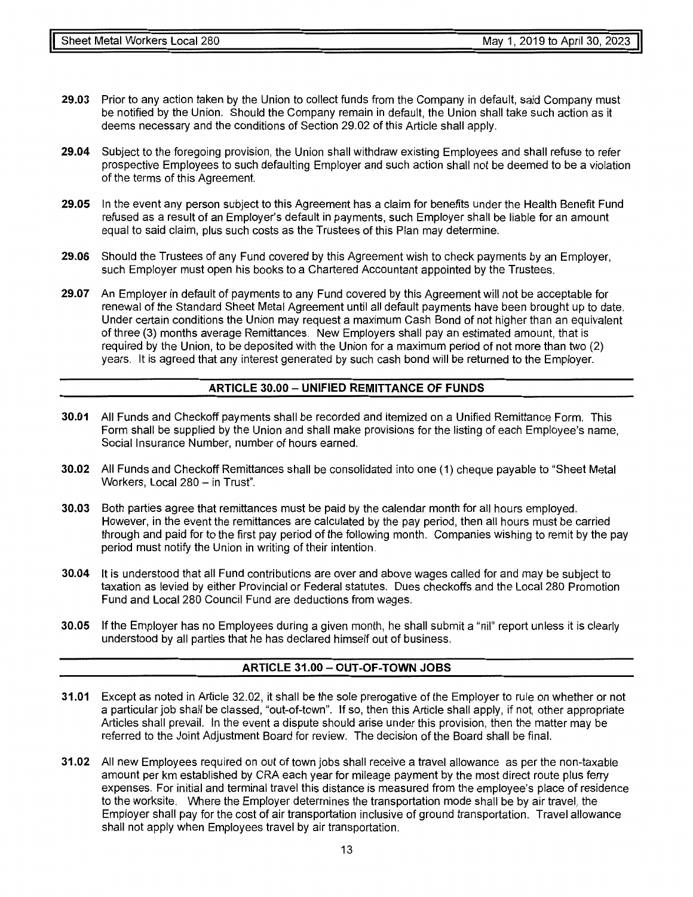**29.03** Prior to any action taken by the Union to collect funds from the Company in default, said Company must be notified by the Union. Should the Company remain in default, the Union shall take such action as it deems necessary and the conditions of Section 29.02 of this Article shall apply.

**29.04** Subject to the foregoing provision, the Union shall withdraw existing Employees and shall refuse to refer prospective Employees to such defaulting Employer and such action shall not be deemed to be a violation of the terms of this Agreement.

**29.05** In the event any person subject to this Agreement has a claim for benefits under the Health Benefit Fund refused as a result of an Employer's default in payments, such Employer shall be liable for an amount equal to said claim, plus such costs as the Trustees of this Plan may determine.

**29.06** Should the Trustees of any Fund covered by this Agreement wish to check payments by an Employer, such Employer must open his books to a Chartered Accountant appointed by the Trustees.

**29.07** An Employer in default of payments to any Fund covered by this Agreement will not be acceptable for renewal of the Standard Sheet Metal Agreement until all default payments have been brought up to date. Under certain conditions the Union may request a maximum Cash Bond of not higher than an equivalent of three (3) months average Remittances. New Employers shall pay an estimated amount, that is required by the Union, to be deposited with the Union for a maximum period of not more than two (2) years. It is agreed that any interest generated by such cash bond will be returned to the Employer.

## ARTICLE 30.00 – UNIFIED REMITTANCE OF FUNDS

**30.01** All Funds and Checkoff payments shall be recorded and itemized on a Unified Remittance Form. This Form shall be supplied by the Union and shall make provisions for the listing of each Employee's name, Social Insurance Number, number of hours earned.

**30.02** All Funds and Checkoff Remittances shall be consolidated into one (1) cheque payable to "Sheet Metal Workers, Local 280 – in Trust".

**30.03** Both parties agree that remittances must be paid by the calendar month for all hours employed. However, in the event the remittances are calculated by the pay period, then all hours must be carried through and paid for to the first pay period of the following month. Companies wishing to remit by the pay period must notify the Union in writing of their intention.

**30.04** It is understood that all Fund contributions are over and above wages called for and may be subject to taxation as levied by either Provincial or Federal statutes. Dues checkoffs and the Local 280 Promotion Fund and Local 280 Council Fund are deductions from wages.

**30.05** If the Employer has no Employees during a given month, he shall submit a "nil" report unless it is clearly understood by all parties that he has declared himself out of business.

## ARTICLE 31.00 – OUT-OF-TOWN JOBS

**31.01** Except as noted in Article 32.02, it shall be the sole prerogative of the Employer to rule on whether or not a particular job shall be classed, "out-of-town". If so, then this Article shall apply, if not, other appropriate Articles shall prevail. In the event a dispute should arise under this provision, then the matter may be referred to the Joint Adjustment Board for review. The decision of the Board shall be final.

**31.02** All new Employees required on out of town jobs shall receive a travel allowance as per the non-taxable amount per km established by CRA each year for mileage payment by the most direct route plus ferry expenses. For initial and terminal travel this distance is measured from the employee's place of residence to the worksite. Where the Employer determines the transportation mode shall be by air travel, the Employer shall pay for the cost of air transportation inclusive of ground transportation. Travel allowance shall not apply when Employees travel by air transportation.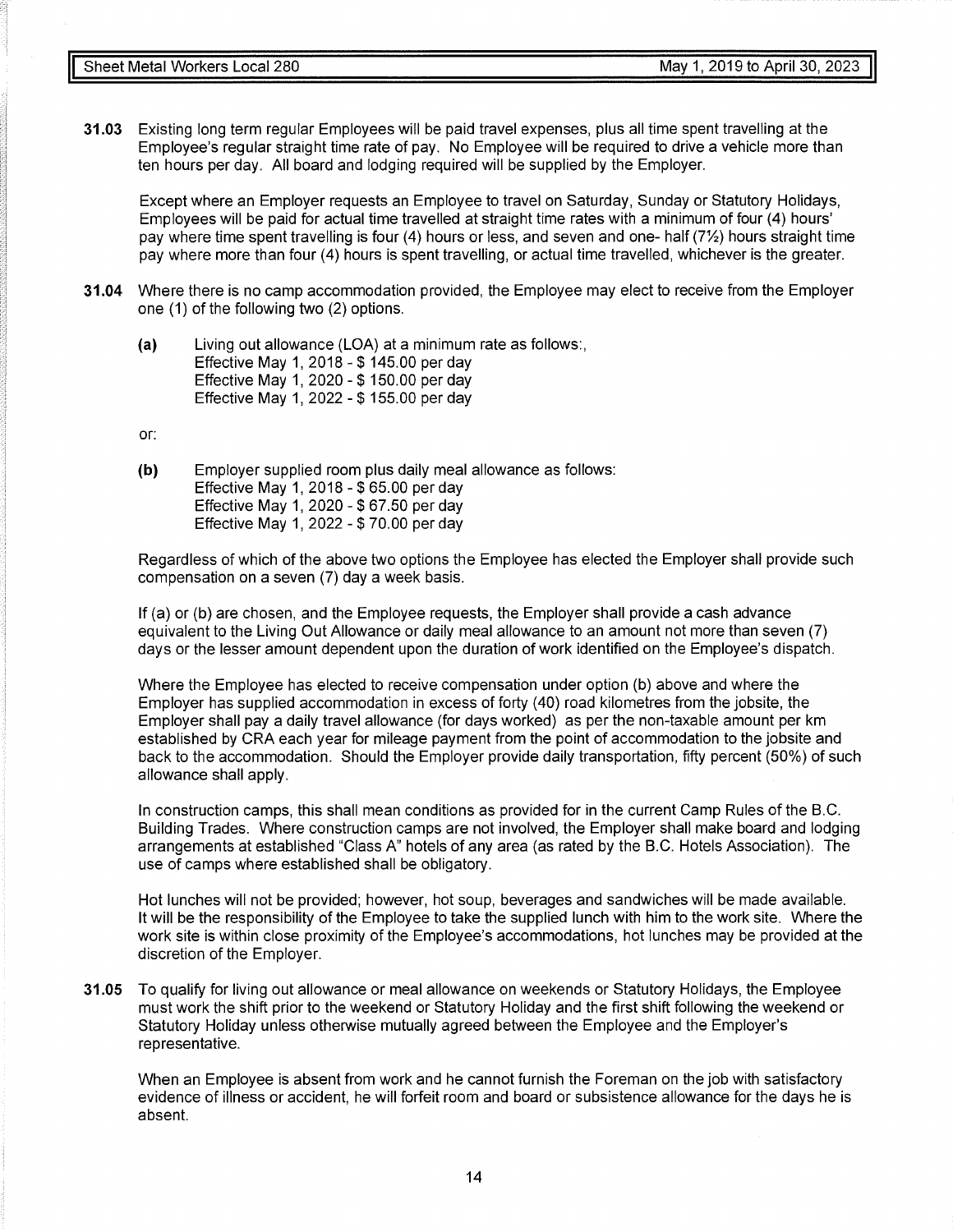**31.03** Existing long term regular Employees will be paid travel expenses, plus all time spent travelling at the Employee's regular straight time rate of pay. No Employee will be required to drive a vehicle more than ten hours per day. All board and lodging required will be supplied by the Employer.

Except where an Employer requests an Employee to travel on Saturday, Sunday or Statutory Holidays, Employees will be paid for actual time travelled at straight time rates with a minimum of four (4) hours' pay where time spent travelling is four (4) hours or less, and seven and one- half (7½) hours straight time pay where more than four (4) hours is spent travelling, or actual time travelled, whichever is the greater.

**31.04** Where there is no camp accommodation provided, the Employee may elect to receive from the Employer one (1) of the following two (2) options.

**(a)** Living out allowance (LOA) at a minimum rate as follows:,
Effective May 1, 2018 - $ 145.00 per day
Effective May 1, 2020 - $ 150.00 per day
Effective May 1, 2022 - $ 155.00 per day

or:

**(b)** Employer supplied room plus daily meal allowance as follows:
Effective May 1, 2018 - $ 65.00 per day
Effective May 1, 2020 - $ 67.50 per day
Effective May 1, 2022 - $ 70.00 per day

Regardless of which of the above two options the Employee has elected the Employer shall provide such compensation on a seven (7) day a week basis.

If (a) or (b) are chosen, and the Employee requests, the Employer shall provide a cash advance equivalent to the Living Out Allowance or daily meal allowance to an amount not more than seven (7) days or the lesser amount dependent upon the duration of work identified on the Employee's dispatch.

Where the Employee has elected to receive compensation under option (b) above and where the Employer has supplied accommodation in excess of forty (40) road kilometres from the jobsite, the Employer shall pay a daily travel allowance (for days worked) as per the non-taxable amount per km established by CRA each year for mileage payment from the point of accommodation to the jobsite and back to the accommodation. Should the Employer provide daily transportation, fifty percent (50%) of such allowance shall apply.

In construction camps, this shall mean conditions as provided for in the current Camp Rules of the B.C. Building Trades. Where construction camps are not involved, the Employer shall make board and lodging arrangements at established "Class A" hotels of any area (as rated by the B.C. Hotels Association). The use of camps where established shall be obligatory.

Hot lunches will not be provided; however, hot soup, beverages and sandwiches will be made available. It will be the responsibility of the Employee to take the supplied lunch with him to the work site. Where the work site is within close proximity of the Employee's accommodations, hot lunches may be provided at the discretion of the Employer.

**31.05** To qualify for living out allowance or meal allowance on weekends or Statutory Holidays, the Employee must work the shift prior to the weekend or Statutory Holiday and the first shift following the weekend or Statutory Holiday unless otherwise mutually agreed between the Employee and the Employer's representative.

When an Employee is absent from work and he cannot furnish the Foreman on the job with satisfactory evidence of illness or accident, he will forfeit room and board or subsistence allowance for the days he is absent.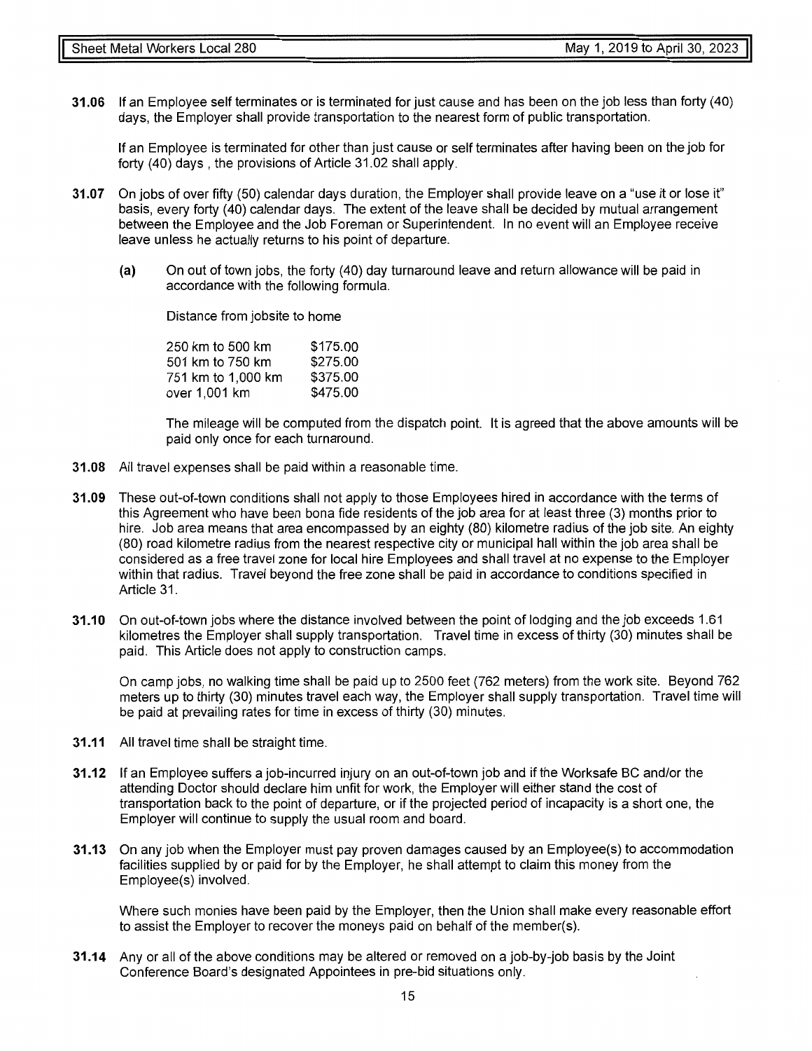**31.06** If an Employee self terminates or is terminated for just cause and has been on the job less than forty (40) days, the Employer shall provide transportation to the nearest form of public transportation.

If an Employee is terminated for other than just cause or self terminates after having been on the job for forty (40) days , the provisions of Article 31.02 shall apply.

**31.07** On jobs of over fifty (50) calendar days duration, the Employer shall provide leave on a "use it or lose it" basis, every forty (40) calendar days. The extent of the leave shall be decided by mutual arrangement between the Employee and the Job Foreman or Superintendent. In no event will an Employee receive leave unless he actually returns to his point of departure.

**(a)** On out of town jobs, the forty (40) day turnaround leave and return allowance will be paid in accordance with the following formula.

Distance from jobsite to home

| | |
|---|---|
| 250 km to 500 km | $175.00 |
| 501 km to 750 km | $275.00 |
| 751 km to 1,000 km | $375.00 |
| over 1,001 km | $475.00 |

The mileage will be computed from the dispatch point. It is agreed that the above amounts will be paid only once for each turnaround.

**31.08** All travel expenses shall be paid within a reasonable time.

**31.09** These out-of-town conditions shall not apply to those Employees hired in accordance with the terms of this Agreement who have been bona fide residents of the job area for at least three (3) months prior to hire. Job area means that area encompassed by an eighty (80) kilometre radius of the job site. An eighty (80) road kilometre radius from the nearest respective city or municipal hall within the job area shall be considered as a free travel zone for local hire Employees and shall travel at no expense to the Employer within that radius. Travel beyond the free zone shall be paid in accordance to conditions specified in Article 31.

**31.10** On out-of-town jobs where the distance involved between the point of lodging and the job exceeds 1.61 kilometres the Employer shall supply transportation. Travel time in excess of thirty (30) minutes shall be paid. This Article does not apply to construction camps.

On camp jobs, no walking time shall be paid up to 2500 feet (762 meters) from the work site. Beyond 762 meters up to thirty (30) minutes travel each way, the Employer shall supply transportation. Travel time will be paid at prevailing rates for time in excess of thirty (30) minutes.

**31.11** All travel time shall be straight time.

**31.12** If an Employee suffers a job-incurred injury on an out-of-town job and if the Worksafe BC and/or the attending Doctor should declare him unfit for work, the Employer will either stand the cost of transportation back to the point of departure, or if the projected period of incapacity is a short one, the Employer will continue to supply the usual room and board.

**31.13** On any job when the Employer must pay proven damages caused by an Employee(s) to accommodation facilities supplied by or paid for by the Employer, he shall attempt to claim this money from the Employee(s) involved.

Where such monies have been paid by the Employer, then the Union shall make every reasonable effort to assist the Employer to recover the moneys paid on behalf of the member(s).

**31.14** Any or all of the above conditions may be altered or removed on a job-by-job basis by the Joint Conference Board's designated Appointees in pre-bid situations only.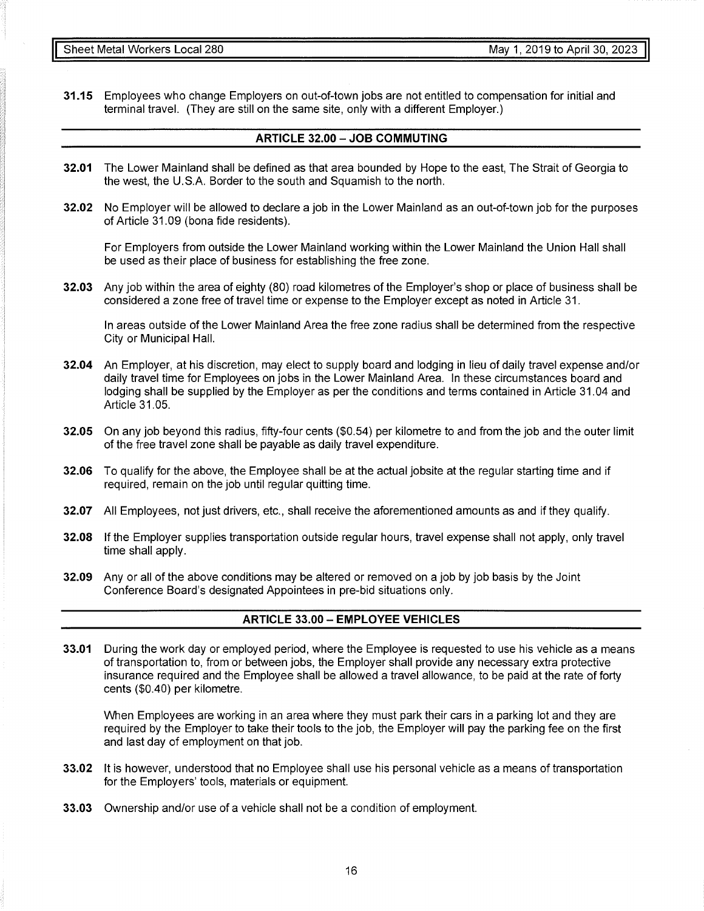**31.15** Employees who change Employers on out-of-town jobs are not entitled to compensation for initial and terminal travel. (They are still on the same site, only with a different Employer.)

## ARTICLE 32.00 – JOB COMMUTING

**32.01** The Lower Mainland shall be defined as that area bounded by Hope to the east, The Strait of Georgia to the west, the U.S.A. Border to the south and Squamish to the north.

**32.02** No Employer will be allowed to declare a job in the Lower Mainland as an out-of-town job for the purposes of Article 31.09 (bona fide residents).

For Employers from outside the Lower Mainland working within the Lower Mainland the Union Hall shall be used as their place of business for establishing the free zone.

**32.03** Any job within the area of eighty (80) road kilometres of the Employer's shop or place of business shall be considered a zone free of travel time or expense to the Employer except as noted in Article 31.

In areas outside of the Lower Mainland Area the free zone radius shall be determined from the respective City or Municipal Hall.

**32.04** An Employer, at his discretion, may elect to supply board and lodging in lieu of daily travel expense and/or daily travel time for Employees on jobs in the Lower Mainland Area. In these circumstances board and lodging shall be supplied by the Employer as per the conditions and terms contained in Article 31.04 and Article 31.05.

**32.05** On any job beyond this radius, fifty-four cents ($0.54) per kilometre to and from the job and the outer limit of the free travel zone shall be payable as daily travel expenditure.

**32.06** To qualify for the above, the Employee shall be at the actual jobsite at the regular starting time and if required, remain on the job until regular quitting time.

**32.07** All Employees, not just drivers, etc., shall receive the aforementioned amounts as and if they qualify.

**32.08** If the Employer supplies transportation outside regular hours, travel expense shall not apply, only travel time shall apply.

**32.09** Any or all of the above conditions may be altered or removed on a job by job basis by the Joint Conference Board's designated Appointees in pre-bid situations only.

## ARTICLE 33.00 – EMPLOYEE VEHICLES

**33.01** During the work day or employed period, where the Employee is requested to use his vehicle as a means of transportation to, from or between jobs, the Employer shall provide any necessary extra protective insurance required and the Employee shall be allowed a travel allowance, to be paid at the rate of forty cents ($0.40) per kilometre.

When Employees are working in an area where they must park their cars in a parking lot and they are required by the Employer to take their tools to the job, the Employer will pay the parking fee on the first and last day of employment on that job.

**33.02** It is however, understood that no Employee shall use his personal vehicle as a means of transportation for the Employers' tools, materials or equipment.

**33.03** Ownership and/or use of a vehicle shall not be a condition of employment.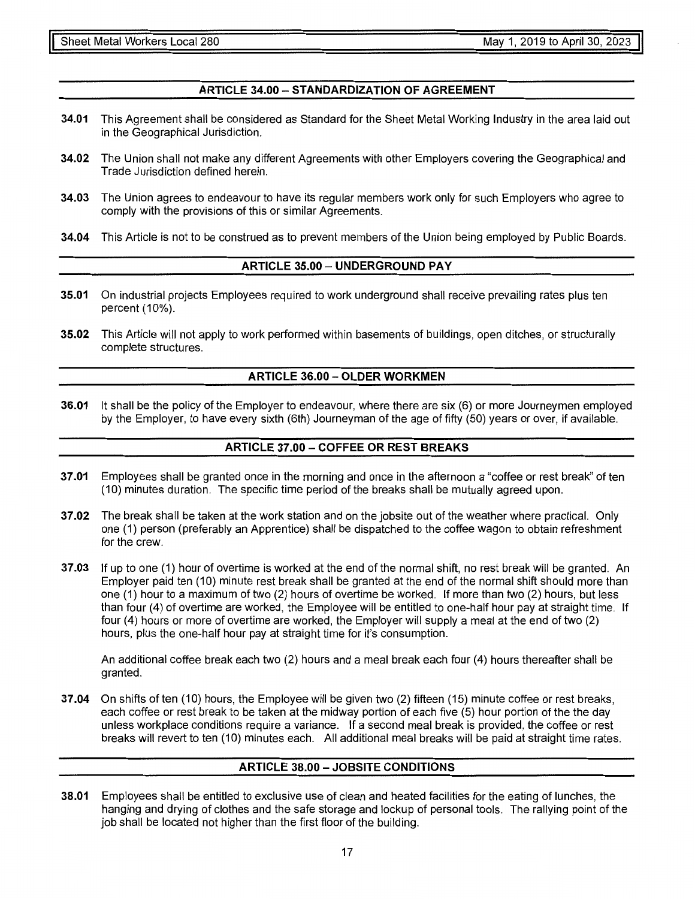## ARTICLE 34.00 – STANDARDIZATION OF AGREEMENT

**34.01** This Agreement shall be considered as Standard for the Sheet Metal Working Industry in the area laid out in the Geographical Jurisdiction.

**34.02** The Union shall not make any different Agreements with other Employers covering the Geographical and Trade Jurisdiction defined herein.

**34.03** The Union agrees to endeavour to have its regular members work only for such Employers who agree to comply with the provisions of this or similar Agreements.

**34.04** This Article is not to be construed as to prevent members of the Union being employed by Public Boards.

## ARTICLE 35.00 – UNDERGROUND PAY

**35.01** On industrial projects Employees required to work underground shall receive prevailing rates plus ten percent (10%).

**35.02** This Article will not apply to work performed within basements of buildings, open ditches, or structurally complete structures.

## ARTICLE 36.00 – OLDER WORKMEN

**36.01** It shall be the policy of the Employer to endeavour, where there are six (6) or more Journeymen employed by the Employer, to have every sixth (6th) Journeyman of the age of fifty (50) years or over, if available.

## ARTICLE 37.00 – COFFEE OR REST BREAKS

**37.01** Employees shall be granted once in the morning and once in the afternoon a "coffee or rest break" of ten (10) minutes duration. The specific time period of the breaks shall be mutually agreed upon.

**37.02** The break shall be taken at the work station and on the jobsite out of the weather where practical. Only one (1) person (preferably an Apprentice) shall be dispatched to the coffee wagon to obtain refreshment for the crew.

**37.03** If up to one (1) hour of overtime is worked at the end of the normal shift, no rest break will be granted. An Employer paid ten (10) minute rest break shall be granted at the end of the normal shift should more than one (1) hour to a maximum of two (2) hours of overtime be worked. If more than two (2) hours, but less than four (4) of overtime are worked, the Employee will be entitled to one-half hour pay at straight time. If four (4) hours or more of overtime are worked, the Employer will supply a meal at the end of two (2) hours, plus the one-half hour pay at straight time for it's consumption.

An additional coffee break each two (2) hours and a meal break each four (4) hours thereafter shall be granted.

**37.04** On shifts of ten (10) hours, the Employee will be given two (2) fifteen (15) minute coffee or rest breaks, each coffee or rest break to be taken at the midway portion of each five (5) hour portion of the the day unless workplace conditions require a variance. If a second meal break is provided, the coffee or rest breaks will revert to ten (10) minutes each. All additional meal breaks will be paid at straight time rates.

## ARTICLE 38.00 – JOBSITE CONDITIONS

**38.01** Employees shall be entitled to exclusive use of clean and heated facilities for the eating of lunches, the hanging and drying of clothes and the safe storage and lockup of personal tools. The rallying point of the job shall be located not higher than the first floor of the building.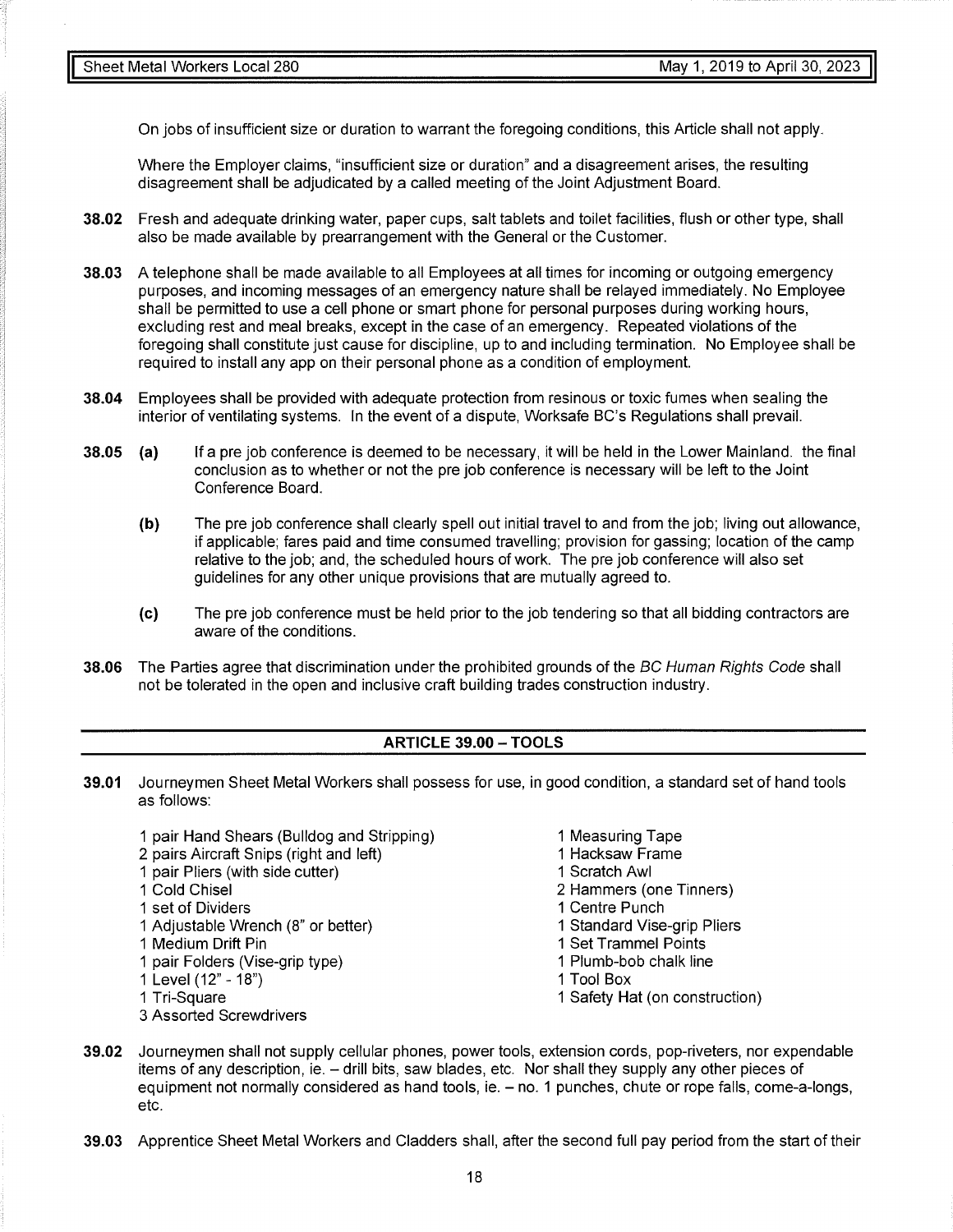On jobs of insufficient size or duration to warrant the foregoing conditions, this Article shall not apply.

Where the Employer claims, "insufficient size or duration" and a disagreement arises, the resulting disagreement shall be adjudicated by a called meeting of the Joint Adjustment Board.

**38.02** Fresh and adequate drinking water, paper cups, salt tablets and toilet facilities, flush or other type, shall also be made available by prearrangement with the General or the Customer.

**38.03** A telephone shall be made available to all Employees at all times for incoming or outgoing emergency purposes, and incoming messages of an emergency nature shall be relayed immediately. No Employee shall be permitted to use a cell phone or smart phone for personal purposes during working hours, excluding rest and meal breaks, except in the case of an emergency. Repeated violations of the foregoing shall constitute just cause for discipline, up to and including termination. No Employee shall be required to install any app on their personal phone as a condition of employment.

**38.04** Employees shall be provided with adequate protection from resinous or toxic fumes when sealing the interior of ventilating systems. In the event of a dispute, Worksafe BC's Regulations shall prevail.

**38.05** **(a)** If a pre job conference is deemed to be necessary, it will be held in the Lower Mainland. the final conclusion as to whether or not the pre job conference is necessary will be left to the Joint Conference Board.

**(b)** The pre job conference shall clearly spell out initial travel to and from the job; living out allowance, if applicable; fares paid and time consumed travelling; provision for gassing; location of the camp relative to the job; and, the scheduled hours of work. The pre job conference will also set guidelines for any other unique provisions that are mutually agreed to.

**(c)** The pre job conference must be held prior to the job tendering so that all bidding contractors are aware of the conditions.

**38.06** The Parties agree that discrimination under the prohibited grounds of the *BC Human Rights Code* shall not be tolerated in the open and inclusive craft building trades construction industry.

## ARTICLE 39.00 – TOOLS

**39.01** Journeymen Sheet Metal Workers shall possess for use, in good condition, a standard set of hand tools as follows:

- 1 pair Hand Shears (Bulldog and Stripping)
- 2 pairs Aircraft Snips (right and left)
- 1 pair Pliers (with side cutter)
- 1 Cold Chisel
- 1 set of Dividers
- 1 Adjustable Wrench (8" or better)
- 1 Medium Drift Pin
- 1 pair Folders (Vise-grip type)
- 1 Level (12" - 18")
- 1 Tri-Square
- 3 Assorted Screwdrivers
- 1 Measuring Tape
- 1 Hacksaw Frame
- 1 Scratch Awl
- 2 Hammers (one Tinners)
- 1 Centre Punch
- 1 Standard Vise-grip Pliers
- 1 Set Trammel Points
- 1 Plumb-bob chalk line
- 1 Tool Box
- 1 Safety Hat (on construction)

**39.02** Journeymen shall not supply cellular phones, power tools, extension cords, pop-riveters, nor expendable items of any description, ie. – drill bits, saw blades, etc. Nor shall they supply any other pieces of equipment not normally considered as hand tools, ie. – no. 1 punches, chute or rope falls, come-a-longs, etc.

**39.03** Apprentice Sheet Metal Workers and Cladders shall, after the second full pay period from the start of their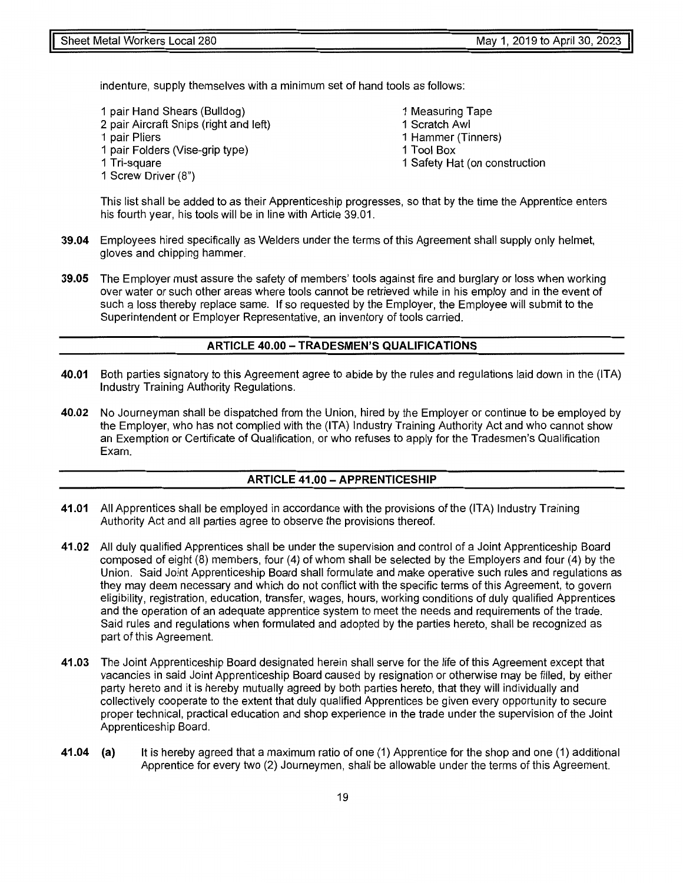indenture, supply themselves with a minimum set of hand tools as follows:

- 1 pair Hand Shears (Bulldog)
- 2 pair Aircraft Snips (right and left)
- 1 pair Pliers
- 1 pair Folders (Vise-grip type)
- 1 Tri-square
- 1 Screw Driver (8")
- 1 Measuring Tape
- 1 Scratch Awl
- 1 Hammer (Tinners)
- 1 Tool Box
- 1 Safety Hat (on construction

This list shall be added to as their Apprenticeship progresses, so that by the time the Apprentice enters his fourth year, his tools will be in line with Article 39.01.

**39.04** Employees hired specifically as Welders under the terms of this Agreement shall supply only helmet, gloves and chipping hammer.

**39.05** The Employer must assure the safety of members' tools against fire and burglary or loss when working over water or such other areas where tools cannot be retrieved while in his employ and in the event of such a loss thereby replace same. If so requested by the Employer, the Employee will submit to the Superintendent or Employer Representative, an inventory of tools carried.

## ARTICLE 40.00 – TRADESMEN'S QUALIFICATIONS

**40.01** Both parties signatory to this Agreement agree to abide by the rules and regulations laid down in the (ITA) Industry Training Authority Regulations.

**40.02** No Journeyman shall be dispatched from the Union, hired by the Employer or continue to be employed by the Employer, who has not complied with the (ITA) Industry Training Authority Act and who cannot show an Exemption or Certificate of Qualification, or who refuses to apply for the Tradesmen's Qualification Exam.

## ARTICLE 41.00 – APPRENTICESHIP

**41.01** All Apprentices shall be employed in accordance with the provisions of the (ITA) Industry Training Authority Act and all parties agree to observe the provisions thereof.

**41.02** All duly qualified Apprentices shall be under the supervision and control of a Joint Apprenticeship Board composed of eight (8) members, four (4) of whom shall be selected by the Employers and four (4) by the Union. Said Joint Apprenticeship Board shall formulate and make operative such rules and regulations as they may deem necessary and which do not conflict with the specific terms of this Agreement, to govern eligibility, registration, education, transfer, wages, hours, working conditions of duly qualified Apprentices and the operation of an adequate apprentice system to meet the needs and requirements of the trade. Said rules and regulations when formulated and adopted by the parties hereto, shall be recognized as part of this Agreement.

**41.03** The Joint Apprenticeship Board designated herein shall serve for the life of this Agreement except that vacancies in said Joint Apprenticeship Board caused by resignation or otherwise may be filled, by either party hereto and it is hereby mutually agreed by both parties hereto, that they will individually and collectively cooperate to the extent that duly qualified Apprentices be given every opportunity to secure proper technical, practical education and shop experience in the trade under the supervision of the Joint Apprenticeship Board.

**41.04** **(a)** It is hereby agreed that a maximum ratio of one (1) Apprentice for the shop and one (1) additional Apprentice for every two (2) Journeymen, shall be allowable under the terms of this Agreement.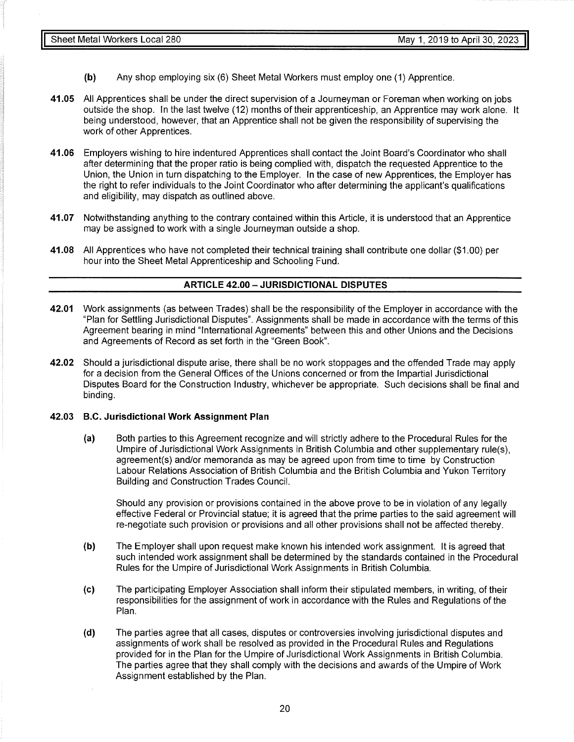**(b)** Any shop employing six (6) Sheet Metal Workers must employ one (1) Apprentice.

**41.05** All Apprentices shall be under the direct supervision of a Journeyman or Foreman when working on jobs outside the shop. In the last twelve (12) months of their apprenticeship, an Apprentice may work alone. It being understood, however, that an Apprentice shall not be given the responsibility of supervising the work of other Apprentices.

**41.06** Employers wishing to hire indentured Apprentices shall contact the Joint Board's Coordinator who shall after determining that the proper ratio is being complied with, dispatch the requested Apprentice to the Union, the Union in turn dispatching to the Employer. In the case of new Apprentices, the Employer has the right to refer individuals to the Joint Coordinator who after determining the applicant's qualifications and eligibility, may dispatch as outlined above.

**41.07** Notwithstanding anything to the contrary contained within this Article, it is understood that an Apprentice may be assigned to work with a single Journeyman outside a shop.

**41.08** All Apprentices who have not completed their technical training shall contribute one dollar ($1.00) per hour into the Sheet Metal Apprenticeship and Schooling Fund.

## ARTICLE 42.00 – JURISDICTIONAL DISPUTES

**42.01** Work assignments (as between Trades) shall be the responsibility of the Employer in accordance with the "Plan for Settling Jurisdictional Disputes". Assignments shall be made in accordance with the terms of this Agreement bearing in mind "International Agreements" between this and other Unions and the Decisions and Agreements of Record as set forth in the "Green Book".

**42.02** Should a jurisdictional dispute arise, there shall be no work stoppages and the offended Trade may apply for a decision from the General Offices of the Unions concerned or from the Impartial Jurisdictional Disputes Board for the Construction Industry, whichever be appropriate. Such decisions shall be final and binding.

**42.03 B.C. Jurisdictional Work Assignment Plan**

**(a)** Both parties to this Agreement recognize and will strictly adhere to the Procedural Rules for the Umpire of Jurisdictional Work Assignments in British Columbia and other supplementary rule(s), agreement(s) and/or memoranda as may be agreed upon from time to time by Construction Labour Relations Association of British Columbia and the British Columbia and Yukon Territory Building and Construction Trades Council.

Should any provision or provisions contained in the above prove to be in violation of any legally effective Federal or Provincial statue; it is agreed that the prime parties to the said agreement will re-negotiate such provision or provisions and all other provisions shall not be affected thereby.

**(b)** The Employer shall upon request make known his intended work assignment. It is agreed that such intended work assignment shall be determined by the standards contained in the Procedural Rules for the Umpire of Jurisdictional Work Assignments in British Columbia.

**(c)** The participating Employer Association shall inform their stipulated members, in writing, of their responsibilities for the assignment of work in accordance with the Rules and Regulations of the Plan.

**(d)** The parties agree that all cases, disputes or controversies involving jurisdictional disputes and assignments of work shall be resolved as provided in the Procedural Rules and Regulations provided for in the Plan for the Umpire of Jurisdictional Work Assignments in British Columbia. The parties agree that they shall comply with the decisions and awards of the Umpire of Work Assignment established by the Plan.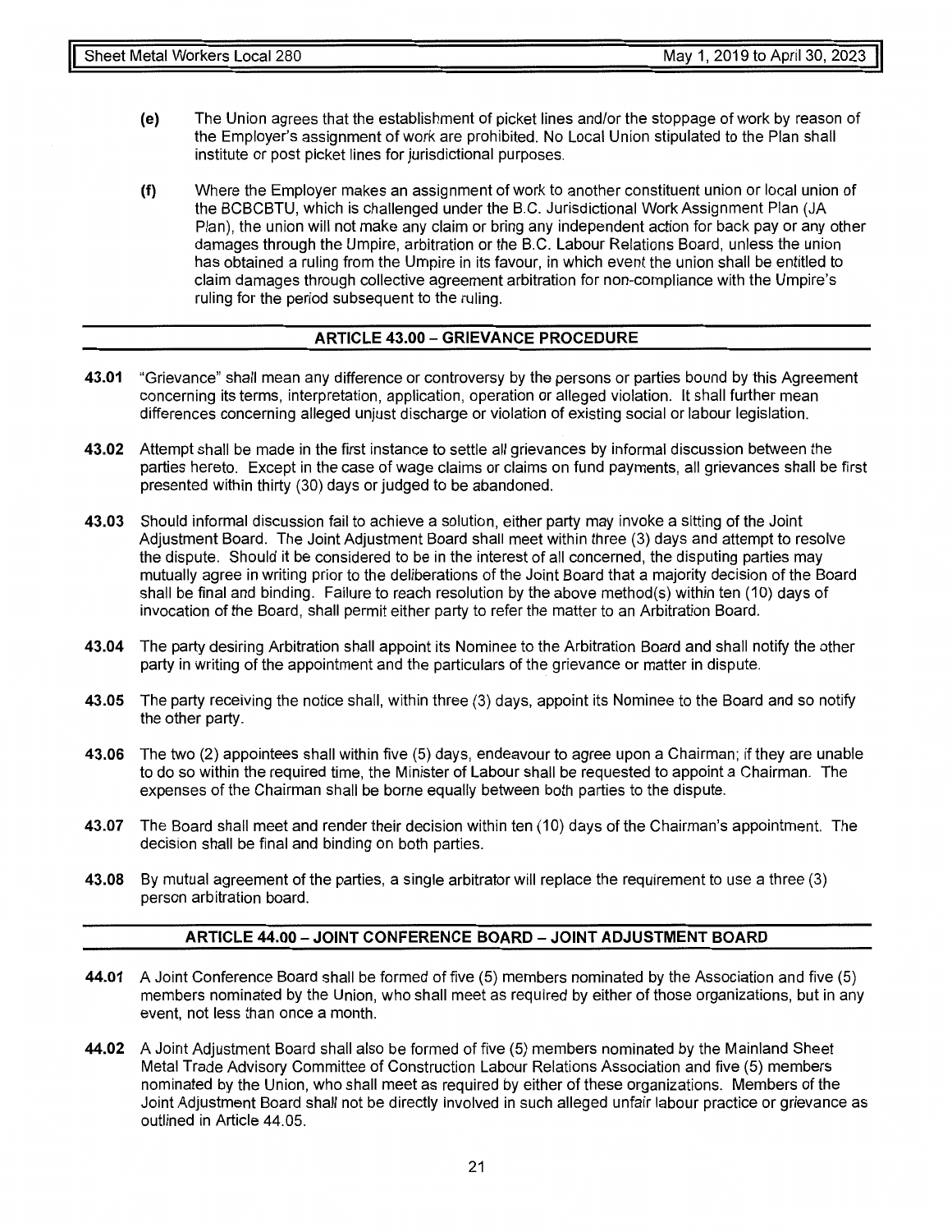(e) The Union agrees that the establishment of picket lines and/or the stoppage of work by reason of the Employer's assignment of work are prohibited. No Local Union stipulated to the Plan shall institute or post picket lines for jurisdictional purposes.

(f) Where the Employer makes an assignment of work to another constituent union or local union of the BCBCBTU, which is challenged under the B.C. Jurisdictional Work Assignment Plan (JA Plan), the union will not make any claim or bring any independent action for back pay or any other damages through the Umpire, arbitration or the B.C. Labour Relations Board, unless the union has obtained a ruling from the Umpire in its favour, in which event the union shall be entitled to claim damages through collective agreement arbitration for non-compliance with the Umpire's ruling for the period subsequent to the ruling.

## ARTICLE 43.00 – GRIEVANCE PROCEDURE

**43.01** "Grievance" shall mean any difference or controversy by the persons or parties bound by this Agreement concerning its terms, interpretation, application, operation or alleged violation. It shall further mean differences concerning alleged unjust discharge or violation of existing social or labour legislation.

**43.02** Attempt shall be made in the first instance to settle all grievances by informal discussion between the parties hereto. Except in the case of wage claims or claims on fund payments, all grievances shall be first presented within thirty (30) days or judged to be abandoned.

**43.03** Should informal discussion fail to achieve a solution, either party may invoke a sitting of the Joint Adjustment Board. The Joint Adjustment Board shall meet within three (3) days and attempt to resolve the dispute. Should it be considered to be in the interest of all concerned, the disputing parties may mutually agree in writing prior to the deliberations of the Joint Board that a majority decision of the Board shall be final and binding. Failure to reach resolution by the above method(s) within ten (10) days of invocation of the Board, shall permit either party to refer the matter to an Arbitration Board.

**43.04** The party desiring Arbitration shall appoint its Nominee to the Arbitration Board and shall notify the other party in writing of the appointment and the particulars of the grievance or matter in dispute.

**43.05** The party receiving the notice shall, within three (3) days, appoint its Nominee to the Board and so notify the other party.

**43.06** The two (2) appointees shall within five (5) days, endeavour to agree upon a Chairman; if they are unable to do so within the required time, the Minister of Labour shall be requested to appoint a Chairman. The expenses of the Chairman shall be borne equally between both parties to the dispute.

**43.07** The Board shall meet and render their decision within ten (10) days of the Chairman's appointment. The decision shall be final and binding on both parties.

**43.08** By mutual agreement of the parties, a single arbitrator will replace the requirement to use a three (3) person arbitration board.

## ARTICLE 44.00 – JOINT CONFERENCE BOARD – JOINT ADJUSTMENT BOARD

**44.01** A Joint Conference Board shall be formed of five (5) members nominated by the Association and five (5) members nominated by the Union, who shall meet as required by either of those organizations, but in any event, not less than once a month.

**44.02** A Joint Adjustment Board shall also be formed of five (5) members nominated by the Mainland Sheet Metal Trade Advisory Committee of Construction Labour Relations Association and five (5) members nominated by the Union, who shall meet as required by either of these organizations. Members of the Joint Adjustment Board shall not be directly involved in such alleged unfair labour practice or grievance as outlined in Article 44.05.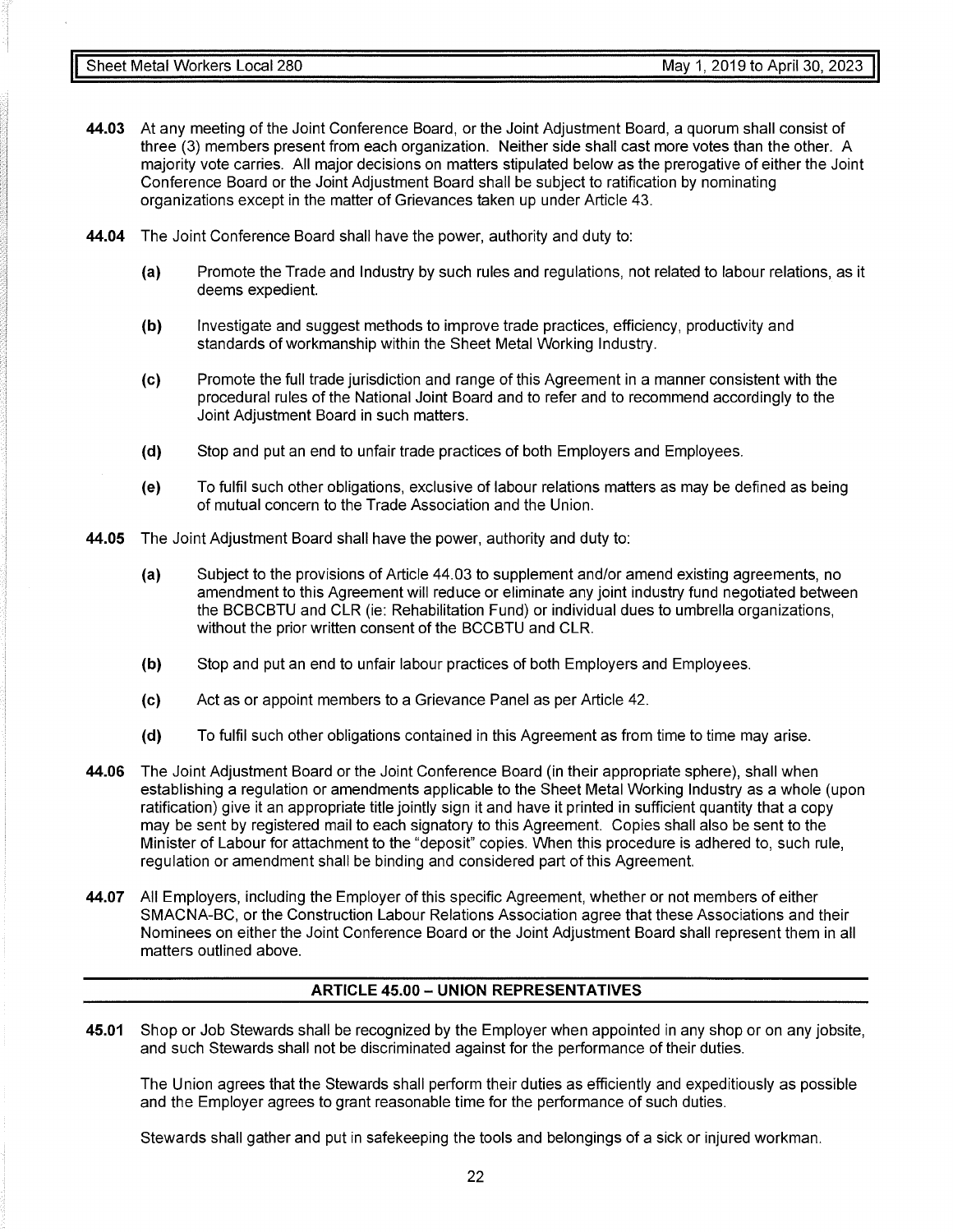**44.03** At any meeting of the Joint Conference Board, or the Joint Adjustment Board, a quorum shall consist of three (3) members present from each organization. Neither side shall cast more votes than the other. A majority vote carries. All major decisions on matters stipulated below as the prerogative of either the Joint Conference Board or the Joint Adjustment Board shall be subject to ratification by nominating organizations except in the matter of Grievances taken up under Article 43.

**44.04** The Joint Conference Board shall have the power, authority and duty to:

**(a)** Promote the Trade and Industry by such rules and regulations, not related to labour relations, as it deems expedient.

**(b)** Investigate and suggest methods to improve trade practices, efficiency, productivity and standards of workmanship within the Sheet Metal Working Industry.

**(c)** Promote the full trade jurisdiction and range of this Agreement in a manner consistent with the procedural rules of the National Joint Board and to refer and to recommend accordingly to the Joint Adjustment Board in such matters.

**(d)** Stop and put an end to unfair trade practices of both Employers and Employees.

**(e)** To fulfil such other obligations, exclusive of labour relations matters as may be defined as being of mutual concern to the Trade Association and the Union.

**44.05** The Joint Adjustment Board shall have the power, authority and duty to:

**(a)** Subject to the provisions of Article 44.03 to supplement and/or amend existing agreements, no amendment to this Agreement will reduce or eliminate any joint industry fund negotiated between the BCBCBTU and CLR (ie: Rehabilitation Fund) or individual dues to umbrella organizations, without the prior written consent of the BCCBTU and CLR.

**(b)** Stop and put an end to unfair labour practices of both Employers and Employees.

**(c)** Act as or appoint members to a Grievance Panel as per Article 42.

**(d)** To fulfil such other obligations contained in this Agreement as from time to time may arise.

**44.06** The Joint Adjustment Board or the Joint Conference Board (in their appropriate sphere), shall when establishing a regulation or amendments applicable to the Sheet Metal Working Industry as a whole (upon ratification) give it an appropriate title jointly sign it and have it printed in sufficient quantity that a copy may be sent by registered mail to each signatory to this Agreement. Copies shall also be sent to the Minister of Labour for attachment to the "deposit" copies. When this procedure is adhered to, such rule, regulation or amendment shall be binding and considered part of this Agreement.

**44.07** All Employers, including the Employer of this specific Agreement, whether or not members of either SMACNA-BC, or the Construction Labour Relations Association agree that these Associations and their Nominees on either the Joint Conference Board or the Joint Adjustment Board shall represent them in all matters outlined above.

## ARTICLE 45.00 – UNION REPRESENTATIVES

**45.01** Shop or Job Stewards shall be recognized by the Employer when appointed in any shop or on any jobsite, and such Stewards shall not be discriminated against for the performance of their duties.

The Union agrees that the Stewards shall perform their duties as efficiently and expeditiously as possible and the Employer agrees to grant reasonable time for the performance of such duties.

Stewards shall gather and put in safekeeping the tools and belongings of a sick or injured workman.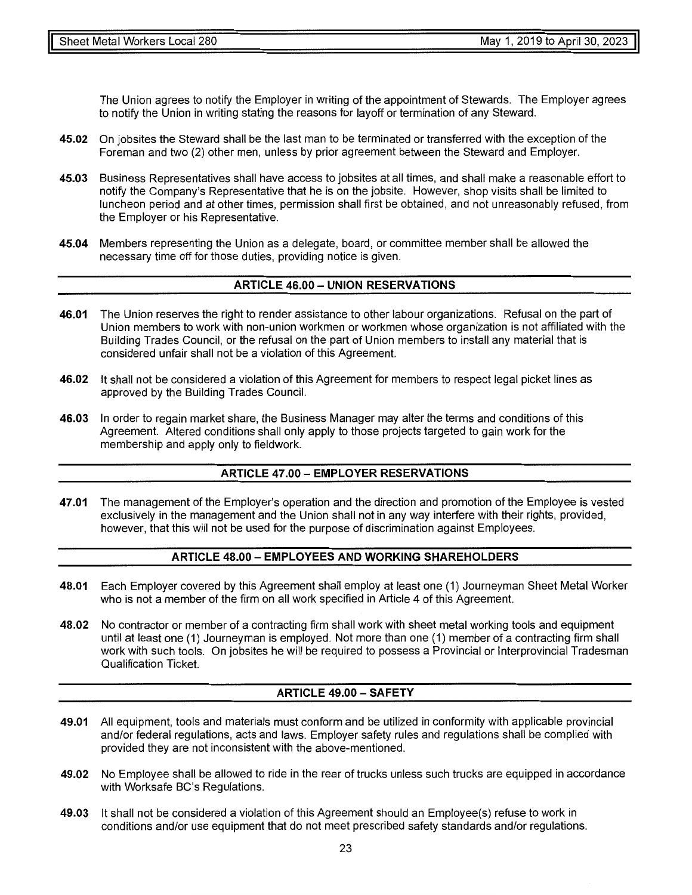The Union agrees to notify the Employer in writing of the appointment of Stewards. The Employer agrees to notify the Union in writing stating the reasons for layoff or termination of any Steward.

**45.02** On jobsites the Steward shall be the last man to be terminated or transferred with the exception of the Foreman and two (2) other men, unless by prior agreement between the Steward and Employer.

**45.03** Business Representatives shall have access to jobsites at all times, and shall make a reasonable effort to notify the Company's Representative that he is on the jobsite. However, shop visits shall be limited to luncheon period and at other times, permission shall first be obtained, and not unreasonably refused, from the Employer or his Representative.

**45.04** Members representing the Union as a delegate, board, or committee member shall be allowed the necessary time off for those duties, providing notice is given.

## ARTICLE 46.00 – UNION RESERVATIONS

**46.01** The Union reserves the right to render assistance to other labour organizations. Refusal on the part of Union members to work with non-union workmen or workmen whose organization is not affiliated with the Building Trades Council, or the refusal on the part of Union members to install any material that is considered unfair shall not be a violation of this Agreement.

**46.02** It shall not be considered a violation of this Agreement for members to respect legal picket lines as approved by the Building Trades Council.

**46.03** In order to regain market share, the Business Manager may alter the terms and conditions of this Agreement. Altered conditions shall only apply to those projects targeted to gain work for the membership and apply only to fieldwork.

## ARTICLE 47.00 – EMPLOYER RESERVATIONS

**47.01** The management of the Employer's operation and the direction and promotion of the Employee is vested exclusively in the management and the Union shall not in any way interfere with their rights, provided, however, that this will not be used for the purpose of discrimination against Employees.

## ARTICLE 48.00 – EMPLOYEES AND WORKING SHAREHOLDERS

**48.01** Each Employer covered by this Agreement shall employ at least one (1) Journeyman Sheet Metal Worker who is not a member of the firm on all work specified in Article 4 of this Agreement.

**48.02** No contractor or member of a contracting firm shall work with sheet metal working tools and equipment until at least one (1) Journeyman is employed. Not more than one (1) member of a contracting firm shall work with such tools. On jobsites he will be required to possess a Provincial or Interprovincial Tradesman Qualification Ticket.

## ARTICLE 49.00 – SAFETY

**49.01** All equipment, tools and materials must conform and be utilized in conformity with applicable provincial and/or federal regulations, acts and laws. Employer safety rules and regulations shall be complied with provided they are not inconsistent with the above-mentioned.

**49.02** No Employee shall be allowed to ride in the rear of trucks unless such trucks are equipped in accordance with Worksafe BC's Regulations.

**49.03** It shall not be considered a violation of this Agreement should an Employee(s) refuse to work in conditions and/or use equipment that do not meet prescribed safety standards and/or regulations.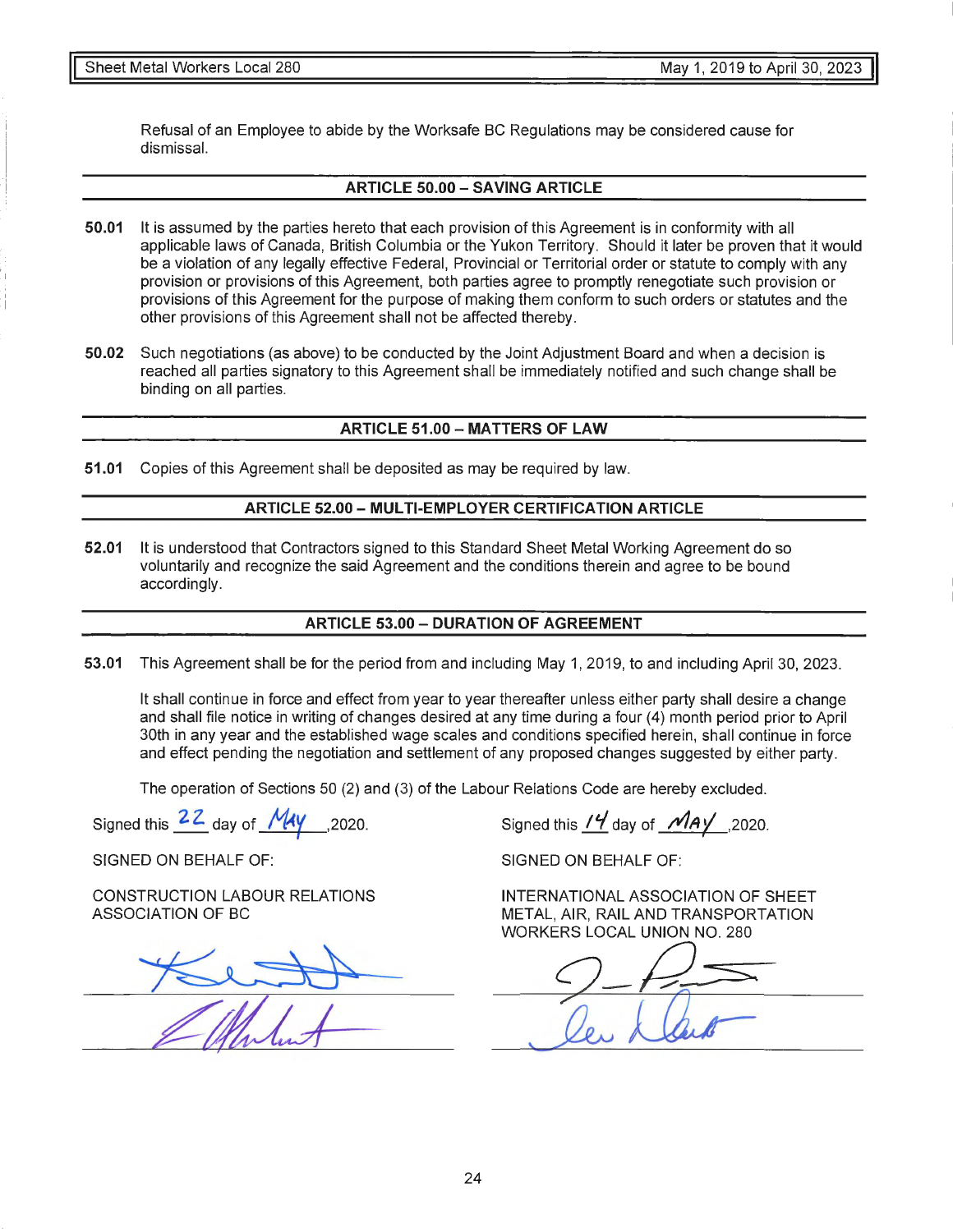Refusal of an Employee to abide by the Worksafe BC Regulations may be considered cause for dismissal.

## ARTICLE 50.00 – SAVING ARTICLE

**50.01** It is assumed by the parties hereto that each provision of this Agreement is in conformity with all applicable laws of Canada, British Columbia or the Yukon Territory. Should it later be proven that it would be a violation of any legally effective Federal, Provincial or Territorial order or statute to comply with any provision or provisions of this Agreement, both parties agree to promptly renegotiate such provision or provisions of this Agreement for the purpose of making them conform to such orders or statutes and the other provisions of this Agreement shall not be affected thereby.

**50.02** Such negotiations (as above) to be conducted by the Joint Adjustment Board and when a decision is reached all parties signatory to this Agreement shall be immediately notified and such change shall be binding on all parties.

## ARTICLE 51.00 – MATTERS OF LAW

**51.01** Copies of this Agreement shall be deposited as may be required by law.

## ARTICLE 52.00 – MULTI-EMPLOYER CERTIFICATION ARTICLE

**52.01** It is understood that Contractors signed to this Standard Sheet Metal Working Agreement do so voluntarily and recognize the said Agreement and the conditions therein and agree to be bound accordingly.

## ARTICLE 53.00 – DURATION OF AGREEMENT

**53.01** This Agreement shall be for the period from and including May 1, 2019, to and including April 30, 2023.

It shall continue in force and effect from year to year thereafter unless either party shall desire a change and shall file notice in writing of changes desired at any time during a four (4) month period prior to April 30th in any year and the established wage scales and conditions specified herein, shall continue in force and effect pending the negotiation and settlement of any proposed changes suggested by either party.

The operation of Sections 50 (2) and (3) of the Labour Relations Code are hereby excluded.

Signed this 22 day of May ,2020.

SIGNED ON BEHALF OF:

CONSTRUCTION LABOUR RELATIONS ASSOCIATION OF BC

_______________________________

_______________________________

Signed this 14 day of MAY ,2020.

SIGNED ON BEHALF OF:

INTERNATIONAL ASSOCIATION OF SHEET METAL, AIR, RAIL AND TRANSPORTATION WORKERS LOCAL UNION NO. 280

_______________________________

_______________________________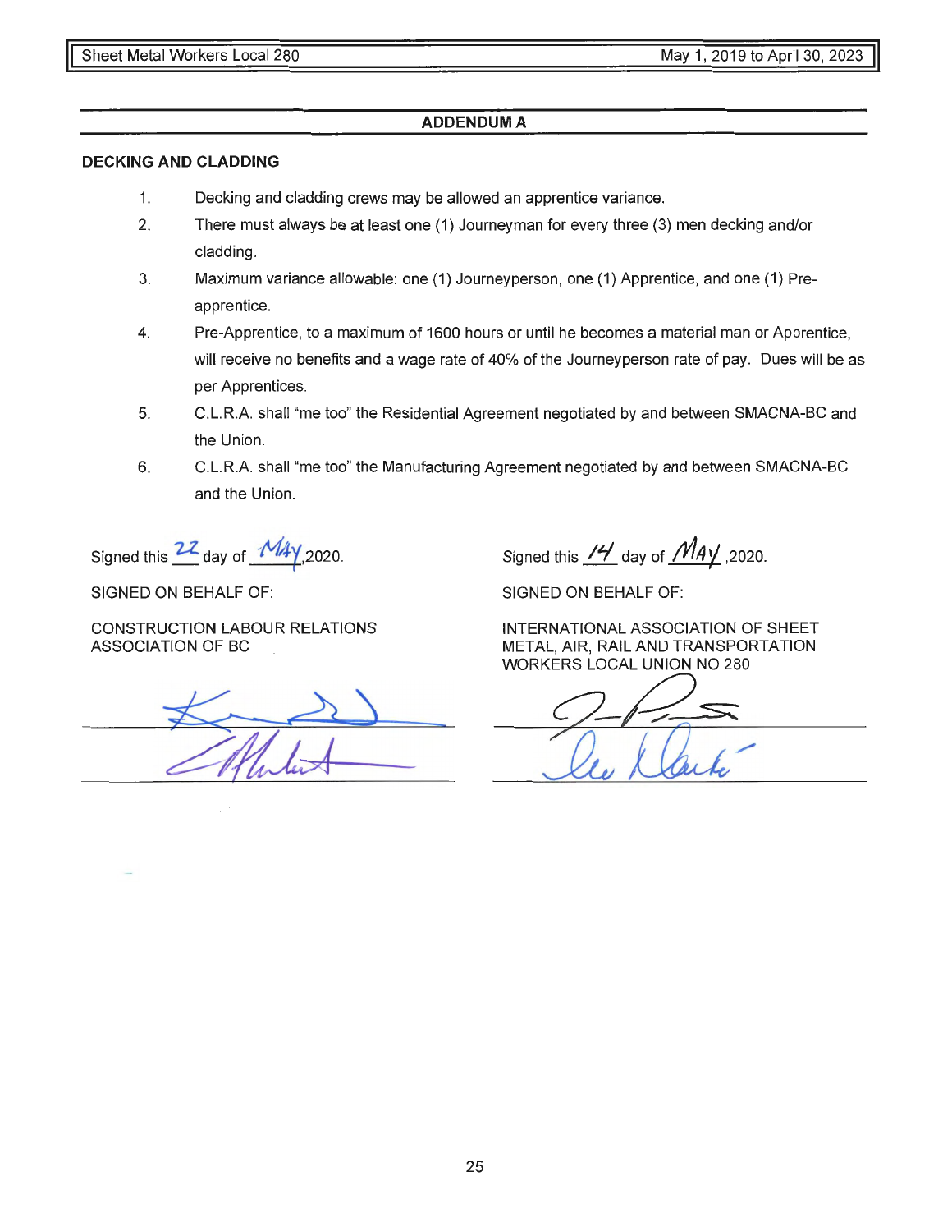## ADDENDUM A

**DECKING AND CLADDING**

1. Decking and cladding crews may be allowed an apprentice variance.
2. There must always be at least one (1) Journeyman for every three (3) men decking and/or cladding.
3. Maximum variance allowable: one (1) Journeyperson, one (1) Apprentice, and one (1) Pre-apprentice.
4. Pre-Apprentice, to a maximum of 1600 hours or until he becomes a material man or Apprentice, will receive no benefits and a wage rate of 40% of the Journeyperson rate of pay. Dues will be as per Apprentices.
5. C.L.R.A. shall "me too" the Residential Agreement negotiated by and between SMACNA-BC and the Union.
6. C.L.R.A. shall "me too" the Manufacturing Agreement negotiated by and between SMACNA-BC and the Union.

Signed this 22 day of May, 2020.

SIGNED ON BEHALF OF:

CONSTRUCTION LABOUR RELATIONS ASSOCIATION OF BC

Signed this 14 day of May, 2020.

SIGNED ON BEHALF OF:

INTERNATIONAL ASSOCIATION OF SHEET METAL, AIR, RAIL AND TRANSPORTATION WORKERS LOCAL UNION NO 280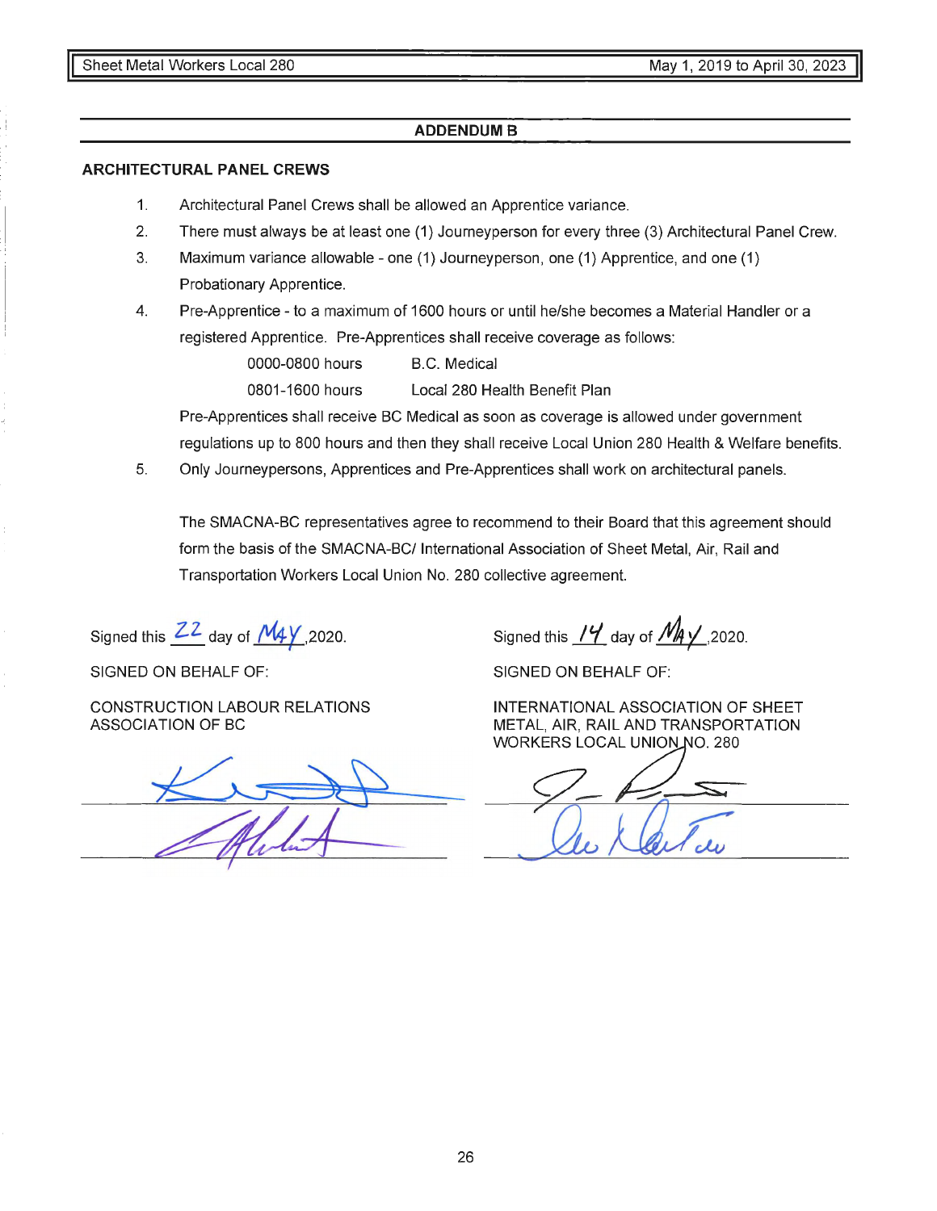## ADDENDUM B

### ARCHITECTURAL PANEL CREWS

1. Architectural Panel Crews shall be allowed an Apprentice variance.
2. There must always be at least one (1) Journeyperson for every three (3) Architectural Panel Crew.
3. Maximum variance allowable - one (1) Journeyperson, one (1) Apprentice, and one (1) Probationary Apprentice.
4. Pre-Apprentice - to a maximum of 1600 hours or until he/she becomes a Material Handler or a registered Apprentice. Pre-Apprentices shall receive coverage as follows:

   | | |
   |---|---|
   | 0000-0800 hours | B.C. Medical |
   | 0801-1600 hours | Local 280 Health Benefit Plan |

   Pre-Apprentices shall receive BC Medical as soon as coverage is allowed under government regulations up to 800 hours and then they shall receive Local Union 280 Health & Welfare benefits.
5. Only Journeypersons, Apprentices and Pre-Apprentices shall work on architectural panels.

The SMACNA-BC representatives agree to recommend to their Board that this agreement should form the basis of the SMACNA-BC/ International Association of Sheet Metal, Air, Rail and Transportation Workers Local Union No. 280 collective agreement.

Signed this 22 day of MAY, 2020.

SIGNED ON BEHALF OF:

CONSTRUCTION LABOUR RELATIONS ASSOCIATION OF BC

Signed this 14 day of MAY, 2020.

SIGNED ON BEHALF OF:

INTERNATIONAL ASSOCIATION OF SHEET METAL, AIR, RAIL AND TRANSPORTATION WORKERS LOCAL UNION NO. 280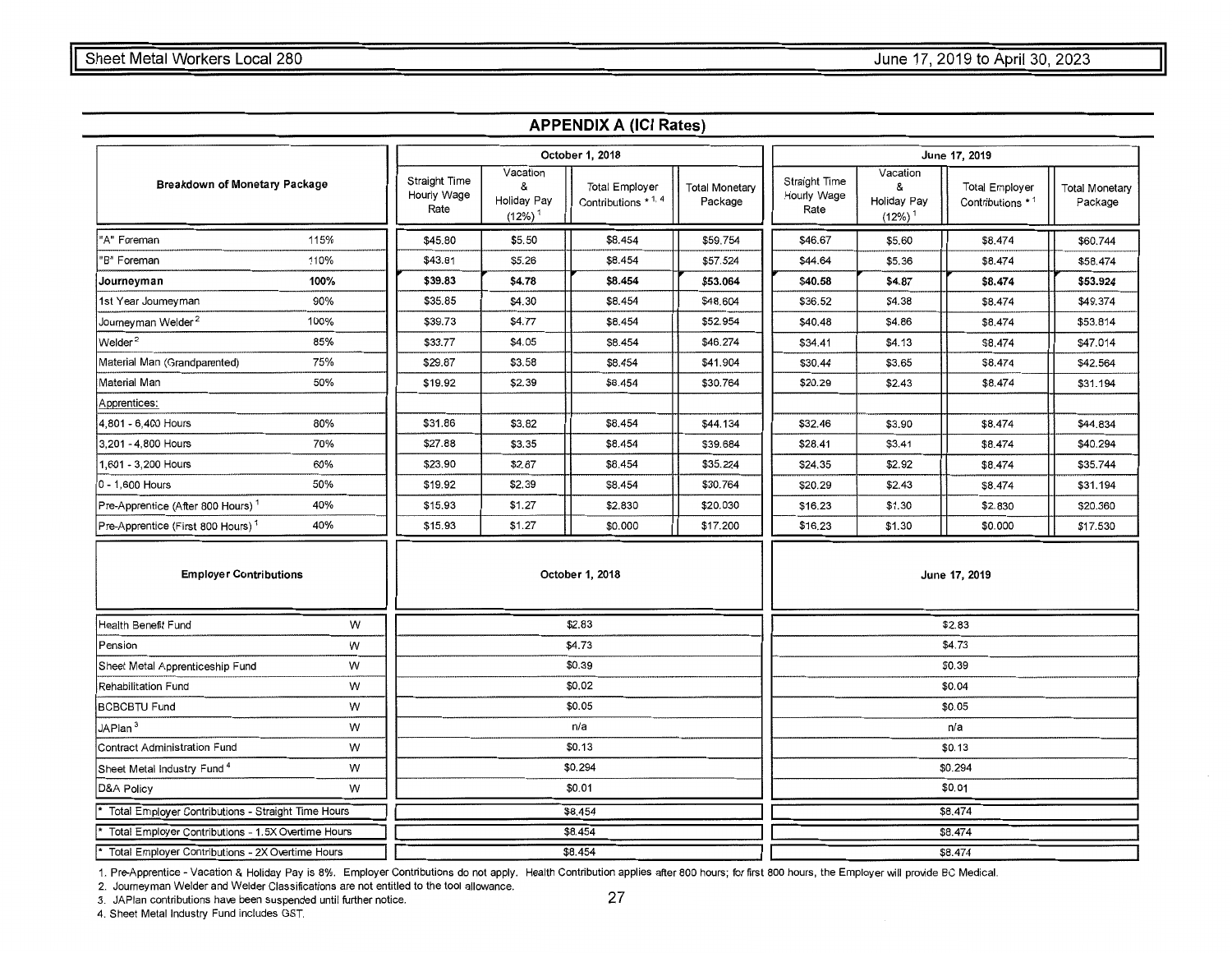## APPENDIX A (ICI Rates)

| Breakdown of Monetary Package | | October 1, 2018 | | | | June 17, 2019 | | | |
|---|---|---|---|---|---|---|---|---|---|
| | | Straight Time Hourly Wage Rate | Vacation & Holiday Pay (12%)[1] | Total Employer Contributions *[1, 4] | Total Monetary Package | Straight Time Hourly Wage Rate | Vacation & Holiday Pay (12%)[1] | Total Employer Contributions *[1] | Total Monetary Package |
| "A" Foreman | 115% | $45.80 | $5.50 | $8.454 | $59.754 | $46.67 | $5.60 | $8.474 | $60.744 |
| "B" Foreman | 110% | $43.81 | $5.26 | $8.454 | $57.524 | $44.64 | $5.36 | $8.474 | $58.474 |
| **Journeyman** | **100%** | **$39.83** | **$4.78** | **$8.454** | **$53.064** | **$40.58** | **$4.87** | **$8.474** | **$53.924** |
| 1st Year Journeyman | 90% | $35.85 | $4.30 | $8.454 | $48.604 | $36.52 | $4.38 | $8.474 | $49.374 |
| Journeyman Welder[2] | 100% | $39.73 | $4.77 | $8.454 | $52.954 | $40.48 | $4.86 | $8.474 | $53.814 |
| Welder[2] | 85% | $33.77 | $4.05 | $8.454 | $46.274 | $34.41 | $4.13 | $8.474 | $47.014 |
| Material Man (Grandparented) | 75% | $29.87 | $3.58 | $8.454 | $41.904 | $30.44 | $3.65 | $8.474 | $42.564 |
| Material Man | 50% | $19.92 | $2.39 | $8.454 | $30.764 | $20.29 | $2.43 | $8.474 | $31.194 |
| Apprentices: | | | | | | | | | |
| 4,801 - 6,400 Hours | 80% | $31.86 | $3.82 | $8.454 | $44.134 | $32.46 | $3.90 | $8.474 | $44.834 |
| 3,201 - 4,800 Hours | 70% | $27.88 | $3.35 | $8.454 | $39.684 | $28.41 | $3.41 | $8.474 | $40.294 |
| 1,601 - 3,200 Hours | 60% | $23.90 | $2.87 | $8.454 | $35.224 | $24.35 | $2.92 | $8.474 | $35.744 |
| 0 - 1,600 Hours | 50% | $19.92 | $2.39 | $8.454 | $30.764 | $20.29 | $2.43 | $8.474 | $31.194 |
| Pre-Apprentice (After 800 Hours)[1] | 40% | $15.93 | $1.27 | $2.830 | $20.030 | $16.23 | $1.30 | $2.830 | $20.360 |
| Pre-Apprentice (First 800 Hours)[1] | 40% | $15.93 | $1.27 | $0.000 | $17.200 | $16.23 | $1.30 | $0.000 | $17.530 |

| Employer Contributions | | October 1, 2018 | June 17, 2019 |
|---|---|---|---|
| Health Benefit Fund | W | $2.83 | $2.83 |
| Pension | W | $4.73 | $4.73 |
| Sheet Metal Apprenticeship Fund | W | $0.39 | $0.39 |
| Rehabilitation Fund | W | $0.02 | $0.04 |
| BCBCBTU Fund | W | $0.05 | $0.05 |
| JAPlan[3] | W | n/a | n/a |
| Contract Administration Fund | W | $0.13 | $0.13 |
| Sheet Metal Industry Fund[4] | W | $0.294 | $0.294 |
| D&A Policy | W | $0.01 | $0.01 |
| * Total Employer Contributions - Straight Time Hours | | $8.454 | $8.474 |
| * Total Employer Contributions - 1.5X Overtime Hours | | $8.454 | $8.474 |
| * Total Employer Contributions - 2X Overtime Hours | | $8.454 | $8.474 |

1. Pre-Apprentice - Vacation & Holiday Pay is 8%. Employer Contributions do not apply. Health Contribution applies after 800 hours; for first 800 hours, the Employer will provide BC Medical.
2. Journeyman Welder and Welder Classifications are not entitled to the tool allowance.
3. JAPlan contributions have been suspended until further notice.
4. Sheet Metal Industry Fund includes GST.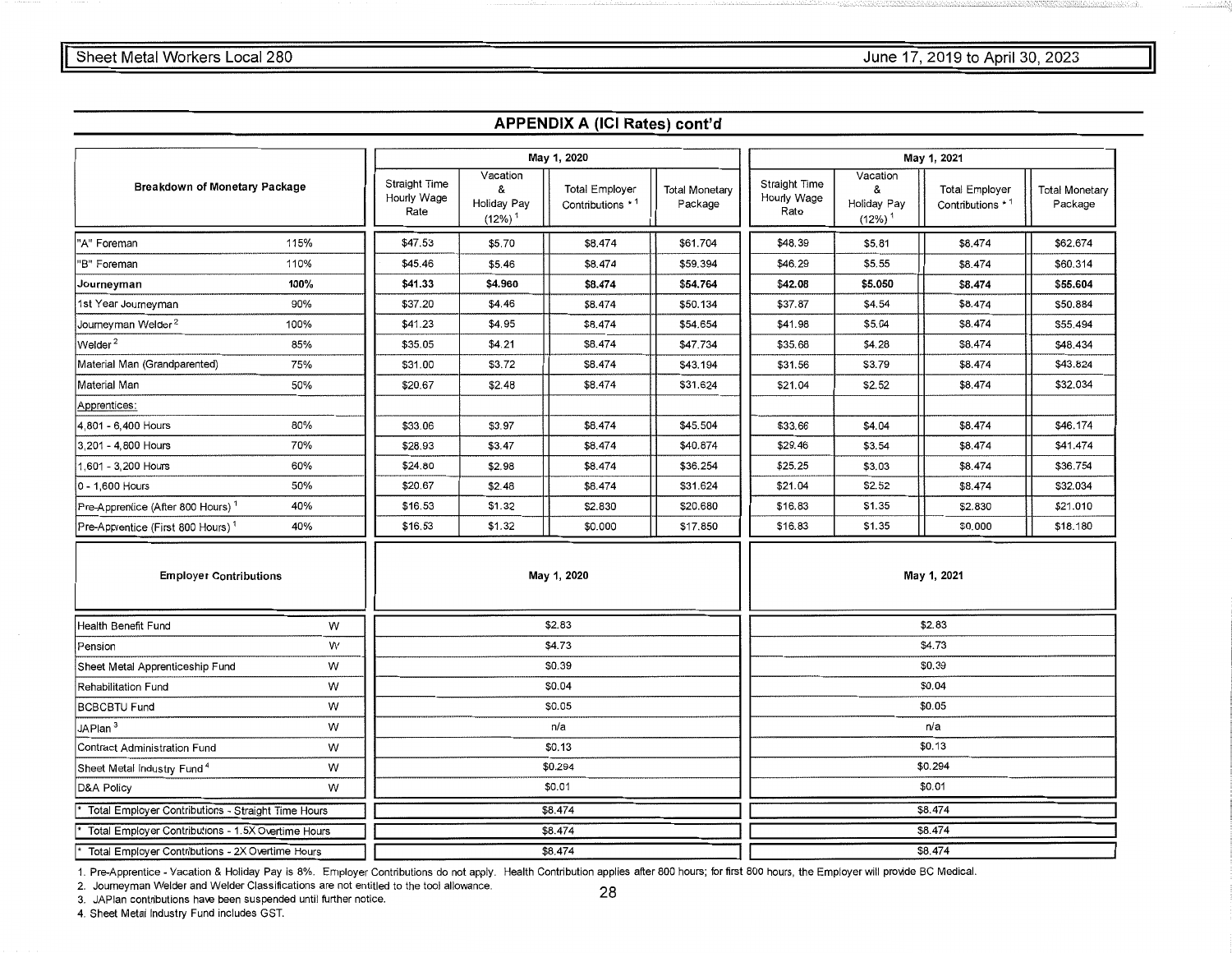## APPENDIX A (ICI Rates) cont'd

| Breakdown of Monetary Package | | May 1, 2020 | | | | May 1, 2021 | | | |
|---|---|---|---|---|---|---|---|---|---|
| | | Straight Time Hourly Wage Rate | Vacation & Holiday Pay (12%) [1] | Total Employer Contributions * [1] | Total Monetary Package | Straight Time Hourly Wage Rate | Vacation & Holiday Pay (12%) [1] | Total Employer Contributions * [1] | Total Monetary Package |
| "A" Foreman | 115% | $47.53 | $5.70 | $8.474 | $61.704 | $48.39 | $5.81 | $8.474 | $62.674 |
| "B" Foreman | 110% | $45.46 | $5.46 | $8.474 | $59.394 | $46.29 | $5.55 | $8.474 | $60.314 |
| **Journeyman** | **100%** | **$41.33** | **$4.960** | **$8.474** | **$54.764** | **$42.08** | **$5.050** | **$8.474** | **$55.604** |
| 1st Year Journeyman | 90% | $37.20 | $4.46 | $8.474 | $50.134 | $37.87 | $4.54 | $8.474 | $50.884 |
| Journeyman Welder [2] | 100% | $41.23 | $4.95 | $8.474 | $54.654 | $41.98 | $5.04 | $8.474 | $55.494 |
| Welder [2] | 85% | $35.05 | $4.21 | $8.474 | $47.734 | $35.68 | $4.28 | $8.474 | $48.434 |
| Material Man (Grandparented) | 75% | $31.00 | $3.72 | $8.474 | $43.194 | $31.56 | $3.79 | $8.474 | $43.824 |
| Material Man | 50% | $20.67 | $2.48 | $8.474 | $31.624 | $21.04 | $2.52 | $8.474 | $32.034 |
| Apprentices: | | | | | | | | | |
| 4,801 - 6,400 Hours | 80% | $33.06 | $3.97 | $8.474 | $45.504 | $33.66 | $4.04 | $8.474 | $46.174 |
| 3,201 - 4,800 Hours | 70% | $28.93 | $3.47 | $8.474 | $40.874 | $29.46 | $3.54 | $8.474 | $41.474 |
| 1,601 - 3,200 Hours | 60% | $24.80 | $2.98 | $8.474 | $36.254 | $25.25 | $3.03 | $8.474 | $36.754 |
| 0 - 1,600 Hours | 50% | $20.67 | $2.48 | $8.474 | $31.624 | $21.04 | $2.52 | $8.474 | $32.034 |
| Pre-Apprentice (After 800 Hours) [1] | 40% | $16.53 | $1.32 | $2.830 | $20.680 | $16.83 | $1.35 | $2.830 | $21.010 |
| Pre-Apprentice (First 800 Hours) [1] | 40% | $16.53 | $1.32 | $0.000 | $17.850 | $16.83 | $1.35 | $0.000 | $18.180 |

| Employer Contributions | | May 1, 2020 | May 1, 2021 |
|---|---|---|---|
| Health Benefit Fund | W | $2.83 | $2.83 |
| Pension | W | $4.73 | $4.73 |
| Sheet Metal Apprenticeship Fund | W | $0.39 | $0.39 |
| Rehabilitation Fund | W | $0.04 | $0.04 |
| BCBCBTU Fund | W | $0.05 | $0.05 |
| JAPlan [3] | W | n/a | n/a |
| Contract Administration Fund | W | $0.13 | $0.13 |
| Sheet Metal Industry Fund [4] | W | $0.294 | $0.294 |
| D&A Policy | W | $0.01 | $0.01 |
| * Total Employer Contributions - Straight Time Hours | | $8.474 | $8.474 |
| * Total Employer Contributions - 1.5X Overtime Hours | | $8.474 | $8.474 |
| * Total Employer Contributions - 2X Overtime Hours | | $8.474 | $8.474 |

1. Pre-Apprentice - Vacation & Holiday Pay is 8%. Employer Contributions do not apply. Health Contribution applies after 800 hours; for first 800 hours, the Employer will provide BC Medical.
2. Journeyman Welder and Welder Classifications are not entitled to the tool allowance.
3. JAPlan contributions have been suspended until further notice.
4. Sheet Metal Industry Fund includes GST.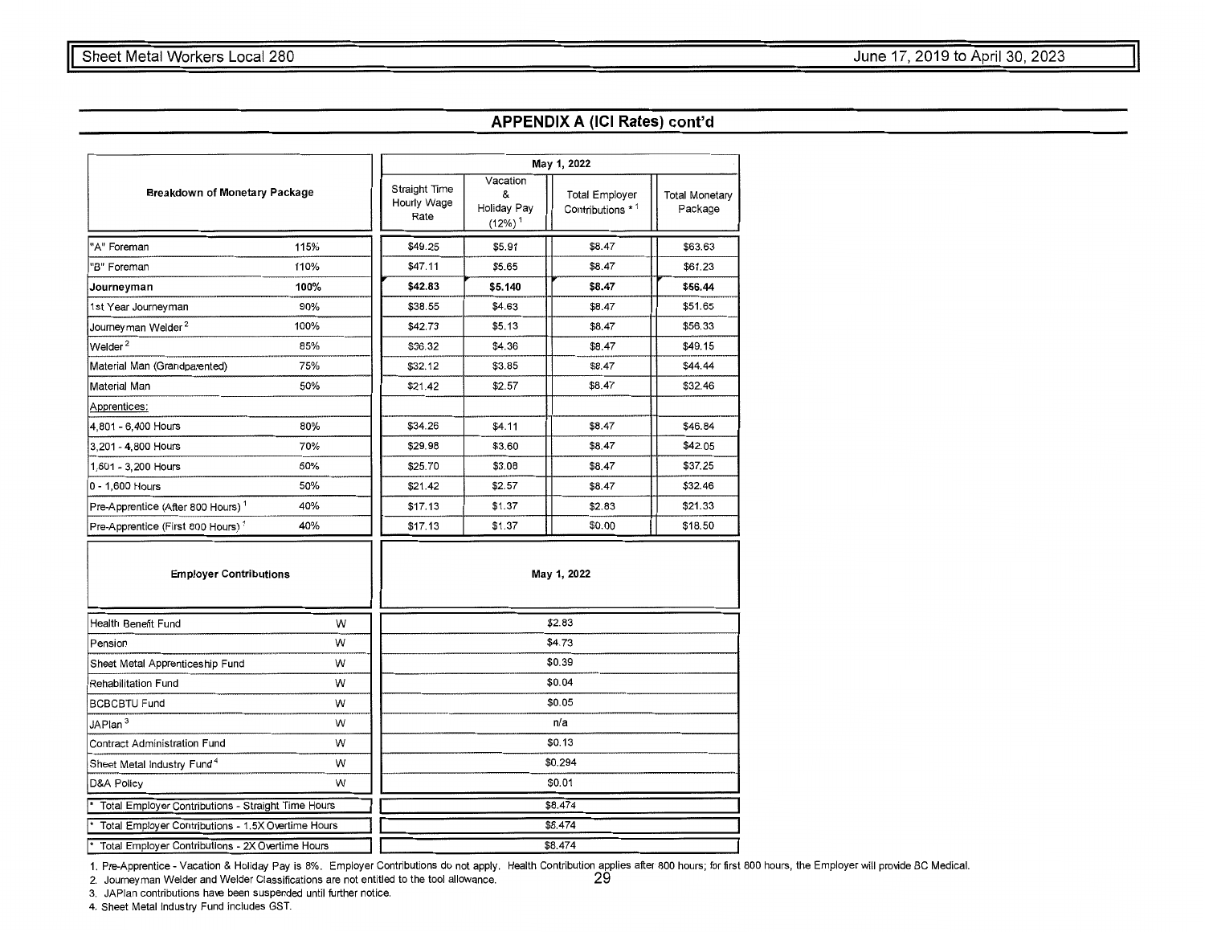## APPENDIX A (ICI Rates) cont'd

| Breakdown of Monetary Package | | May 1, 2022 | | | |
|---|---|---|---|---|---|
| | | Straight Time Hourly Wage Rate | Vacation & Holiday Pay (12%) [1] | Total Employer Contributions * [1] | Total Monetary Package |
| "A" Foreman | 115% | $49.25 | $5.91 | $8.47 | $63.63 |
| "B" Foreman | 110% | $47.11 | $5.65 | $8.47 | $61.23 |
| **Journeyman** | **100%** | **$42.83** | **$5.140** | **$8.47** | **$56.44** |
| 1st Year Journeyman | 90% | $38.55 | $4.63 | $8.47 | $51.65 |
| Journeyman Welder [2] | 100% | $42.73 | $5.13 | $8.47 | $56.33 |
| Welder [2] | 85% | $36.32 | $4.36 | $8.47 | $49.15 |
| Material Man (Grandparented) | 75% | $32.12 | $3.85 | $8.47 | $44.44 |
| Material Man | 50% | $21.42 | $2.57 | $8.47 | $32.46 |
| Apprentices: | | | | | |
| 4,801 - 6,400 Hours | 80% | $34.26 | $4.11 | $8.47 | $46.84 |
| 3,201 - 4,800 Hours | 70% | $29.98 | $3.60 | $8.47 | $42.05 |
| 1,601 - 3,200 Hours | 60% | $25.70 | $3.08 | $8.47 | $37.25 |
| 0 - 1,600 Hours | 50% | $21.42 | $2.57 | $8.47 | $32.46 |
| Pre-Apprentice (After 800 Hours) [1] | 40% | $17.13 | $1.37 | $2.83 | $21.33 |
| Pre-Apprentice (First 800 Hours) [1] | 40% | $17.13 | $1.37 | $0.00 | $18.50 |

| Employer Contributions | | May 1, 2022 |
|---|---|---|
| Health Benefit Fund | W | $2.83 |
| Pension | W | $4.73 |
| Sheet Metal Apprenticeship Fund | W | $0.39 |
| Rehabilitation Fund | W | $0.04 |
| BCBCBTU Fund | W | $0.05 |
| JAPlan [3] | W | n/a |
| Contract Administration Fund | W | $0.13 |
| Sheet Metal Industry Fund [4] | W | $0.294 |
| D&A Policy | W | $0.01 |
| * Total Employer Contributions - Straight Time Hours | | $8.474 |
| * Total Employer Contributions - 1.5X Overtime Hours | | $8.474 |
| * Total Employer Contributions - 2X Overtime Hours | | $8.474 |

1. Pre-Apprentice - Vacation & Holiday Pay is 8%. Employer Contributions do not apply. Health Contribution applies after 800 hours; for first 800 hours, the Employer will provide BC Medical.
2. Journeyman Welder and Welder Classifications are not entitled to the tool allowance.
3. JAPlan contributions have been suspended until further notice.
4. Sheet Metal Industry Fund includes GST.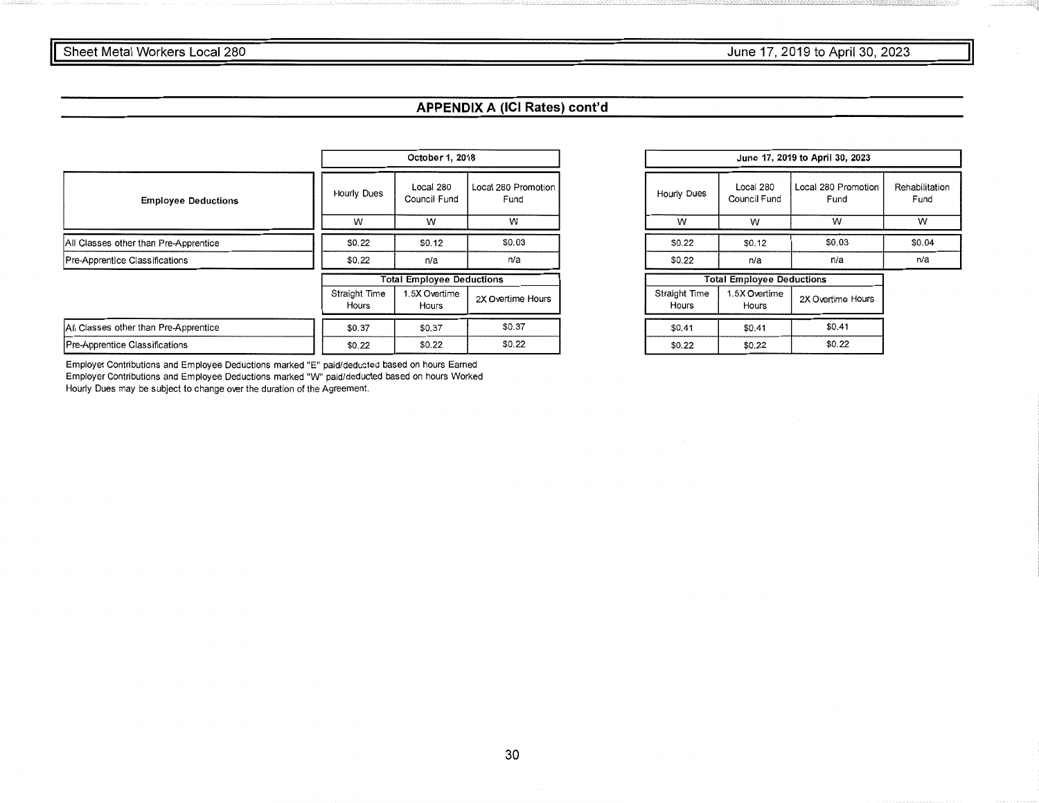## APPENDIX A (ICI Rates) cont'd

| Employee Deductions | October 1, 2018 | | | June 17, 2019 to April 30, 2023 | | | |
|---|---|---|---|---|---|---|---|
| | Hourly Dues | Local 280 Council Fund | Local 280 Promotion Fund | Hourly Dues | Local 280 Council Fund | Local 280 Promotion Fund | Rehabilitation Fund |
| | W | W | W | W | W | W | W |
| All Classes other than Pre-Apprentice | $0.22 | $0.12 | $0.03 | $0.22 | $0.12 | $0.03 | $0.04 |
| Pre-Apprentice Classifications | $0.22 | n/a | n/a | $0.22 | n/a | n/a | n/a |

| | October 1, 2018 | | | June 17, 2019 to April 30, 2023 | | |
|---|---|---|---|---|---|---|
| | Total Employee Deductions | | | Total Employee Deductions | | |
| | Straight Time Hours | 1.5X Overtime Hours | 2X Overtime Hours | Straight Time Hours | 1.5X Overtime Hours | 2X Overtime Hours |
| All Classes other than Pre-Apprentice | $0.37 | $0.37 | $0.37 | $0.41 | $0.41 | $0.41 |
| Pre-Apprentice Classifications | $0.22 | $0.22 | $0.22 | $0.22 | $0.22 | $0.22 |

Employer Contributions and Employee Deductions marked "E" paid/deducted based on hours Earned
Employer Contributions and Employee Deductions marked "W" paid/deducted based on hours Worked
Hourly Dues may be subject to change over the duration of the Agreement.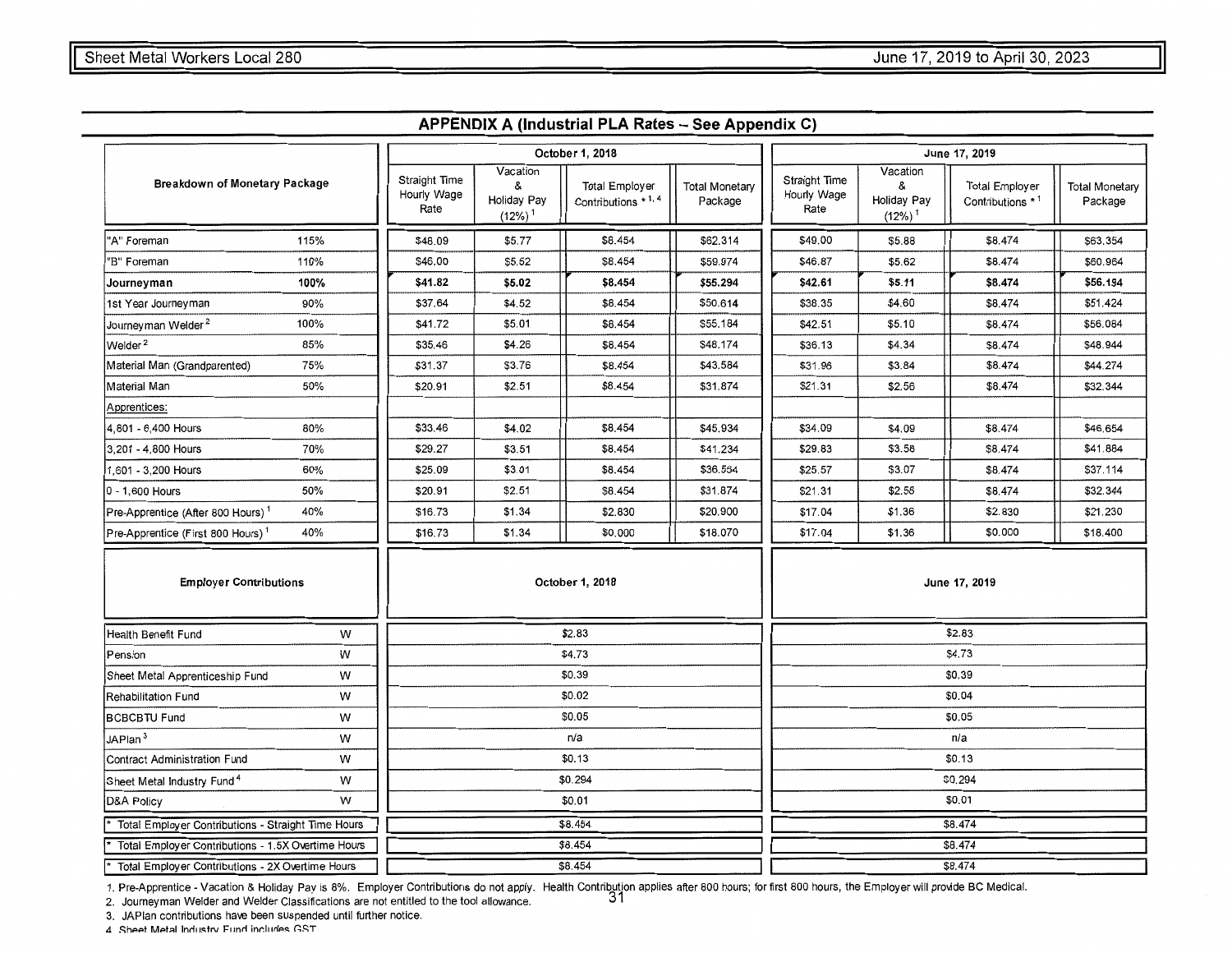## APPENDIX A (Industrial PLA Rates – See Appendix C)

| Breakdown of Monetary Package | | October 1, 2018 | | | | June 17, 2019 | | | |
|---|---|---|---|---|---|---|---|---|---|
| | | Straight Time Hourly Wage Rate | Vacation & Holiday Pay (12%)[1] | Total Employer Contributions *[1, 4] | Total Monetary Package | Straight Time Hourly Wage Rate | Vacation & Holiday Pay (12%)[1] | Total Employer Contributions *[1] | Total Monetary Package |
| "A" Foreman | 115% | $48.09 | $5.77 | $8.454 | $62.314 | $49.00 | $5.88 | $8.474 | $63.354 |
| "B" Foreman | 110% | $46.00 | $5.52 | $8.454 | $59.974 | $46.87 | $5.62 | $8.474 | $60.964 |
| **Journeyman** | **100%** | **$41.82** | **$5.02** | **$8.454** | **$55.294** | **$42.61** | **$5.11** | **$8.474** | **$56.194** |
| 1st Year Journeyman | 90% | $37.64 | $4.52 | $8.454 | $50.614 | $38.35 | $4.60 | $8.474 | $51.424 |
| Journeyman Welder[2] | 100% | $41.72 | $5.01 | $8.454 | $55.184 | $42.51 | $5.10 | $8.474 | $56.084 |
| Welder[2] | 85% | $35.46 | $4.26 | $8.454 | $48.174 | $36.13 | $4.34 | $8.474 | $48.944 |
| Material Man (Grandparented) | 75% | $31.37 | $3.76 | $8.454 | $43.584 | $31.96 | $3.84 | $8.474 | $44.274 |
| Material Man | 50% | $20.91 | $2.51 | $8.454 | $31.874 | $21.31 | $2.56 | $8.474 | $32.344 |
| Apprentices: | | | | | | | | | |
| 4,801 - 6,400 Hours | 80% | $33.46 | $4.02 | $8.454 | $45.934 | $34.09 | $4.09 | $8.474 | $46.654 |
| 3,201 - 4,800 Hours | 70% | $29.27 | $3.51 | $8.454 | $41.234 | $29.83 | $3.58 | $8.474 | $41.884 |
| 1,601 - 3,200 Hours | 60% | $25.09 | $3.01 | $8.454 | $36.554 | $25.57 | $3.07 | $8.474 | $37.114 |
| 0 - 1,600 Hours | 50% | $20.91 | $2.51 | $8.454 | $31.874 | $21.31 | $2.56 | $8.474 | $32.344 |
| Pre-Apprentice (After 800 Hours)[1] | 40% | $16.73 | $1.34 | $2.830 | $20.900 | $17.04 | $1.36 | $2.830 | $21.230 |
| Pre-Apprentice (First 800 Hours)[1] | 40% | $16.73 | $1.34 | $0.000 | $18.070 | $17.04 | $1.36 | $0.000 | $18.400 |

| Employer Contributions | | October 1, 2018 | June 17, 2019 |
|---|---|---|---|
| Health Benefit Fund | W | $2.83 | $2.83 |
| Pension | W | $4.73 | $4.73 |
| Sheet Metal Apprenticeship Fund | W | $0.39 | $0.39 |
| Rehabilitation Fund | W | $0.02 | $0.04 |
| BCBCBTU Fund | W | $0.05 | $0.05 |
| JAPlan[3] | W | n/a | n/a |
| Contract Administration Fund | W | $0.13 | $0.13 |
| Sheet Metal Industry Fund[4] | W | $0.294 | $0.294 |
| D&A Policy | W | $0.01 | $0.01 |
| * Total Employer Contributions - Straight Time Hours | | $8.454 | $8.474 |
| * Total Employer Contributions - 1.5X Overtime Hours | | $8.454 | $8.474 |
| * Total Employer Contributions - 2X Overtime Hours | | $8.454 | $8.474 |

1. Pre-Apprentice - Vacation & Holiday Pay is 8%. Employer Contributions do not apply. Health Contribution applies after 800 hours; for first 800 hours, the Employer will provide BC Medical.
2. Journeyman Welder and Welder Classifications are not entitled to the tool allowance.
3. JAPlan contributions have been suspended until further notice.
4. Sheet Metal Industry Fund includes GST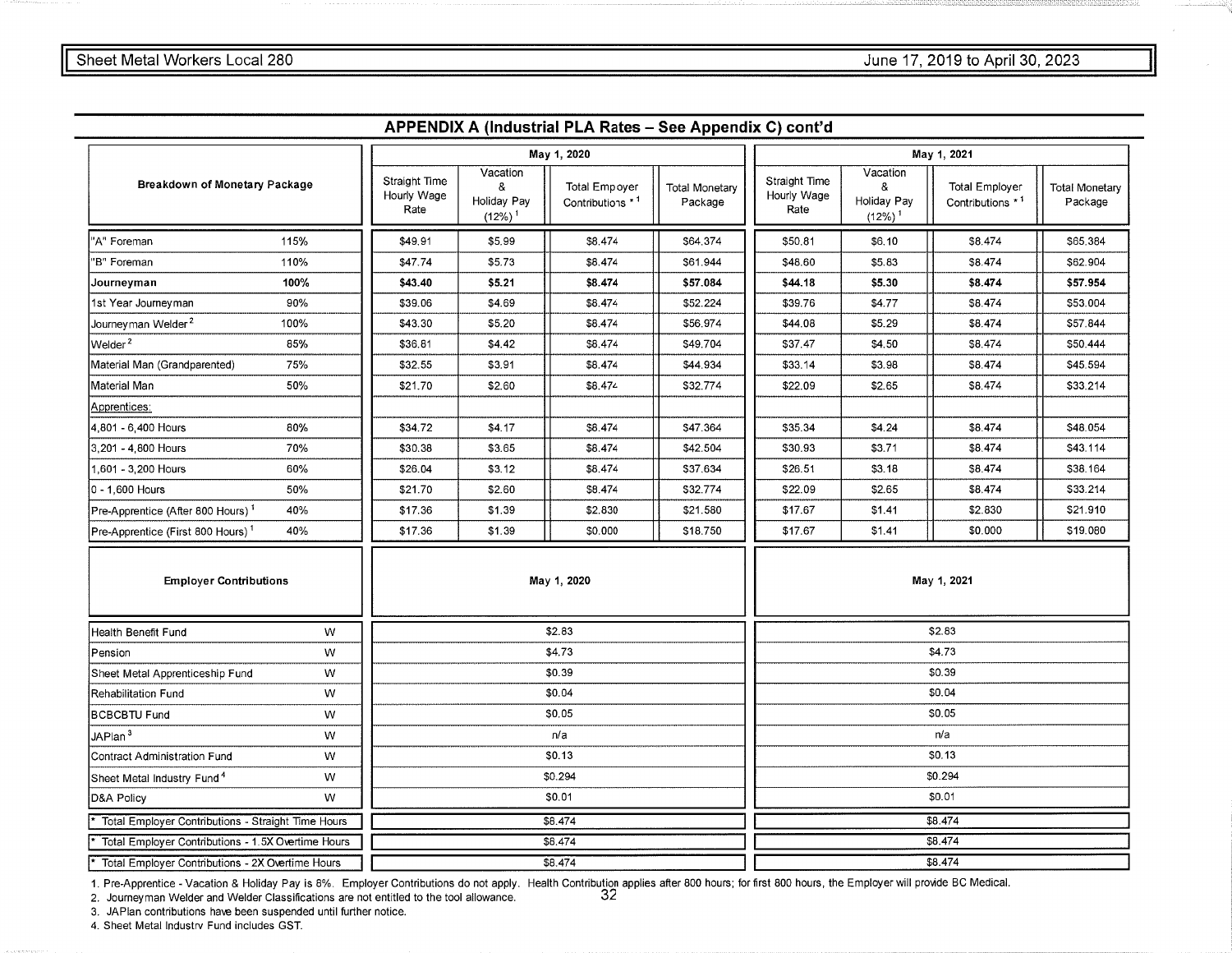## APPENDIX A (Industrial PLA Rates – See Appendix C) cont'd

| Breakdown of Monetary Package | | May 1, 2020 | | | | May 1, 2021 | | | |
|---|---|---|---|---|---|---|---|---|---|
| | | Straight Time Hourly Wage Rate | Vacation & Holiday Pay (12%) [1] | Total Empoyer Contributions * [1] | Total Monetary Package | Straight Time Hourly Wage Rate | Vacation & Holiday Pay (12%) [1] | Total Employer Contributions * [1] | Total Monetary Package |
| "A" Foreman | 115% | $49.91 | $5.99 | $8.474 | $64.374 | $50.81 | $6.10 | $8.474 | $65.384 |
| "B" Foreman | 110% | $47.74 | $5.73 | $8.474 | $61.944 | $48.60 | $5.83 | $8.474 | $62.904 |
| **Journeyman** | **100%** | **$43.40** | **$5.21** | **$8.474** | **$57.084** | **$44.18** | **$5.30** | **$8.474** | **$57.954** |
| 1st Year Journeyman | 90% | $39.06 | $4.69 | $8.474 | $52.224 | $39.76 | $4.77 | $8.474 | $53.004 |
| Journeyman Welder [2] | 100% | $43.30 | $5.20 | $8.474 | $56.974 | $44.08 | $5.29 | $8.474 | $57.844 |
| Welder [2] | 85% | $36.81 | $4.42 | $8.474 | $49.704 | $37.47 | $4.50 | $8.474 | $50.444 |
| Material Man (Grandparented) | 75% | $32.55 | $3.91 | $8.474 | $44.934 | $33.14 | $3.98 | $8.474 | $45.594 |
| Material Man | 50% | $21.70 | $2.60 | $8.474 | $32.774 | $22.09 | $2.65 | $8.474 | $33.214 |
| Apprentices: | | | | | | | | | |
| 4,801 - 6,400 Hours | 80% | $34.72 | $4.17 | $8.474 | $47.364 | $35.34 | $4.24 | $8.474 | $48.054 |
| 3,201 - 4,800 Hours | 70% | $30.38 | $3.65 | $8.474 | $42.504 | $30.93 | $3.71 | $8.474 | $43.114 |
| 1,601 - 3,200 Hours | 60% | $26.04 | $3.12 | $8.474 | $37.634 | $26.51 | $3.18 | $8.474 | $38.164 |
| 0 - 1,600 Hours | 50% | $21.70 | $2.60 | $8.474 | $32.774 | $22.09 | $2.65 | $8.474 | $33.214 |
| Pre-Apprentice (After 800 Hours) [1] | 40% | $17.36 | $1.39 | $2.830 | $21.580 | $17.67 | $1.41 | $2.830 | $21.910 |
| Pre-Apprentice (First 800 Hours) [1] | 40% | $17.36 | $1.39 | $0.000 | $18.750 | $17.67 | $1.41 | $0.000 | $19.080 |

| Employer Contributions | | May 1, 2020 | May 1, 2021 |
|---|---|---|---|
| Health Benefit Fund | W | $2.83 | $2.83 |
| Pension | W | $4.73 | $4.73 |
| Sheet Metal Apprenticeship Fund | W | $0.39 | $0.39 |
| Rehabilitation Fund | W | $0.04 | $0.04 |
| BCBCBTU Fund | W | $0.05 | $0.05 |
| JAPlan [3] | W | n/a | n/a |
| Contract Administration Fund | W | $0.13 | $0.13 |
| Sheet Metal Industry Fund [4] | W | $0.294 | $0.294 |
| D&A Policy | W | $0.01 | $0.01 |
| * Total Employer Contributions - Straight Time Hours | | $8.474 | $8.474 |
| * Total Employer Contributions - 1.5X Overtime Hours | | $8.474 | $8.474 |
| * Total Employer Contributions - 2X Overtime Hours | | $8.474 | $8.474 |

1. Pre-Apprentice - Vacation & Holiday Pay is 8%. Employer Contributions do not apply. Health Contribution applies after 800 hours; for first 800 hours, the Employer will provide BC Medical.
2. Journeyman Welder and Welder Classifications are not entitled to the tool allowance.
3. JAPlan contributions have been suspended until further notice.
4. Sheet Metal Industry Fund includes GST.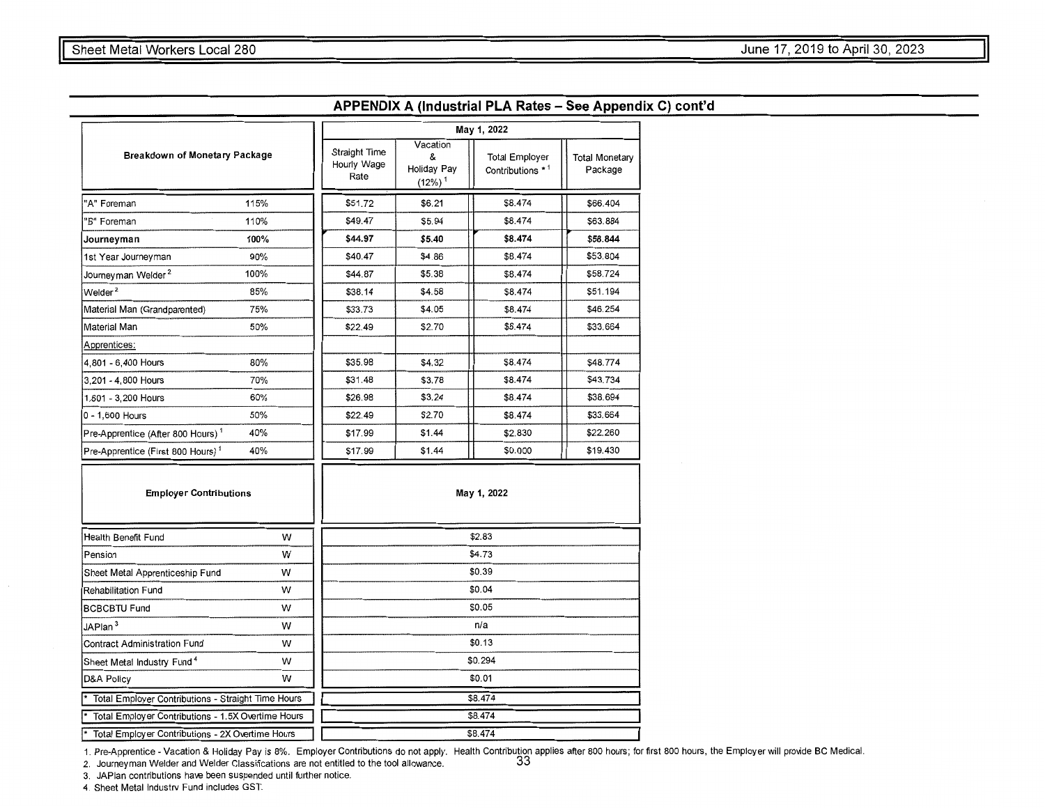## APPENDIX A (Industrial PLA Rates – See Appendix C) cont'd

| Breakdown of Monetary Package | | May 1, 2022 | | | |
|---|---|---|---|---|---|
| | | Straight Time Hourly Wage Rate | Vacation & Holiday Pay (12%) [1] | Total Employer Contributions * [1] | Total Monetary Package |
| "A" Foreman | 115% | $51.72 | $6.21 | $8.474 | $66.404 |
| "B" Foreman | 110% | $49.47 | $5.94 | $8.474 | $63.884 |
| **Journeyman** | **100%** | **$44.97** | **$5.40** | **$8.474** | **$58.844** |
| 1st Year Journeyman | 90% | $40.47 | $4.86 | $8.474 | $53.804 |
| Journeyman Welder [2] | 100% | $44.87 | $5.38 | $8.474 | $58.724 |
| Welder [2] | 85% | $38.14 | $4.58 | $8.474 | $51.194 |
| Material Man (Grandparented) | 75% | $33.73 | $4.05 | $8.474 | $46.254 |
| Material Man | 50% | $22.49 | $2.70 | $8.474 | $33.664 |
| Apprentices: | | | | | |
| 4,801 - 6,400 Hours | 80% | $35.98 | $4.32 | $8.474 | $48.774 |
| 3,201 - 4,800 Hours | 70% | $31.48 | $3.78 | $8.474 | $43.734 |
| 1,601 - 3,200 Hours | 60% | $26.98 | $3.24 | $8.474 | $38.694 |
| 0 - 1,600 Hours | 50% | $22.49 | $2.70 | $8.474 | $33.664 |
| Pre-Apprentice (After 800 Hours) [1] | 40% | $17.99 | $1.44 | $2.830 | $22.260 |
| Pre-Apprentice (First 800 Hours) [1] | 40% | $17.99 | $1.44 | $0.000 | $19.430 |

| Employer Contributions | | May 1, 2022 |
|---|---|---|
| Health Benefit Fund | W | $2.83 |
| Pension | W | $4.73 |
| Sheet Metal Apprenticeship Fund | W | $0.39 |
| Rehabilitation Fund | W | $0.04 |
| BCBCBTU Fund | W | $0.05 |
| JAPlan [3] | W | n/a |
| Contract Administration Fund | W | $0.13 |
| Sheet Metal Industry Fund [4] | W | $0.294 |
| D&A Policy | W | $0.01 |
| * Total Employer Contributions - Straight Time Hours | | $8.474 |
| * Total Employer Contributions - 1.5X Overtime Hours | | $8.474 |
| * Total Employer Contributions - 2X Overtime Hours | | $8.474 |

1. Pre-Apprentice - Vacation & Holiday Pay is 8%. Employer Contributions do not apply. Health Contribution applies after 800 hours; for first 800 hours, the Employer will provide BC Medical.
2. Journeyman Welder and Welder Classifications are not entitled to the tool allowance.
3. JAPlan contributions have been suspended until further notice.
4. Sheet Metal Industry Fund includes GST.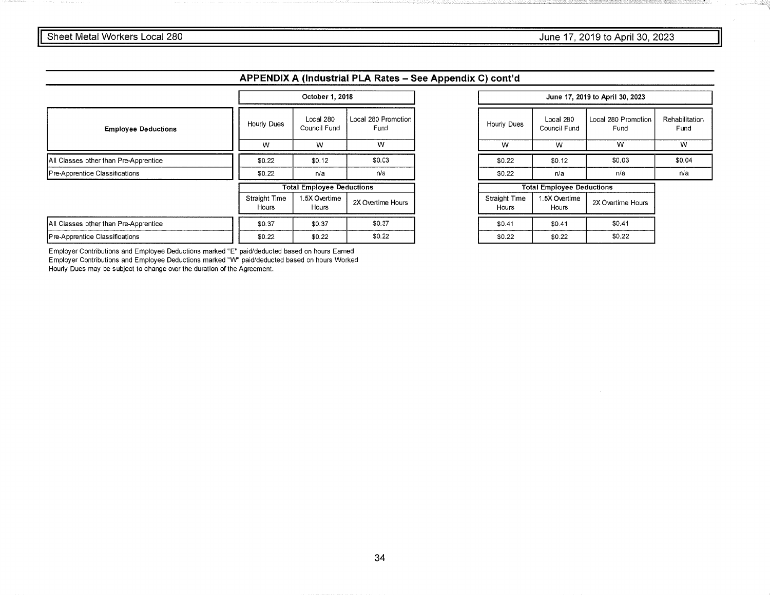## APPENDIX A (Industrial PLA Rates – See Appendix C) cont'd

| Employee Deductions | October 1, 2018 | | | June 17, 2019 to April 30, 2023 | | | |
|---|---|---|---|---|---|---|---|
| | Hourly Dues | Local 280 Council Fund | Local 280 Promotion Fund | Hourly Dues | Local 280 Council Fund | Local 280 Promotion Fund | Rehabilitation Fund |
| | W | W | W | W | W | W | W |
| All Classes other than Pre-Apprentice | $0.22 | $0.12 | $0.03 | $0.22 | $0.12 | $0.03 | $0.04 |
| Pre-Apprentice Classifications | $0.22 | n/a | n/a | $0.22 | n/a | n/a | n/a |

| | October 1, 2018 – Total Employee Deductions | | | June 17, 2019 to April 30, 2023 – Total Employee Deductions | | |
|---|---|---|---|---|---|---|
| | Straight Time Hours | 1.5X Overtime Hours | 2X Overtime Hours | Straight Time Hours | 1.5X Overtime Hours | 2X Overtime Hours |
| All Classes other than Pre-Apprentice | $0.37 | $0.37 | $0.37 | $0.41 | $0.41 | $0.41 |
| Pre-Apprentice Classifications | $0.22 | $0.22 | $0.22 | $0.22 | $0.22 | $0.22 |

Employer Contributions and Employee Deductions marked "E" paid/deducted based on hours Earned
Employer Contributions and Employee Deductions marked "W" paid/deducted based on hours Worked
Hourly Dues may be subject to change over the duration of the Agreement.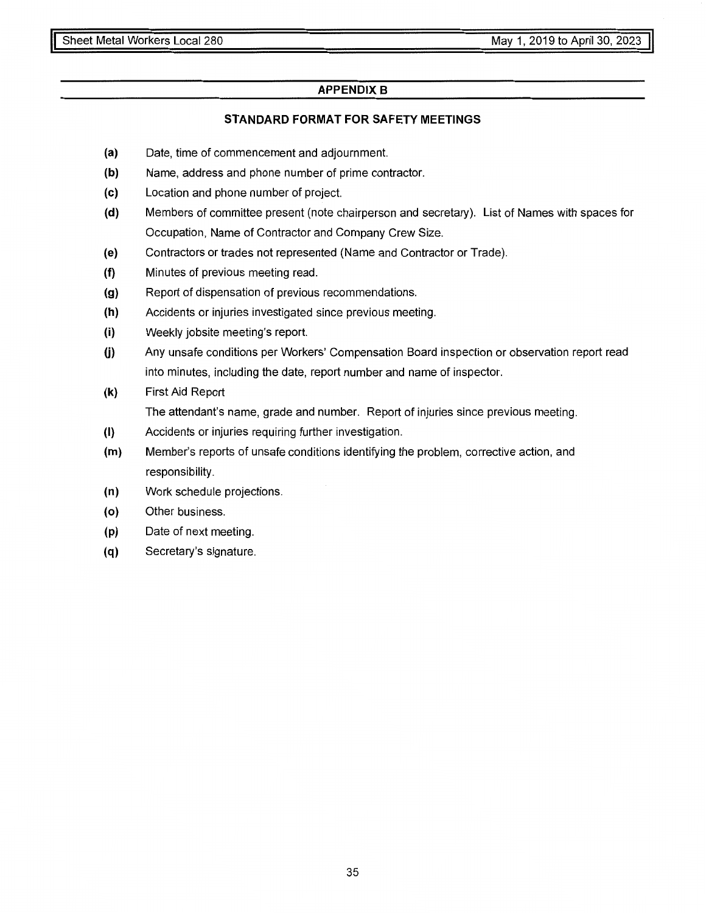## APPENDIX B

### STANDARD FORMAT FOR SAFETY MEETINGS

**(a)** Date, time of commencement and adjournment.

**(b)** Name, address and phone number of prime contractor.

**(c)** Location and phone number of project.

**(d)** Members of committee present (note chairperson and secretary). List of Names with spaces for Occupation, Name of Contractor and Company Crew Size.

**(e)** Contractors or trades not represented (Name and Contractor or Trade).

**(f)** Minutes of previous meeting read.

**(g)** Report of dispensation of previous recommendations.

**(h)** Accidents or injuries investigated since previous meeting.

**(i)** Weekly jobsite meeting's report.

**(j)** Any unsafe conditions per Workers' Compensation Board inspection or observation report read into minutes, including the date, report number and name of inspector.

**(k)** First Aid Report
The attendant's name, grade and number. Report of injuries since previous meeting.

**(l)** Accidents or injuries requiring further investigation.

**(m)** Member's reports of unsafe conditions identifying the problem, corrective action, and responsibility.

**(n)** Work schedule projections.

**(o)** Other business.

**(p)** Date of next meeting.

**(q)** Secretary's signature.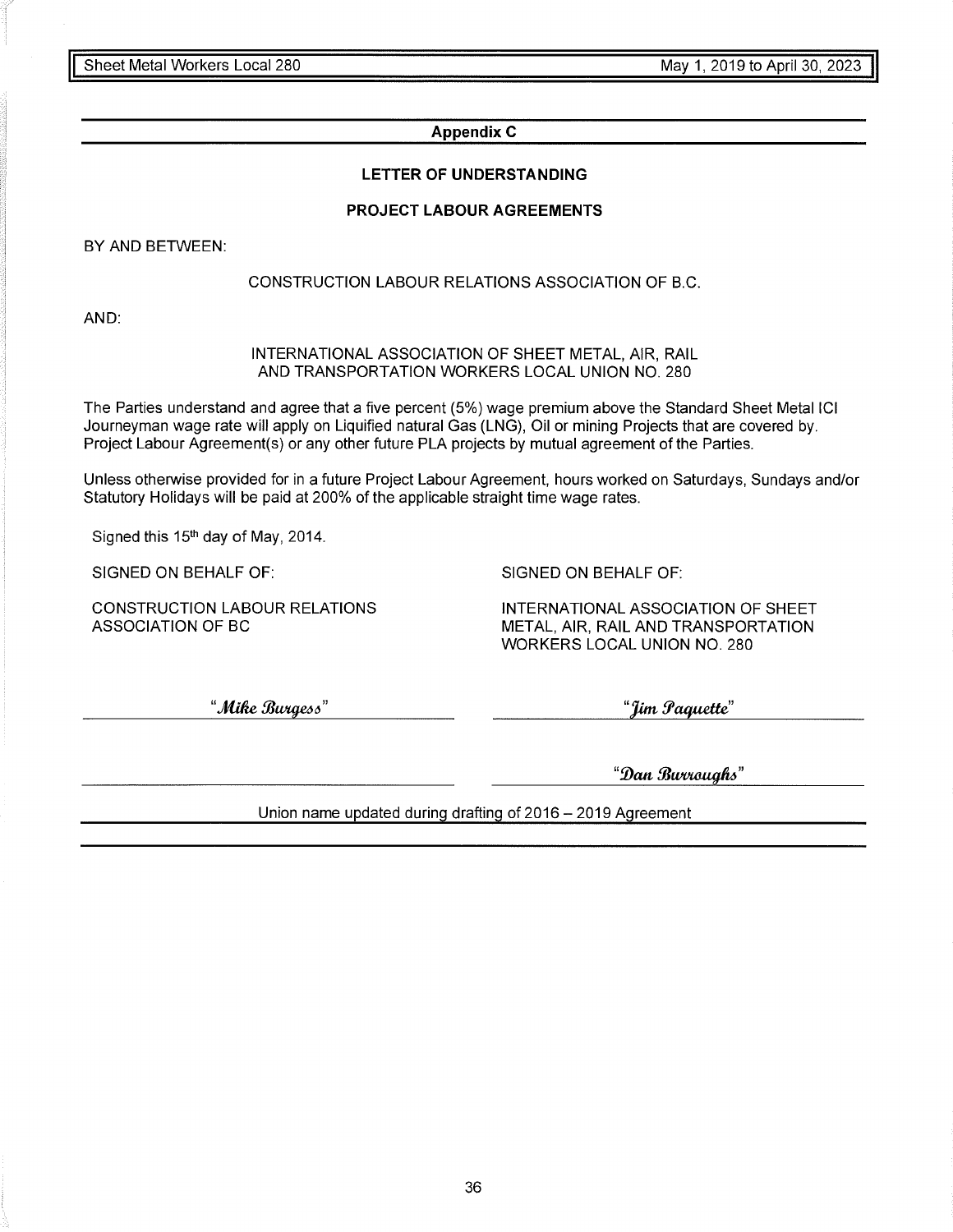## Appendix C

### LETTER OF UNDERSTANDING

### PROJECT LABOUR AGREEMENTS

BY AND BETWEEN:

CONSTRUCTION LABOUR RELATIONS ASSOCIATION OF B.C.

AND:

INTERNATIONAL ASSOCIATION OF SHEET METAL, AIR, RAIL AND TRANSPORTATION WORKERS LOCAL UNION NO. 280

The Parties understand and agree that a five percent (5%) wage premium above the Standard Sheet Metal ICI Journeyman wage rate will apply on Liquified natural Gas (LNG), Oil or mining Projects that are covered by. Project Labour Agreement(s) or any other future PLA projects by mutual agreement of the Parties.

Unless otherwise provided for in a future Project Labour Agreement, hours worked on Saturdays, Sundays and/or Statutory Holidays will be paid at 200% of the applicable straight time wage rates.

Signed this 15th day of May, 2014.

| SIGNED ON BEHALF OF: | SIGNED ON BEHALF OF: |
|---|---|
| CONSTRUCTION LABOUR RELATIONS ASSOCIATION OF BC | INTERNATIONAL ASSOCIATION OF SHEET METAL, AIR, RAIL AND TRANSPORTATION WORKERS LOCAL UNION NO. 280 |
| *"Mike Burgess"* | *"Jim Paquette"* |
| | *"Dan Burroughs"* |

Union name updated during drafting of 2016 – 2019 Agreement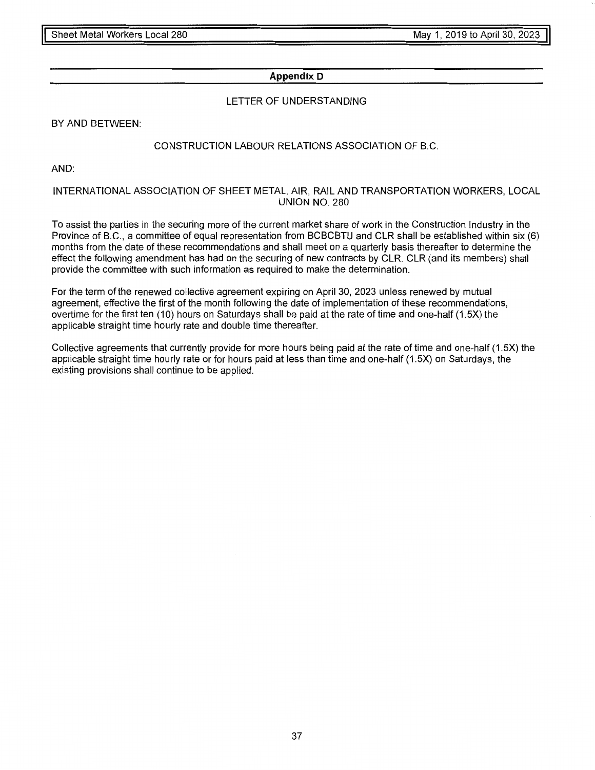## Appendix D

LETTER OF UNDERSTANDING

BY AND BETWEEN:

CONSTRUCTION LABOUR RELATIONS ASSOCIATION OF B.C.

AND:

INTERNATIONAL ASSOCIATION OF SHEET METAL, AIR, RAIL AND TRANSPORTATION WORKERS, LOCAL UNION NO. 280

To assist the parties in the securing more of the current market share of work in the Construction Industry in the Province of B.C., a committee of equal representation from BCBCBTU and CLR shall be established within six (6) months from the date of these recommendations and shall meet on a quarterly basis thereafter to determine the effect the following amendment has had on the securing of new contracts by CLR. CLR (and its members) shall provide the committee with such information as required to make the determination.

For the term of the renewed collective agreement expiring on April 30, 2023 unless renewed by mutual agreement, effective the first of the month following the date of implementation of these recommendations, overtime for the first ten (10) hours on Saturdays shall be paid at the rate of time and one-half (1.5X) the applicable straight time hourly rate and double time thereafter.

Collective agreements that currently provide for more hours being paid at the rate of time and one-half (1.5X) the applicable straight time hourly rate or for hours paid at less than time and one-half (1.5X) on Saturdays, the existing provisions shall continue to be applied.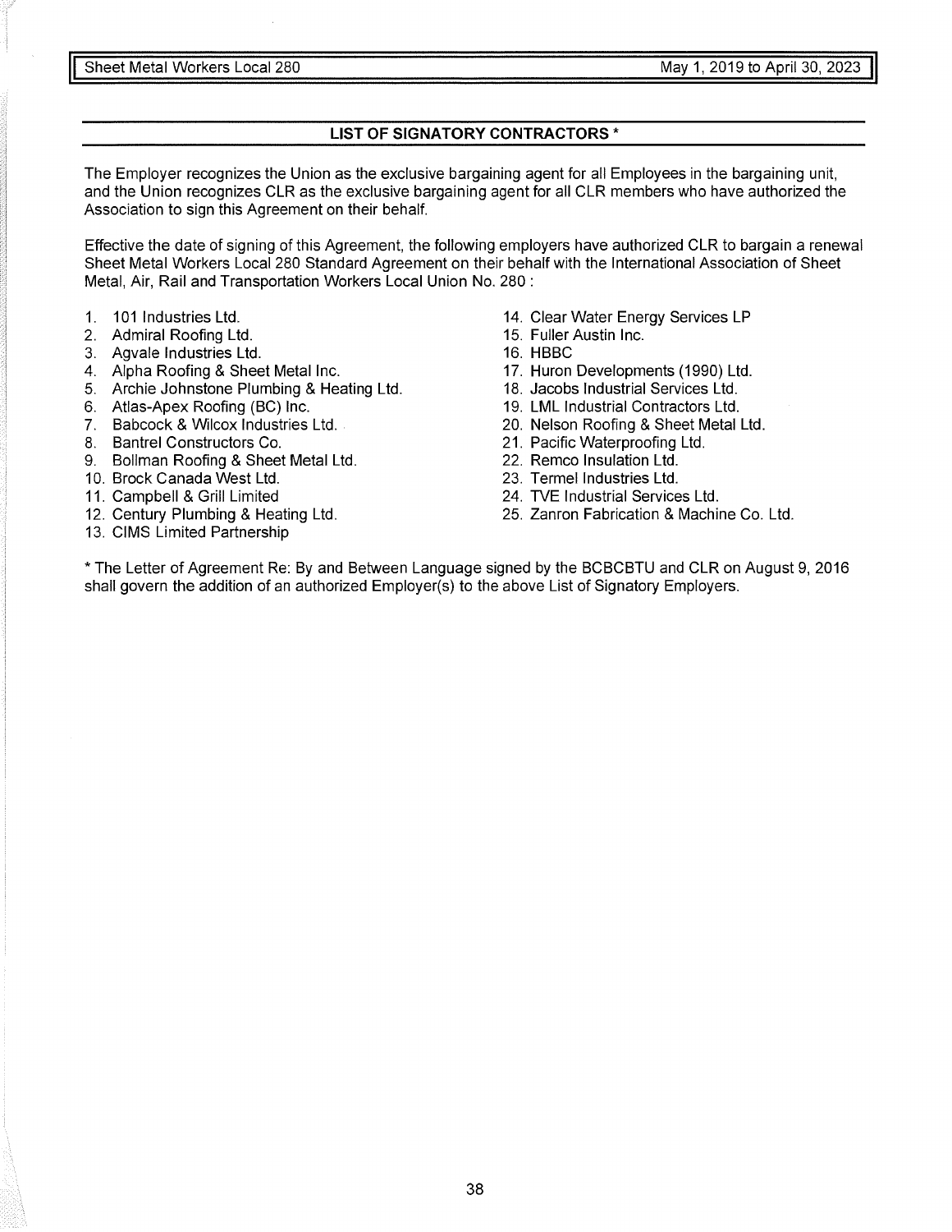## LIST OF SIGNATORY CONTRACTORS *

The Employer recognizes the Union as the exclusive bargaining agent for all Employees in the bargaining unit, and the Union recognizes CLR as the exclusive bargaining agent for all CLR members who have authorized the Association to sign this Agreement on their behalf.

Effective the date of signing of this Agreement, the following employers have authorized CLR to bargain a renewal Sheet Metal Workers Local 280 Standard Agreement on their behalf with the International Association of Sheet Metal, Air, Rail and Transportation Workers Local Union No. 280 :

1. 101 Industries Ltd.
2. Admiral Roofing Ltd.
3. Agvale Industries Ltd.
4. Alpha Roofing & Sheet Metal Inc.
5. Archie Johnstone Plumbing & Heating Ltd.
6. Atlas-Apex Roofing (BC) Inc.
7. Babcock & Wilcox Industries Ltd.
8. Bantrel Constructors Co.
9. Bollman Roofing & Sheet Metal Ltd.
10. Brock Canada West Ltd.
11. Campbell & Grill Limited
12. Century Plumbing & Heating Ltd.
13. CIMS Limited Partnership
14. Clear Water Energy Services LP
15. Fuller Austin Inc.
16. HBBC
17. Huron Developments (1990) Ltd.
18. Jacobs Industrial Services Ltd.
19. LML Industrial Contractors Ltd.
20. Nelson Roofing & Sheet Metal Ltd.
21. Pacific Waterproofing Ltd.
22. Remco Insulation Ltd.
23. Termel Industries Ltd.
24. TVE Industrial Services Ltd.
25. Zanron Fabrication & Machine Co. Ltd.

* The Letter of Agreement Re: By and Between Language signed by the BCBCBTU and CLR on August 9, 2016 shall govern the addition of an authorized Employer(s) to the above List of Signatory Employers.